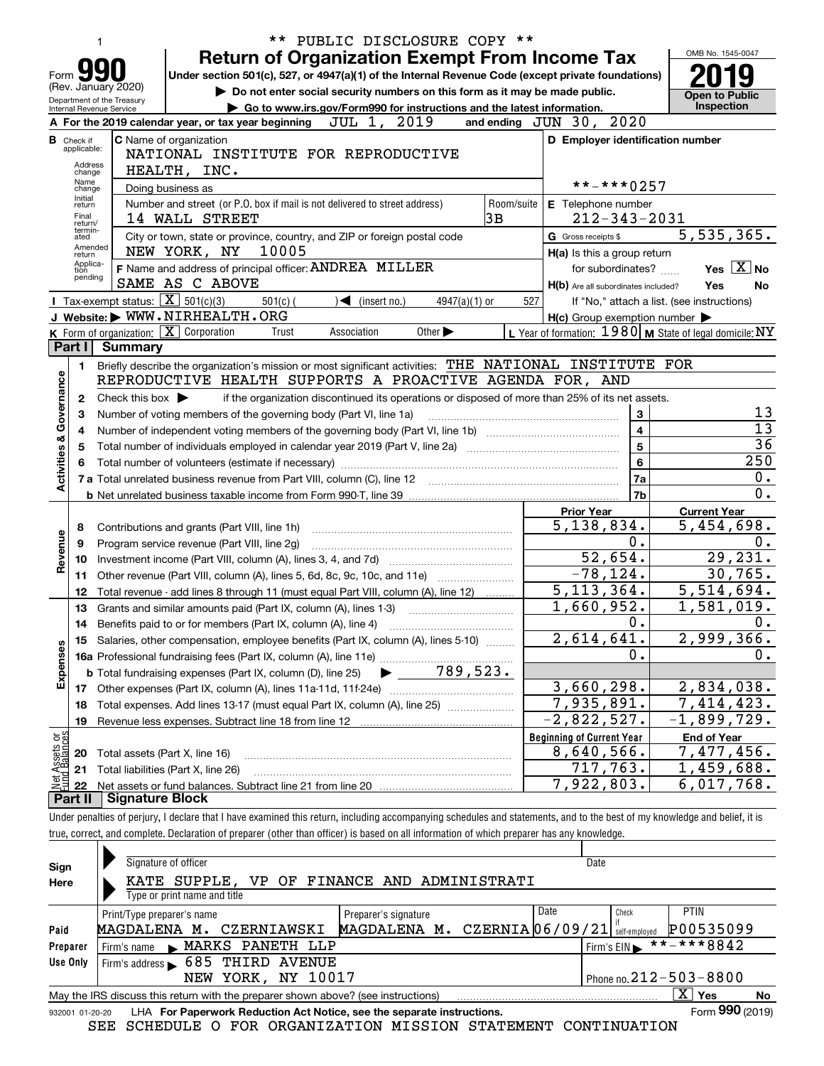\*\* PUBLIC DISCLOSURE COPY \*\*

# Form 990 — Return of Organization Exempt From Income Tax

(Rev. January 2020)

Department of the Treasury
Internal Revenue Service

Under section 501(c), 527, or 4947(a)(1) of the Internal Revenue Code (except private foundations)

▶ Do not enter social security numbers on this form as it may be made public.

▶ Go to www.irs.gov/Form990 for instructions and the latest information.

OMB No. 1545-0047

**2019**

**Open to Public Inspection**

**A** For the 2019 calendar year, or tax year beginning JUL 1, 2019 and ending JUN 30, 2020

**B** Check if applicable: Address change, Name change, Initial return, Final return/terminated, Amended return, Application pending

**C** Name of organization: NATIONAL INSTITUTE FOR REPRODUCTIVE HEALTH, INC.

Doing business as

Number and street (or P.O. box if mail is not delivered to street address): 14 WALL STREET — Room/suite: 3B

City or town, state or province, country, and ZIP or foreign postal code: NEW YORK, NY 10005

**D** Employer identification number: \*\*-\*\*\*0257

**E** Telephone number: 212-343-2031

**G** Gross receipts $ 5,535,365.

**F** Name and address of principal officer: ANDREA MILLER, SAME AS C ABOVE

**H(a)** Is this a group return for subordinates? Yes [X] No

**H(b)** Are all subordinates included? Yes No — If "No," attach a list. (see instructions)

**H(c)** Group exemption number ▶

**I** Tax-exempt status: [X] 501(c)(3) 501(c) ( ) ◀ (insert no.) 4947(a)(1) or 527

**J** Website: ▶ WWW.NIRHEALTH.ORG

**K** Form of organization: [X] Corporation Trust Association Other ▶

**L** Year of formation: 1980 **M** State of legal domicile: NY

## Part I Summary

**Activities & Governance**

1 Briefly describe the organization's mission or most significant activities: THE NATIONAL INSTITUTE FOR REPRODUCTIVE HEALTH SUPPORTS A PROACTIVE AGENDA FOR, AND

2 Check this box ▶ if the organization discontinued its operations or disposed of more than 25% of its net assets.

| | | Line | |
|---|---|---|---|
| 3 | Number of voting members of the governing body (Part VI, line 1a) | 3 | 13 |
| 4 | Number of independent voting members of the governing body (Part VI, line 1b) | 4 | 13 |
| 5 | Total number of individuals employed in calendar year 2019 (Part V, line 2a) | 5 | 36 |
| 6 | Total number of volunteers (estimate if necessary) | 6 | 250 |
| 7a | Total unrelated business revenue from Part VIII, column (C), line 12 | 7a | 0. |
| b | Net unrelated business taxable income from Form 990-T, line 39 | 7b | 0. |

| | | Prior Year | Current Year |
|---|---|---|---|
| **Revenue** | | | |
| 8 | Contributions and grants (Part VIII, line 1h) | 5,138,834. | 5,454,698. |
| 9 | Program service revenue (Part VIII, line 2g) | 0. | 0. |
| 10 | Investment income (Part VIII, column (A), lines 3, 4, and 7d) | 52,654. | 29,231. |
| 11 | Other revenue (Part VIII, column (A), lines 5, 6d, 8c, 9c, 10c, and 11e) | -78,124. | 30,765. |
| 12 | Total revenue - add lines 8 through 11 (must equal Part VIII, column (A), line 12) | 5,113,364. | 5,514,694. |
| **Expenses** | | | |
| 13 | Grants and similar amounts paid (Part IX, column (A), lines 1-3) | 1,660,952. | 1,581,019. |
| 14 | Benefits paid to or for members (Part IX, column (A), line 4) | 0. | 0. |
| 15 | Salaries, other compensation, employee benefits (Part IX, column (A), lines 5-10) | 2,614,641. | 2,999,366. |
| 16a | Professional fundraising fees (Part IX, column (A), line 11e) | 0. | 0. |
| b | Total fundraising expenses (Part IX, column (D), line 25) ▶ 789,523. | | |
| 17 | Other expenses (Part IX, column (A), lines 11a-11d, 11f-24e) | 3,660,298. | 2,834,038. |
| 18 | Total expenses. Add lines 13-17 (must equal Part IX, column (A), line 25) | 7,935,891. | 7,414,423. |
| 19 | Revenue less expenses. Subtract line 18 from line 12 | -2,822,527. | -1,899,729. |

| **Net Assets or Fund Balances** | | Beginning of Current Year | End of Year |
|---|---|---|---|
| 20 | Total assets (Part X, line 16) | 8,640,566. | 7,477,456. |
| 21 | Total liabilities (Part X, line 26) | 717,763. | 1,459,688. |
| 22 | Net assets or fund balances. Subtract line 21 from line 20 | 7,922,803. | 6,017,768. |

## Part II Signature Block

Under penalties of perjury, I declare that I have examined this return, including accompanying schedules and statements, and to the best of my knowledge and belief, it is true, correct, and complete. Declaration of preparer (other than officer) is based on all information of which preparer has any knowledge.

**Sign Here**

Signature of officer — Date

KATE SUPPLE, VP OF FINANCE AND ADMINISTRATI

Type or print name and title

**Paid Preparer Use Only**

| Print/Type preparer's name | Preparer's signature | Date | Check if self-employed | PTIN |
|---|---|---|---|---|
| MAGDALENA M. CZERNIAWSKI | MAGDALENA M. CZERNIA | 06/09/21 | | P00535099 |

Firm's name ▶ MARKS PANETH LLP — Firm's EIN ▶ \*\*-\*\*\*8842

Firm's address ▶ 685 THIRD AVENUE, NEW YORK, NY 10017 — Phone no. 212-503-8800

May the IRS discuss this return with the preparer shown above? (see instructions) [X] Yes No

932001 01-20-20 LHA For Paperwork Reduction Act Notice, see the separate instructions. Form **990** (2019)

SEE SCHEDULE O FOR ORGANIZATION MISSION STATEMENT CONTINUATION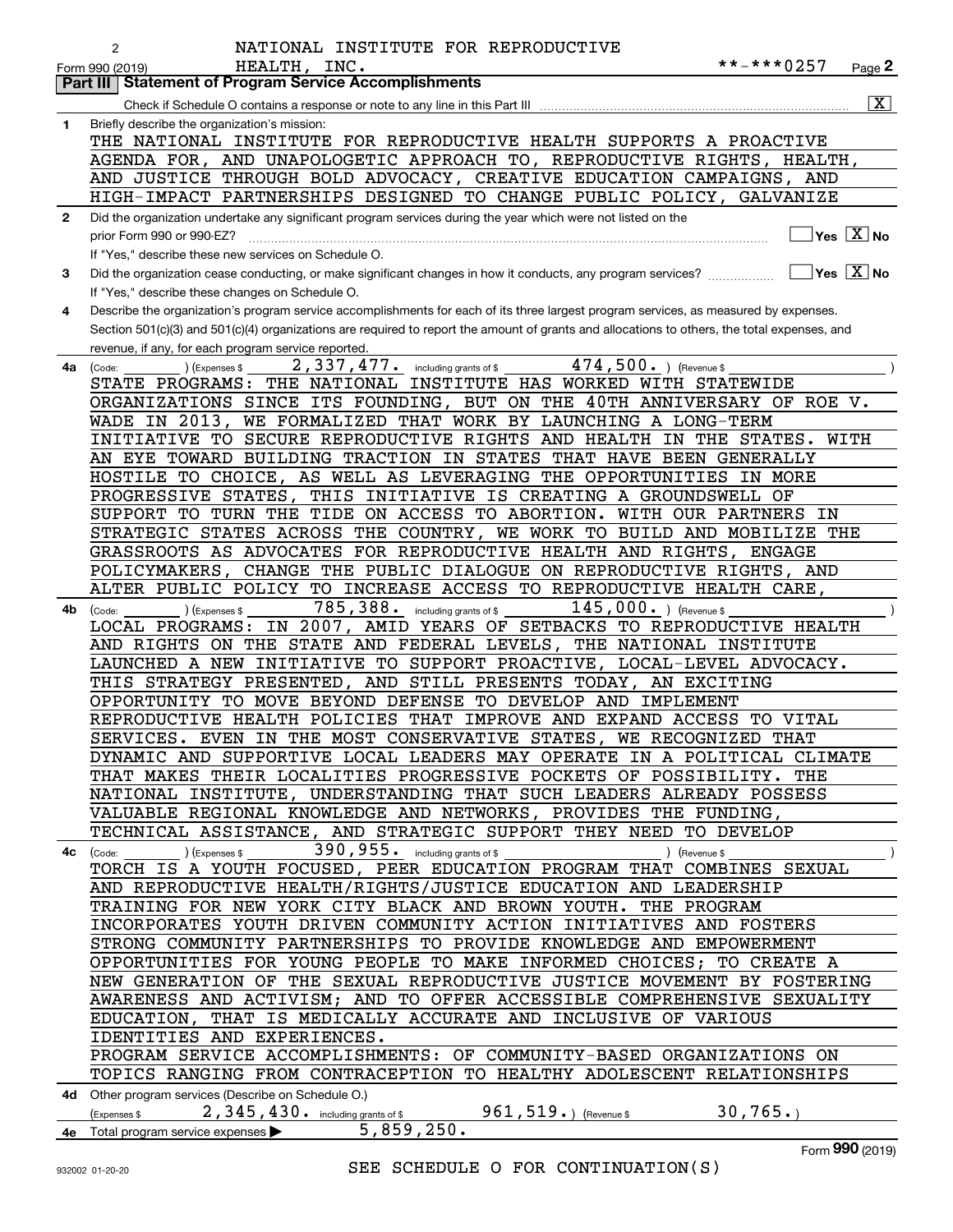NATIONAL INSTITUTE FOR REPRODUCTIVE HEALTH, INC.

Form 990 (2019) **-***0257

## Part III Statement of Program Service Accomplishments

Check if Schedule O contains a response or note to any line in this Part III [X]

**1** Briefly describe the organization's mission:

THE NATIONAL INSTITUTE FOR REPRODUCTIVE HEALTH SUPPORTS A PROACTIVE AGENDA FOR, AND UNAPOLOGETIC APPROACH TO, REPRODUCTIVE RIGHTS, HEALTH, AND JUSTICE THROUGH BOLD ADVOCACY, CREATIVE EDUCATION CAMPAIGNS, AND HIGH-IMPACT PARTNERSHIPS DESIGNED TO CHANGE PUBLIC POLICY, GALVANIZE

**2** Did the organization undertake any significant program services during the year which were not listed on the prior Form 990 or 990-EZ? [ ] Yes [X] No

If "Yes," describe these new services on Schedule O.

**3** Did the organization cease conducting, or make significant changes in how it conducts, any program services? [ ] Yes [X] No

If "Yes," describe these changes on Schedule O.

**4** Describe the organization's program service accomplishments for each of its three largest program services, as measured by expenses. Section 501(c)(3) and 501(c)(4) organizations are required to report the amount of grants and allocations to others, the total expenses, and revenue, if any, for each program service reported.

**4a** (Code: ) (Expenses $ 2,337,477. including grants of $ 474,500. ) (Revenue $ )

STATE PROGRAMS: THE NATIONAL INSTITUTE HAS WORKED WITH STATEWIDE ORGANIZATIONS SINCE ITS FOUNDING, BUT ON THE 40TH ANNIVERSARY OF ROE V. WADE IN 2013, WE FORMALIZED THAT WORK BY LAUNCHING A LONG-TERM INITIATIVE TO SECURE REPRODUCTIVE RIGHTS AND HEALTH IN THE STATES. WITH AN EYE TOWARD BUILDING TRACTION IN STATES THAT HAVE BEEN GENERALLY HOSTILE TO CHOICE, AS WELL AS LEVERAGING THE OPPORTUNITIES IN MORE PROGRESSIVE STATES, THIS INITIATIVE IS CREATING A GROUNDSWELL OF SUPPORT TO TURN THE TIDE ON ACCESS TO ABORTION. WITH OUR PARTNERS IN STRATEGIC STATES ACROSS THE COUNTRY, WE WORK TO BUILD AND MOBILIZE THE GRASSROOTS AS ADVOCATES FOR REPRODUCTIVE HEALTH AND RIGHTS, ENGAGE POLICYMAKERS, CHANGE THE PUBLIC DIALOGUE ON REPRODUCTIVE RIGHTS, AND ALTER PUBLIC POLICY TO INCREASE ACCESS TO REPRODUCTIVE HEALTH CARE,

**4b** (Code: ) (Expenses $ 785,388. including grants of $ 145,000. ) (Revenue $ )

LOCAL PROGRAMS: IN 2007, AMID YEARS OF SETBACKS TO REPRODUCTIVE HEALTH AND RIGHTS ON THE STATE AND FEDERAL LEVELS, THE NATIONAL INSTITUTE LAUNCHED A NEW INITIATIVE TO SUPPORT PROACTIVE, LOCAL-LEVEL ADVOCACY. THIS STRATEGY PRESENTED, AND STILL PRESENTS TODAY, AN EXCITING OPPORTUNITY TO MOVE BEYOND DEFENSE TO DEVELOP AND IMPLEMENT REPRODUCTIVE HEALTH POLICIES THAT IMPROVE AND EXPAND ACCESS TO VITAL SERVICES. EVEN IN THE MOST CONSERVATIVE STATES, WE RECOGNIZED THAT DYNAMIC AND SUPPORTIVE LOCAL LEADERS MAY OPERATE IN A POLITICAL CLIMATE THAT MAKES THEIR LOCALITIES PROGRESSIVE POCKETS OF POSSIBILITY. THE NATIONAL INSTITUTE, UNDERSTANDING THAT SUCH LEADERS ALREADY POSSESS VALUABLE REGIONAL KNOWLEDGE AND NETWORKS, PROVIDES THE FUNDING, TECHNICAL ASSISTANCE, AND STRATEGIC SUPPORT THEY NEED TO DEVELOP

**4c** (Code: ) (Expenses $ 390,955. including grants of $ ) (Revenue $ )

TORCH IS A YOUTH FOCUSED, PEER EDUCATION PROGRAM THAT COMBINES SEXUAL AND REPRODUCTIVE HEALTH/RIGHTS/JUSTICE EDUCATION AND LEADERSHIP TRAINING FOR NEW YORK CITY BLACK AND BROWN YOUTH. THE PROGRAM INCORPORATES YOUTH DRIVEN COMMUNITY ACTION INITIATIVES AND FOSTERS STRONG COMMUNITY PARTNERSHIPS TO PROVIDE KNOWLEDGE AND EMPOWERMENT OPPORTUNITIES FOR YOUNG PEOPLE TO MAKE INFORMED CHOICES; TO CREATE A NEW GENERATION OF THE SEXUAL REPRODUCTIVE JUSTICE MOVEMENT BY FOSTERING AWARENESS AND ACTIVISM; AND TO OFFER ACCESSIBLE COMPREHENSIVE SEXUALITY EDUCATION, THAT IS MEDICALLY ACCURATE AND INCLUSIVE OF VARIOUS IDENTITIES AND EXPERIENCES.

PROGRAM SERVICE ACCOMPLISHMENTS: OF COMMUNITY-BASED ORGANIZATIONS ON TOPICS RANGING FROM CONTRACEPTION TO HEALTHY ADOLESCENT RELATIONSHIPS

**4d** Other program services (Describe on Schedule O.)

(Expenses $ 2,345,430. including grants of $ 961,519. ) (Revenue $ 30,765. )

**4e** Total program service expenses ▶ 5,859,250.

Form **990** (2019)

SEE SCHEDULE O FOR CONTINUATION(S)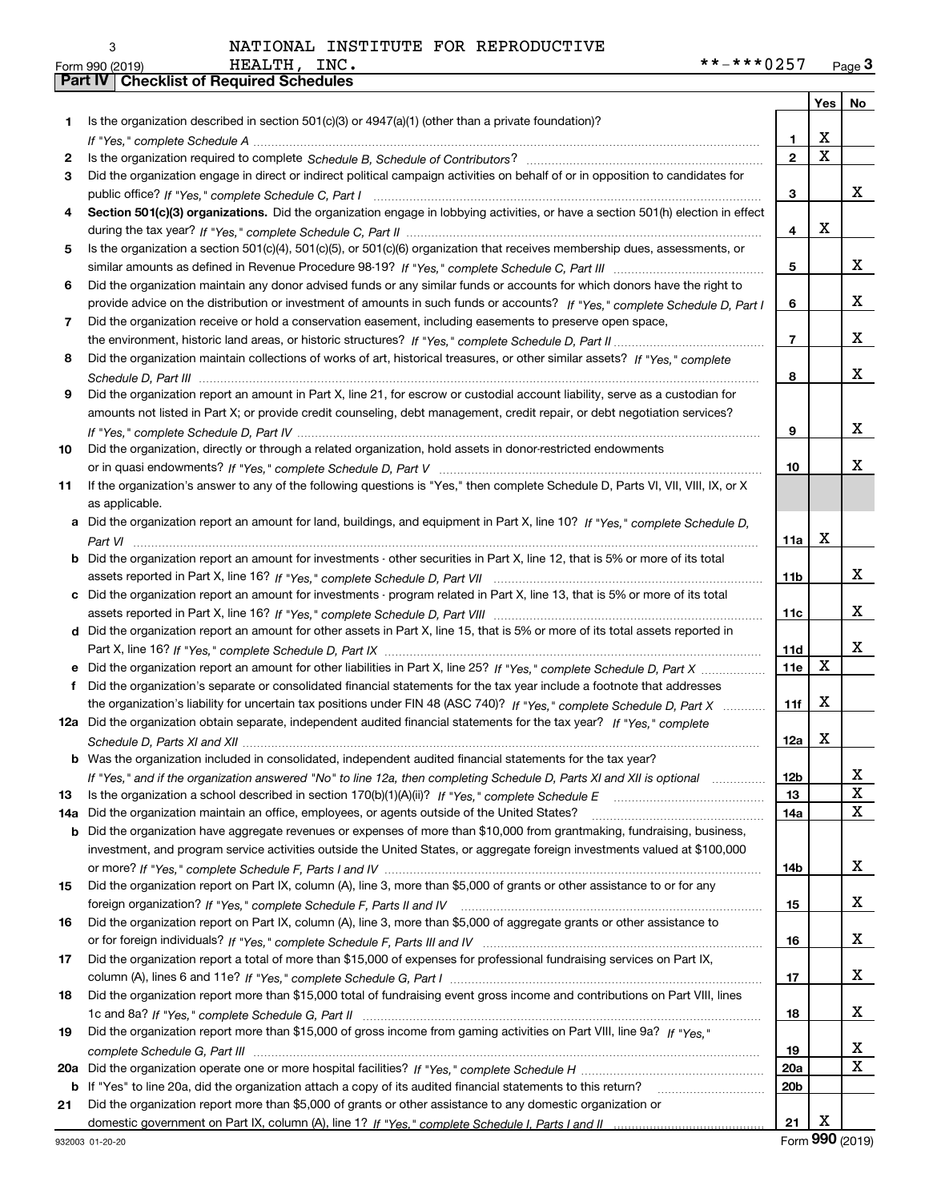NATIONAL INSTITUTE FOR REPRODUCTIVE HEALTH, INC. **-***0257

Form 990 (2019)

## Part IV Checklist of Required Schedules

| | | | Yes | No |
|---|---|---|---|---|
| 1 | Is the organization described in section 501(c)(3) or 4947(a)(1) (other than a private foundation)? *If "Yes," complete Schedule A* | 1 | X | |
| 2 | Is the organization required to complete *Schedule B, Schedule of Contributors*? | 2 | X | |
| 3 | Did the organization engage in direct or indirect political campaign activities on behalf of or in opposition to candidates for public office? *If "Yes," complete Schedule C, Part I* | 3 | | X |
| 4 | **Section 501(c)(3) organizations.** Did the organization engage in lobbying activities, or have a section 501(h) election in effect during the tax year? *If "Yes," complete Schedule C, Part II* | 4 | X | |
| 5 | Is the organization a section 501(c)(4), 501(c)(5), or 501(c)(6) organization that receives membership dues, assessments, or similar amounts as defined in Revenue Procedure 98-19? *If "Yes," complete Schedule C, Part III* | 5 | | X |
| 6 | Did the organization maintain any donor advised funds or any similar funds or accounts for which donors have the right to provide advice on the distribution or investment of amounts in such funds or accounts? *If "Yes," complete Schedule D, Part I* | 6 | | X |
| 7 | Did the organization receive or hold a conservation easement, including easements to preserve open space, the environment, historic land areas, or historic structures? *If "Yes," complete Schedule D, Part II* | 7 | | X |
| 8 | Did the organization maintain collections of works of art, historical treasures, or other similar assets? *If "Yes," complete Schedule D, Part III* | 8 | | X |
| 9 | Did the organization report an amount in Part X, line 21, for escrow or custodial account liability, serve as a custodian for amounts not listed in Part X; or provide credit counseling, debt management, credit repair, or debt negotiation services? *If "Yes," complete Schedule D, Part IV* | 9 | | X |
| 10 | Did the organization, directly or through a related organization, hold assets in donor-restricted endowments or in quasi endowments? *If "Yes," complete Schedule D, Part V* | 10 | | X |
| 11 | If the organization's answer to any of the following questions is "Yes," then complete Schedule D, Parts VI, VII, VIII, IX, or X as applicable. | | | |
| a | Did the organization report an amount for land, buildings, and equipment in Part X, line 10? *If "Yes," complete Schedule D, Part VI* | 11a | X | |
| b | Did the organization report an amount for investments - other securities in Part X, line 12, that is 5% or more of its total assets reported in Part X, line 16? *If "Yes," complete Schedule D, Part VII* | 11b | | X |
| c | Did the organization report an amount for investments - program related in Part X, line 13, that is 5% or more of its total assets reported in Part X, line 16? *If "Yes," complete Schedule D, Part VIII* | 11c | | X |
| d | Did the organization report an amount for other assets in Part X, line 15, that is 5% or more of its total assets reported in Part X, line 16? *If "Yes," complete Schedule D, Part IX* | 11d | | X |
| e | Did the organization report an amount for other liabilities in Part X, line 25? *If "Yes," complete Schedule D, Part X* | 11e | X | |
| f | Did the organization's separate or consolidated financial statements for the tax year include a footnote that addresses the organization's liability for uncertain tax positions under FIN 48 (ASC 740)? *If "Yes," complete Schedule D, Part X* | 11f | X | |
| 12a | Did the organization obtain separate, independent audited financial statements for the tax year? *If "Yes," complete Schedule D, Parts XI and XII* | 12a | X | |
| b | Was the organization included in consolidated, independent audited financial statements for the tax year? *If "Yes," and if the organization answered "No" to line 12a, then completing Schedule D, Parts XI and XII is optional* | 12b | | X |
| 13 | Is the organization a school described in section 170(b)(1)(A)(ii)? *If "Yes," complete Schedule E* | 13 | | X |
| 14a | Did the organization maintain an office, employees, or agents outside of the United States? | 14a | | X |
| b | Did the organization have aggregate revenues or expenses of more than $10,000 from grantmaking, fundraising, business, investment, and program service activities outside the United States, or aggregate foreign investments valued at $100,000 or more? *If "Yes," complete Schedule F, Parts I and IV* | 14b | | X |
| 15 | Did the organization report on Part IX, column (A), line 3, more than $5,000 of grants or other assistance to or for any foreign organization? *If "Yes," complete Schedule F, Parts II and IV* | 15 | | X |
| 16 | Did the organization report on Part IX, column (A), line 3, more than $5,000 of aggregate grants or other assistance to or for foreign individuals? *If "Yes," complete Schedule F, Parts III and IV* | 16 | | X |
| 17 | Did the organization report a total of more than $15,000 of expenses for professional fundraising services on Part IX, column (A), lines 6 and 11e? *If "Yes," complete Schedule G, Part I* | 17 | | X |
| 18 | Did the organization report more than $15,000 total of fundraising event gross income and contributions on Part VIII, lines 1c and 8a? *If "Yes," complete Schedule G, Part II* | 18 | | X |
| 19 | Did the organization report more than $15,000 of gross income from gaming activities on Part VIII, line 9a? *If "Yes," complete Schedule G, Part III* | 19 | | X |
| 20a | Did the organization operate one or more hospital facilities? *If "Yes," complete Schedule H* | 20a | | X |
| b | If "Yes" to line 20a, did the organization attach a copy of its audited financial statements to this return? | 20b | | |
| 21 | Did the organization report more than $5,000 of grants or other assistance to any domestic organization or domestic government on Part IX, column (A), line 1? *If "Yes," complete Schedule I, Parts I and II* | 21 | X | |

932003 01-20-20

Form **990** (2019)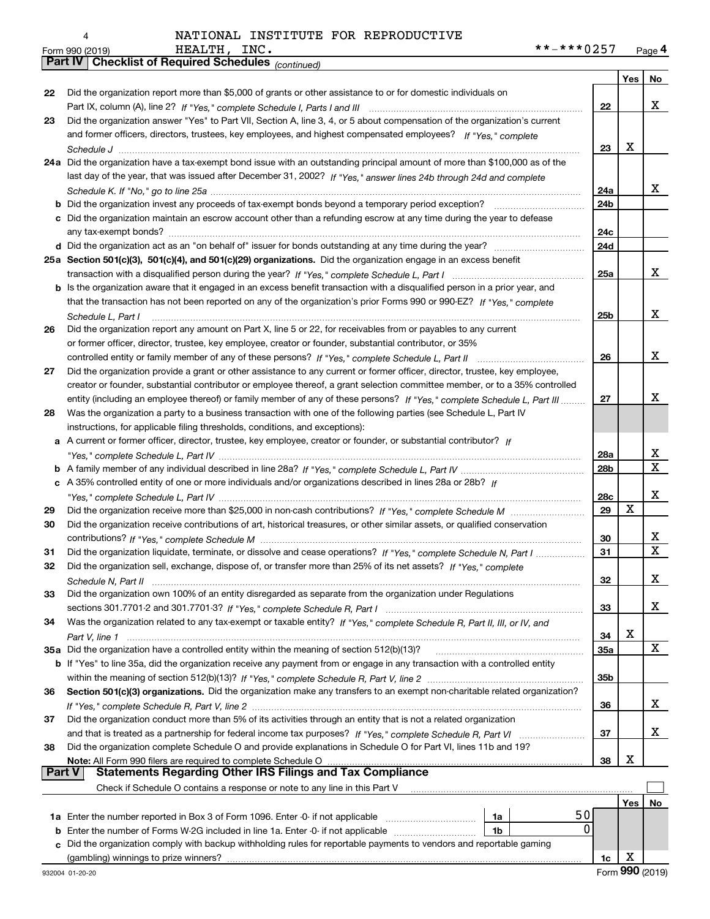NATIONAL INSTITUTE FOR REPRODUCTIVE HEALTH, INC. **-***0257

Form 990 (2019) Page 4

**Part IV Checklist of Required Schedules** *(continued)*

| | | | Yes | No |
|---|---|---|---|---|
| 22 | Did the organization report more than $5,000 of grants or other assistance to or for domestic individuals on Part IX, column (A), line 2? *If "Yes," complete Schedule I, Parts I and III* | 22 | | X |
| 23 | Did the organization answer "Yes" to Part VII, Section A, line 3, 4, or 5 about compensation of the organization's current and former officers, directors, trustees, key employees, and highest compensated employees? *If "Yes," complete Schedule J* | 23 | X | |
| 24a | Did the organization have a tax-exempt bond issue with an outstanding principal amount of more than $100,000 as of the last day of the year, that was issued after December 31, 2002? *If "Yes," answer lines 24b through 24d and complete Schedule K. If "No," go to line 25a* | 24a | | X |
| b | Did the organization invest any proceeds of tax-exempt bonds beyond a temporary period exception? | 24b | | |
| c | Did the organization maintain an escrow account other than a refunding escrow at any time during the year to defease any tax-exempt bonds? | 24c | | |
| d | Did the organization act as an "on behalf of" issuer for bonds outstanding at any time during the year? | 24d | | |
| 25a | **Section 501(c)(3), 501(c)(4), and 501(c)(29) organizations.** Did the organization engage in an excess benefit transaction with a disqualified person during the year? *If "Yes," complete Schedule L, Part I* | 25a | | X |
| b | Is the organization aware that it engaged in an excess benefit transaction with a disqualified person in a prior year, and that the transaction has not been reported on any of the organization's prior Forms 990 or 990-EZ? *If "Yes," complete Schedule L, Part I* | 25b | | X |
| 26 | Did the organization report any amount on Part X, line 5 or 22, for receivables from or payables to any current or former officer, director, trustee, key employee, creator or founder, substantial contributor, or 35% controlled entity or family member of any of these persons? *If "Yes," complete Schedule L, Part II* | 26 | | X |
| 27 | Did the organization provide a grant or other assistance to any current or former officer, director, trustee, key employee, creator or founder, substantial contributor or employee thereof, a grant selection committee member, or to a 35% controlled entity (including an employee thereof) or family member of any of these persons? *If "Yes," complete Schedule L, Part III* | 27 | | X |
| 28 | Was the organization a party to a business transaction with one of the following parties (see Schedule L, Part IV instructions, for applicable filing thresholds, conditions, and exceptions): | | | |
| a | A current or former officer, director, trustee, key employee, creator or founder, or substantial contributor? *If "Yes," complete Schedule L, Part IV* | 28a | | X |
| b | A family member of any individual described in line 28a? *If "Yes," complete Schedule L, Part IV* | 28b | | X |
| c | A 35% controlled entity of one or more individuals and/or organizations described in lines 28a or 28b? *If "Yes," complete Schedule L, Part IV* | 28c | | X |
| 29 | Did the organization receive more than $25,000 in non-cash contributions? *If "Yes," complete Schedule M* | 29 | X | |
| 30 | Did the organization receive contributions of art, historical treasures, or other similar assets, or qualified conservation contributions? *If "Yes," complete Schedule M* | 30 | | X |
| 31 | Did the organization liquidate, terminate, or dissolve and cease operations? *If "Yes," complete Schedule N, Part I* | 31 | | X |
| 32 | Did the organization sell, exchange, dispose of, or transfer more than 25% of its net assets? *If "Yes," complete Schedule N, Part II* | 32 | | X |
| 33 | Did the organization own 100% of an entity disregarded as separate from the organization under Regulations sections 301.7701-2 and 301.7701-3? *If "Yes," complete Schedule R, Part I* | 33 | | X |
| 34 | Was the organization related to any tax-exempt or taxable entity? *If "Yes," complete Schedule R, Part II, III, or IV, and Part V, line 1* | 34 | X | |
| 35a | Did the organization have a controlled entity within the meaning of section 512(b)(13)? | 35a | | X |
| b | If "Yes" to line 35a, did the organization receive any payment from or engage in any transaction with a controlled entity within the meaning of section 512(b)(13)? *If "Yes," complete Schedule R, Part V, line 2* | 35b | | |
| 36 | **Section 501(c)(3) organizations.** Did the organization make any transfers to an exempt non-charitable related organization? *If "Yes," complete Schedule R, Part V, line 2* | 36 | | X |
| 37 | Did the organization conduct more than 5% of its activities through an entity that is not a related organization and that is treated as a partnership for federal income tax purposes? *If "Yes," complete Schedule R, Part VI* | 37 | | X |
| 38 | Did the organization complete Schedule O and provide explanations in Schedule O for Part VI, lines 11b and 19? **Note:** All Form 990 filers are required to complete Schedule O | 38 | X | |

**Part V Statements Regarding Other IRS Filings and Tax Compliance**

Check if Schedule O contains a response or note to any line in this Part V ☐

| | | | | | Yes | No |
|---|---|---|---|---|---|---|
| 1a | Enter the number reported in Box 3 of Form 1096. Enter -0- if not applicable | 1a | 50 | | | |
| b | Enter the number of Forms W-2G included in line 1a. Enter -0- if not applicable | 1b | 0 | | | |
| c | Did the organization comply with backup withholding rules for reportable payments to vendors and reportable gaming (gambling) winnings to prize winners? | | | 1c | X | |

932004 01-20-20 Form **990** (2019)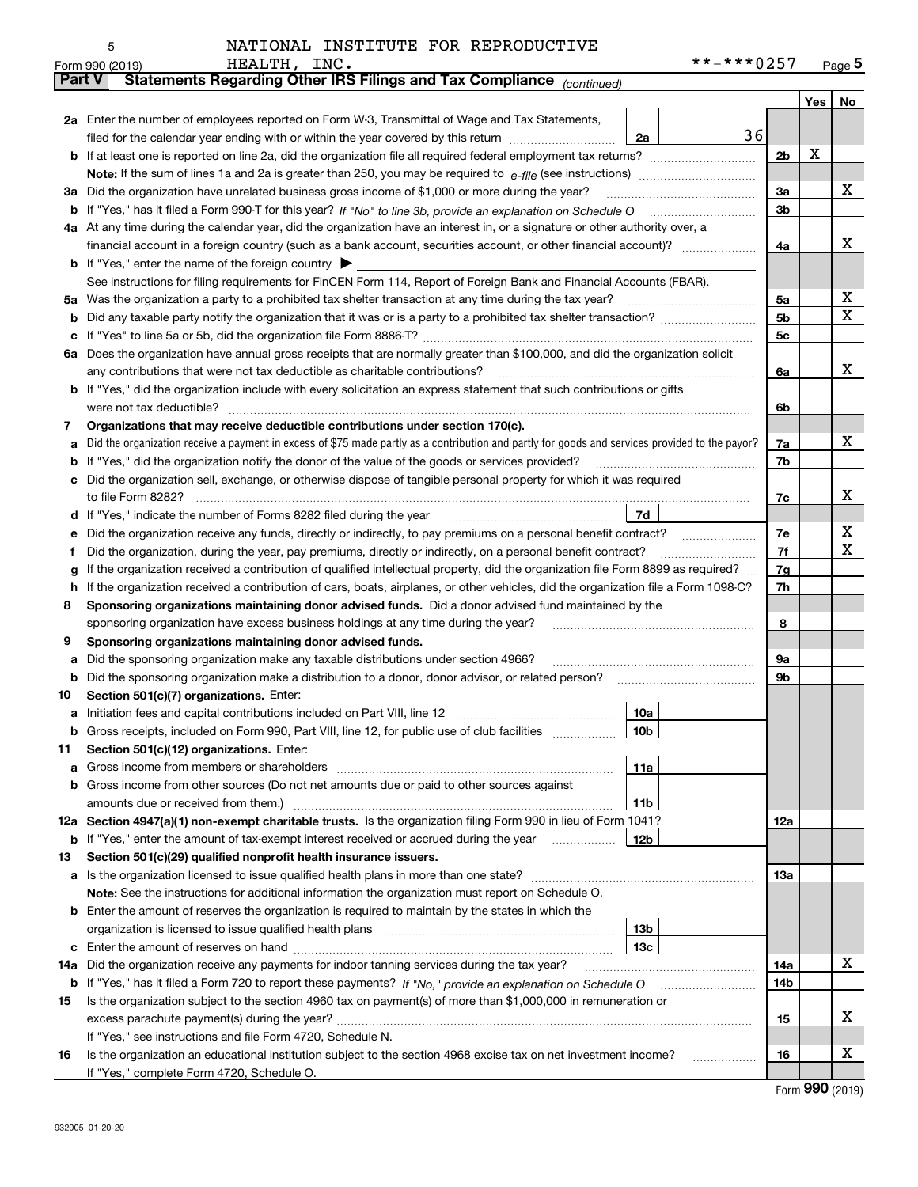NATIONAL INSTITUTE FOR REPRODUCTIVE HEALTH, INC. **-***0257

Form 990 (2019)

## Part V Statements Regarding Other IRS Filings and Tax Compliance *(continued)*

| | | | | Yes | No |
|---|---|---|---|---|---|
| **2a** | Enter the number of employees reported on Form W-3, Transmittal of Wage and Tax Statements, filed for the calendar year ending with or within the year covered by this return | 2a | 36 | | |
| **b** | If at least one is reported on line 2a, did the organization file all required federal employment tax returns? | | 2b | X | |
| | **Note:** If the sum of lines 1a and 2a is greater than 250, you may be required to *e-file* (see instructions) | | | | |
| **3a** | Did the organization have unrelated business gross income of $1,000 or more during the year? | | 3a | | X |
| **b** | If "Yes," has it filed a Form 990-T for this year? *If "No" to line 3b, provide an explanation on Schedule O* | | 3b | | |
| **4a** | At any time during the calendar year, did the organization have an interest in, or a signature or other authority over, a financial account in a foreign country (such as a bank account, securities account, or other financial account)? | | 4a | | X |
| **b** | If "Yes," enter the name of the foreign country ▶ | | | | |
| | See instructions for filing requirements for FinCEN Form 114, Report of Foreign Bank and Financial Accounts (FBAR). | | | | |
| **5a** | Was the organization a party to a prohibited tax shelter transaction at any time during the tax year? | | 5a | | X |
| **b** | Did any taxable party notify the organization that it was or is a party to a prohibited tax shelter transaction? | | 5b | | X |
| **c** | If "Yes" to line 5a or 5b, did the organization file Form 8886-T? | | 5c | | |
| **6a** | Does the organization have annual gross receipts that are normally greater than $100,000, and did the organization solicit any contributions that were not tax deductible as charitable contributions? | | 6a | | X |
| **b** | If "Yes," did the organization include with every solicitation an express statement that such contributions or gifts were not tax deductible? | | 6b | | |
| **7** | **Organizations that may receive deductible contributions under section 170(c).** | | | | |
| **a** | Did the organization receive a payment in excess of $75 made partly as a contribution and partly for goods and services provided to the payor? | | 7a | | X |
| **b** | If "Yes," did the organization notify the donor of the value of the goods or services provided? | | 7b | | |
| **c** | Did the organization sell, exchange, or otherwise dispose of tangible personal property for which it was required to file Form 8282? | | 7c | | X |
| **d** | If "Yes," indicate the number of Forms 8282 filed during the year | 7d | | | |
| **e** | Did the organization receive any funds, directly or indirectly, to pay premiums on a personal benefit contract? | | 7e | | X |
| **f** | Did the organization, during the year, pay premiums, directly or indirectly, on a personal benefit contract? | | 7f | | X |
| **g** | If the organization received a contribution of qualified intellectual property, did the organization file Form 8899 as required? | | 7g | | |
| **h** | If the organization received a contribution of cars, boats, airplanes, or other vehicles, did the organization file a Form 1098-C? | | 7h | | |
| **8** | **Sponsoring organizations maintaining donor advised funds.** Did a donor advised fund maintained by the sponsoring organization have excess business holdings at any time during the year? | | 8 | | |
| **9** | **Sponsoring organizations maintaining donor advised funds.** | | | | |
| **a** | Did the sponsoring organization make any taxable distributions under section 4966? | | 9a | | |
| **b** | Did the sponsoring organization make a distribution to a donor, donor advisor, or related person? | | 9b | | |
| **10** | **Section 501(c)(7) organizations.** Enter: | | | | |
| **a** | Initiation fees and capital contributions included on Part VIII, line 12 | 10a | | | |
| **b** | Gross receipts, included on Form 990, Part VIII, line 12, for public use of club facilities | 10b | | | |
| **11** | **Section 501(c)(12) organizations.** Enter: | | | | |
| **a** | Gross income from members or shareholders | 11a | | | |
| **b** | Gross income from other sources (Do not net amounts due or paid to other sources against amounts due or received from them.) | 11b | | | |
| **12a** | **Section 4947(a)(1) non-exempt charitable trusts.** Is the organization filing Form 990 in lieu of Form 1041? | | 12a | | |
| **b** | If "Yes," enter the amount of tax-exempt interest received or accrued during the year | 12b | | | |
| **13** | **Section 501(c)(29) qualified nonprofit health insurance issuers.** | | | | |
| **a** | Is the organization licensed to issue qualified health plans in more than one state? | | 13a | | |
| | **Note:** See the instructions for additional information the organization must report on Schedule O. | | | | |
| **b** | Enter the amount of reserves the organization is required to maintain by the states in which the organization is licensed to issue qualified health plans | 13b | | | |
| **c** | Enter the amount of reserves on hand | 13c | | | |
| **14a** | Did the organization receive any payments for indoor tanning services during the tax year? | | 14a | | X |
| **b** | If "Yes," has it filed a Form 720 to report these payments? *If "No," provide an explanation on Schedule O* | | 14b | | |
| **15** | Is the organization subject to the section 4960 tax on payment(s) of more than $1,000,000 in remuneration or excess parachute payment(s) during the year? | | 15 | | X |
| | If "Yes," see instructions and file Form 4720, Schedule N. | | | | |
| **16** | Is the organization an educational institution subject to the section 4968 excise tax on net investment income? | | 16 | | X |
| | If "Yes," complete Form 4720, Schedule O. | | | | |

Form **990** (2019)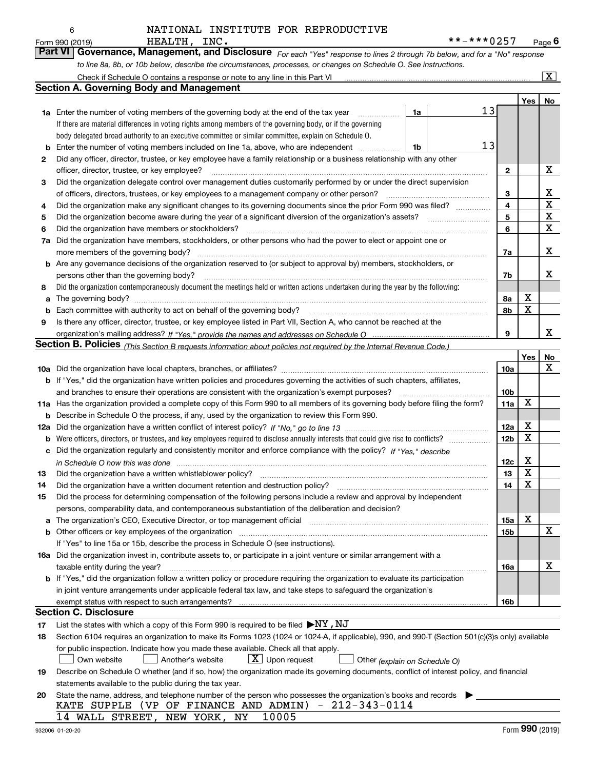NATIONAL INSTITUTE FOR REPRODUCTIVE HEALTH, INC.

Form 990 (2019) **-***0257 Page 6

## Part VI Governance, Management, and Disclosure

*For each "Yes" response to lines 2 through 7b below, and for a "No" response to line 8a, 8b, or 10b below, describe the circumstances, processes, or changes on Schedule O. See instructions.*

Check if Schedule O contains a response or note to any line in this Part VI .......... [X]

### Section A. Governing Body and Management

| | | | | | Yes | No |
|---|---|---|---|---|---|---|
| **1a** | Enter the number of voting members of the governing body at the end of the tax year. If there are material differences in voting rights among members of the governing body, or if the governing body delegated broad authority to an executive committee or similar committee, explain on Schedule O. | 1a | 13 | | | |
| **b** | Enter the number of voting members included on line 1a, above, who are independent | 1b | 13 | | | |
| **2** | Did any officer, director, trustee, or key employee have a family relationship or a business relationship with any other officer, director, trustee, or key employee? | | | 2 | | X |
| **3** | Did the organization delegate control over management duties customarily performed by or under the direct supervision of officers, directors, trustees, or key employees to a management company or other person? | | | 3 | | X |
| **4** | Did the organization make any significant changes to its governing documents since the prior Form 990 was filed? | | | 4 | | X |
| **5** | Did the organization become aware during the year of a significant diversion of the organization's assets? | | | 5 | | X |
| **6** | Did the organization have members or stockholders? | | | 6 | | X |
| **7a** | Did the organization have members, stockholders, or other persons who had the power to elect or appoint one or more members of the governing body? | | | 7a | | X |
| **b** | Are any governance decisions of the organization reserved to (or subject to approval by) members, stockholders, or persons other than the governing body? | | | 7b | | X |
| **8** | Did the organization contemporaneously document the meetings held or written actions undertaken during the year by the following: | | | | | |
| **a** | The governing body? | | | 8a | X | |
| **b** | Each committee with authority to act on behalf of the governing body? | | | 8b | X | |
| **9** | Is there any officer, director, trustee, or key employee listed in Part VII, Section A, who cannot be reached at the organization's mailing address? *If "Yes," provide the names and addresses on Schedule O* | | | 9 | | X |

### Section B. Policies *(This Section B requests information about policies not required by the Internal Revenue Code.)*

| | | | Yes | No |
|---|---|---|---|---|
| **10a** | Did the organization have local chapters, branches, or affiliates? | 10a | | X |
| **b** | If "Yes," did the organization have written policies and procedures governing the activities of such chapters, affiliates, and branches to ensure their operations are consistent with the organization's exempt purposes? | 10b | | |
| **11a** | Has the organization provided a complete copy of this Form 990 to all members of its governing body before filing the form? | 11a | X | |
| **b** | Describe in Schedule O the process, if any, used by the organization to review this Form 990. | | | |
| **12a** | Did the organization have a written conflict of interest policy? *If "No," go to line 13* | 12a | X | |
| **b** | Were officers, directors, or trustees, and key employees required to disclose annually interests that could give rise to conflicts? | 12b | X | |
| **c** | Did the organization regularly and consistently monitor and enforce compliance with the policy? *If "Yes," describe in Schedule O how this was done* | 12c | X | |
| **13** | Did the organization have a written whistleblower policy? | 13 | X | |
| **14** | Did the organization have a written document retention and destruction policy? | 14 | X | |
| **15** | Did the process for determining compensation of the following persons include a review and approval by independent persons, comparability data, and contemporaneous substantiation of the deliberation and decision? | | | |
| **a** | The organization's CEO, Executive Director, or top management official | 15a | X | |
| **b** | Other officers or key employees of the organization | 15b | | X |
| | If "Yes" to line 15a or 15b, describe the process in Schedule O (see instructions). | | | |
| **16a** | Did the organization invest in, contribute assets to, or participate in a joint venture or similar arrangement with a taxable entity during the year? | 16a | | X |
| **b** | If "Yes," did the organization follow a written policy or procedure requiring the organization to evaluate its participation in joint venture arrangements under applicable federal tax law, and take steps to safeguard the organization's exempt status with respect to such arrangements? | 16b | | |

### Section C. Disclosure

**17** List the states with which a copy of this Form 990 is required to be filed ▶ NY, NJ

**18** Section 6104 requires an organization to make its Forms 1023 (1024 or 1024-A, if applicable), 990, and 990-T (Section 501(c)(3)s only) available for public inspection. Indicate how you made these available. Check all that apply.

[ ] Own website [ ] Another's website [X] Upon request [ ] Other *(explain on Schedule O)*

**19** Describe on Schedule O whether (and if so, how) the organization made its governing documents, conflict of interest policy, and financial statements available to the public during the tax year.

**20** State the name, address, and telephone number of the person who possesses the organization's books and records ▶

KATE SUPPLE (VP OF FINANCE AND ADMIN) - 212-343-0114
14 WALL STREET, NEW YORK, NY 10005

932006 01-20-20 Form **990** (2019)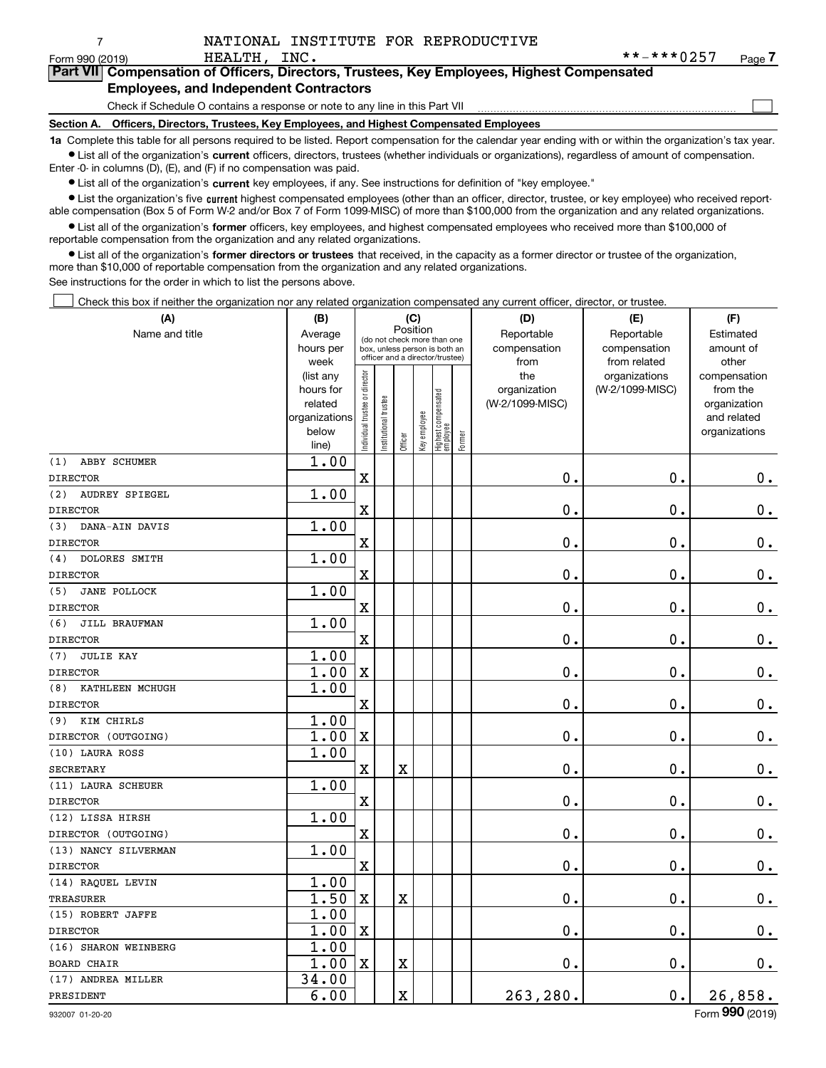Form 990 (2019) NATIONAL INSTITUTE FOR REPRODUCTIVE HEALTH, INC. **-***0257 Page 7

**Part VII Compensation of Officers, Directors, Trustees, Key Employees, Highest Compensated Employees, and Independent Contractors**

Check if Schedule O contains a response or note to any line in this Part VII ☐

**Section A. Officers, Directors, Trustees, Key Employees, and Highest Compensated Employees**

**1a** Complete this table for all persons required to be listed. Report compensation for the calendar year ending with or within the organization's tax year.

- List all of the organization's **current** officers, directors, trustees (whether individuals or organizations), regardless of amount of compensation. Enter -0- in columns (D), (E), and (F) if no compensation was paid.
- List all of the organization's **current** key employees, if any. See instructions for definition of "key employee."
- List the organization's five **current** highest compensated employees (other than an officer, director, trustee, or key employee) who received reportable compensation (Box 5 of Form W-2 and/or Box 7 of Form 1099-MISC) of more than $100,000 from the organization and any related organizations.
- List all of the organization's **former** officers, key employees, and highest compensated employees who received more than $100,000 of reportable compensation from the organization and any related organizations.
- List all of the organization's **former directors or trustees** that received, in the capacity as a former director or trustee of the organization, more than $10,000 of reportable compensation from the organization and any related organizations.

See instructions for the order in which to list the persons above.

☐ Check this box if neither the organization nor any related organization compensated any current officer, director, or trustee.

| (A) Name and title | (B) Average hours per week (list any hours for related organizations below line) | (C) Position: Individual trustee or director | Institutional trustee | Officer | Key employee | Highest compensated employee | Former | (D) Reportable compensation from the organization (W-2/1099-MISC) | (E) Reportable compensation from related organizations (W-2/1099-MISC) | (F) Estimated amount of other compensation from the organization and related organizations |
|---|---|---|---|---|---|---|---|---|---|---|
| (1) ABBY SCHUMER<br>DIRECTOR | 1.00 | X | | | | | | 0. | 0. | 0. |
| (2) AUDREY SPIEGEL<br>DIRECTOR | 1.00 | X | | | | | | 0. | 0. | 0. |
| (3) DANA-AIN DAVIS<br>DIRECTOR | 1.00 | X | | | | | | 0. | 0. | 0. |
| (4) DOLORES SMITH<br>DIRECTOR | 1.00 | X | | | | | | 0. | 0. | 0. |
| (5) JANE POLLOCK<br>DIRECTOR | 1.00 | X | | | | | | 0. | 0. | 0. |
| (6) JILL BRAUFMAN<br>DIRECTOR | 1.00 | X | | | | | | 0. | 0. | 0. |
| (7) JULIE KAY<br>DIRECTOR | 1.00<br>1.00 | X | | | | | | 0. | 0. | 0. |
| (8) KATHLEEN MCHUGH<br>DIRECTOR | 1.00 | X | | | | | | 0. | 0. | 0. |
| (9) KIM CHIRLS<br>DIRECTOR (OUTGOING) | 1.00<br>1.00 | X | | | | | | 0. | 0. | 0. |
| (10) LAURA ROSS<br>SECRETARY | 1.00 | X | | X | | | | 0. | 0. | 0. |
| (11) LAURA SCHEUER<br>DIRECTOR | 1.00 | X | | | | | | 0. | 0. | 0. |
| (12) LISSA HIRSH<br>DIRECTOR (OUTGOING) | 1.00 | X | | | | | | 0. | 0. | 0. |
| (13) NANCY SILVERMAN<br>DIRECTOR | 1.00 | X | | | | | | 0. | 0. | 0. |
| (14) RAQUEL LEVIN<br>TREASURER | 1.00<br>1.50 | X | | X | | | | 0. | 0. | 0. |
| (15) ROBERT JAFFE<br>DIRECTOR | 1.00<br>1.00 | X | | | | | | 0. | 0. | 0. |
| (16) SHARON WEINBERG<br>BOARD CHAIR | 1.00<br>1.00 | X | | X | | | | 0. | 0. | 0. |
| (17) ANDREA MILLER<br>PRESIDENT | 34.00<br>6.00 | | | X | | | | 263,280. | 0. | 26,858. |

932007 01-20-20 Form **990** (2019)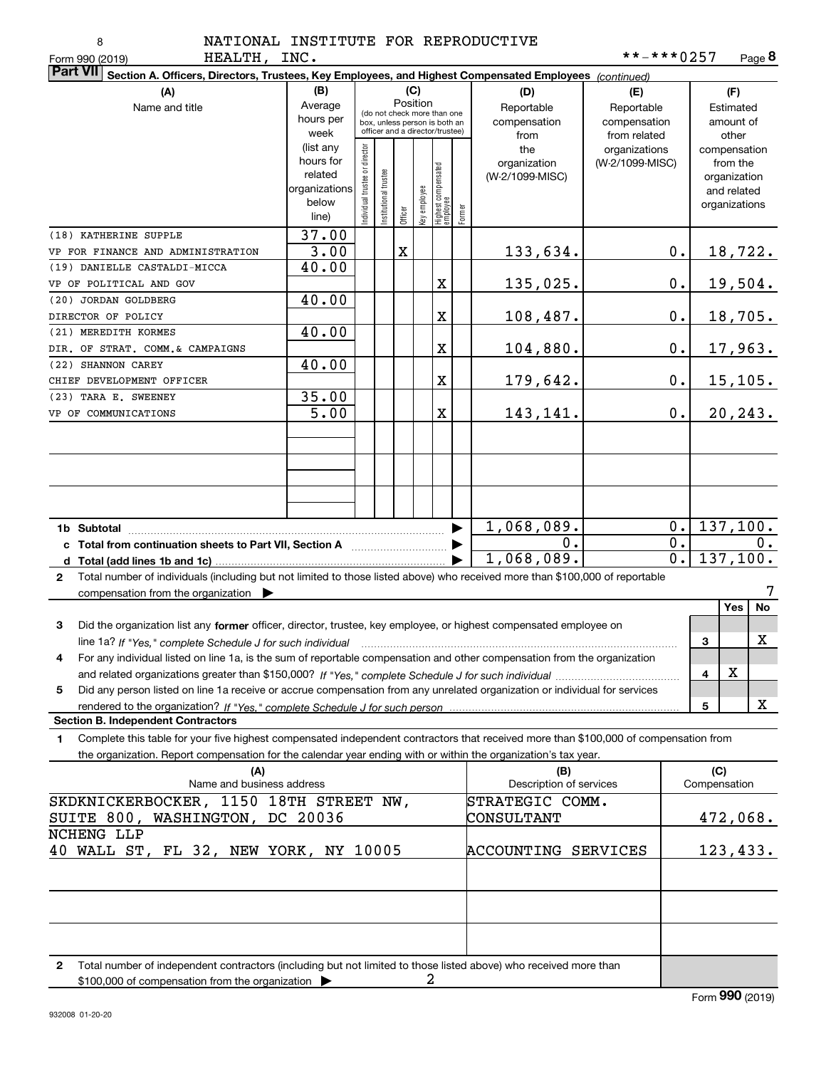NATIONAL INSTITUTE FOR REPRODUCTIVE HEALTH, INC. **-***0257

Form 990 (2019) Page **8**

**Part VII** **Section A. Officers, Directors, Trustees, Key Employees, and Highest Compensated Employees** *(continued)*

| (A) Name and title | (B) Average hours per week (list any hours for related organizations below line) | (C) Position: Individual trustee or director | Institutional trustee | Officer | Key employee | Highest compensated employee | Former | (D) Reportable compensation from the organization (W-2/1099-MISC) | (E) Reportable compensation from related organizations (W-2/1099-MISC) | (F) Estimated amount of other compensation from the organization and related organizations |
|---|---|---|---|---|---|---|---|---|---|---|
| (18) KATHERINE SUPPLE<br>VP FOR FINANCE AND ADMINISTRATION | 37.00<br>3.00 | | | X | | | | 133,634. | 0. | 18,722. |
| (19) DANIELLE CASTALDI-MICCA<br>VP OF POLITICAL AND GOV | 40.00 | | | | | X | | 135,025. | 0. | 19,504. |
| (20) JORDAN GOLDBERG<br>DIRECTOR OF POLICY | 40.00 | | | | | X | | 108,487. | 0. | 18,705. |
| (21) MEREDITH KORMES<br>DIR. OF STRAT. COMM.& CAMPAIGNS | 40.00 | | | | | X | | 104,880. | 0. | 17,963. |
| (22) SHANNON CAREY<br>CHIEF DEVELOPMENT OFFICER | 40.00 | | | | | X | | 179,642. | 0. | 15,105. |
| (23) TARA E. SWEENEY<br>VP OF COMMUNICATIONS | 35.00<br>5.00 | | | | | X | | 143,141. | 0. | 20,243. |
| **1b Subtotal** | | | | | | | | 1,068,089. | 0. | 137,100. |
| **c Total from continuation sheets to Part VII, Section A** | | | | | | | | 0. | 0. | 0. |
| **d Total (add lines 1b and 1c)** | | | | | | | | 1,068,089. | 0. | 137,100. |

**2** Total number of individuals (including but not limited to those listed above) who received more than $100,000 of reportable compensation from the organization ▶ 7

| | | Yes | No |
|---|---|---|---|
| **3** Did the organization list any **former** officer, director, trustee, key employee, or highest compensated employee on line 1a? *If "Yes," complete Schedule J for such individual* | 3 | | X |
| **4** For any individual listed on line 1a, is the sum of reportable compensation and other compensation from the organization and related organizations greater than $150,000? *If "Yes," complete Schedule J for such individual* | 4 | X | |
| **5** Did any person listed on line 1a receive or accrue compensation from any unrelated organization or individual for services rendered to the organization? *If "Yes," complete Schedule J for such person* | 5 | | X |

**Section B. Independent Contractors**

**1** Complete this table for your five highest compensated independent contractors that received more than $100,000 of compensation from the organization. Report compensation for the calendar year ending with or within the organization's tax year.

| (A) Name and business address | (B) Description of services | (C) Compensation |
|---|---|---|
| SKDKNICKERBOCKER, 1150 18TH STREET NW, SUITE 800, WASHINGTON, DC 20036 | STRATEGIC COMM. CONSULTANT | 472,068. |
| NCHENG LLP<br>40 WALL ST, FL 32, NEW YORK, NY 10005 | ACCOUNTING SERVICES | 123,433. |

**2** Total number of independent contractors (including but not limited to those listed above) who received more than $100,000 of compensation from the organization ▶ 2

Form **990** (2019)

932008 01-20-20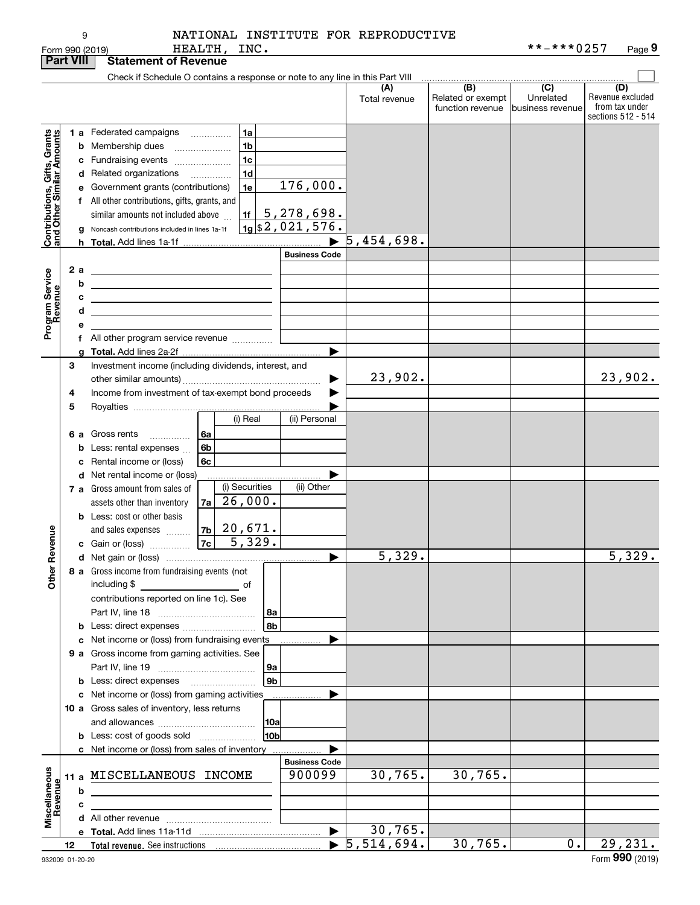NATIONAL INSTITUTE FOR REPRODUCTIVE HEALTH, INC. **-***0257

Form 990 (2019)

**Part VIII Statement of Revenue**

Check if Schedule O contains a response or note to any line in this Part VIII

| | | | | (A) Total revenue | (B) Related or exempt function revenue | (C) Unrelated business revenue | (D) Revenue excluded from tax under sections 512 - 514 |
|---|---|---|---|---|---|---|---|
| **Contributions, Gifts, Grants and Other Similar Amounts** | 1 a Federated campaigns | 1a | | | | | |
| | b Membership dues | 1b | | | | | |
| | c Fundraising events | 1c | | | | | |
| | d Related organizations | 1d | | | | | |
| | e Government grants (contributions) | 1e | 176,000. | | | | |
| | f All other contributions, gifts, grants, and similar amounts not included above | 1f | 5,278,698. | | | | |
| | g Noncash contributions included in lines 1a-1f | 1g | $2,021,576. | | | | |
| | h **Total.** Add lines 1a-1f | | ▶ | 5,454,698. | | | |
| **Program Service Revenue** | | | Business Code | | | | |
| | 2 a | | | | | | |
| | b | | | | | | |
| | c | | | | | | |
| | d | | | | | | |
| | e | | | | | | |
| | f All other program service revenue | | | | | | |
| | g **Total.** Add lines 2a-2f | | ▶ | | | | |
| **Other Revenue** | 3 Investment income (including dividends, interest, and other similar amounts) | | ▶ | 23,902. | | | 23,902. |
| | 4 Income from investment of tax-exempt bond proceeds | | ▶ | | | | |
| | 5 Royalties | | ▶ | | | | |
| | | (i) Real | (ii) Personal | | | | |
| | 6 a Gross rents 6a | | | | | | |
| | b Less: rental expenses 6b | | | | | | |
| | c Rental income or (loss) 6c | | | | | | |
| | d Net rental income or (loss) | | ▶ | | | | |
| | | (i) Securities | (ii) Other | | | | |
| | 7 a Gross amount from sales of assets other than inventory 7a | 26,000. | | | | | |
| | b Less: cost or other basis and sales expenses 7b | 20,671. | | | | | |
| | c Gain or (loss) 7c | 5,329. | | | | | |
| | d Net gain or (loss) | | ▶ | 5,329. | | | 5,329. |
| | 8 a Gross income from fundraising events (not including $ of contributions reported on line 1c). See Part IV, line 18 | 8a | | | | | |
| | b Less: direct expenses | 8b | | | | | |
| | c Net income or (loss) from fundraising events | | ▶ | | | | |
| | 9 a Gross income from gaming activities. See Part IV, line 19 | 9a | | | | | |
| | b Less: direct expenses | 9b | | | | | |
| | c Net income or (loss) from gaming activities | | ▶ | | | | |
| | 10 a Gross sales of inventory, less returns and allowances | 10a | | | | | |
| | b Less: cost of goods sold | 10b | | | | | |
| | c Net income or (loss) from sales of inventory | | ▶ | | | | |
| **Miscellaneous Revenue** | | | Business Code | | | | |
| | 11 a MISCELLANEOUS INCOME | | 900099 | 30,765. | 30,765. | | |
| | b | | | | | | |
| | c | | | | | | |
| | d All other revenue | | | | | | |
| | e **Total.** Add lines 11a-11d | | ▶ | 30,765. | | | |
| | 12 **Total revenue.** See instructions | | ▶ | 5,514,694. | 30,765. | 0. | 29,231. |

932009 01-20-20 Form **990** (2019)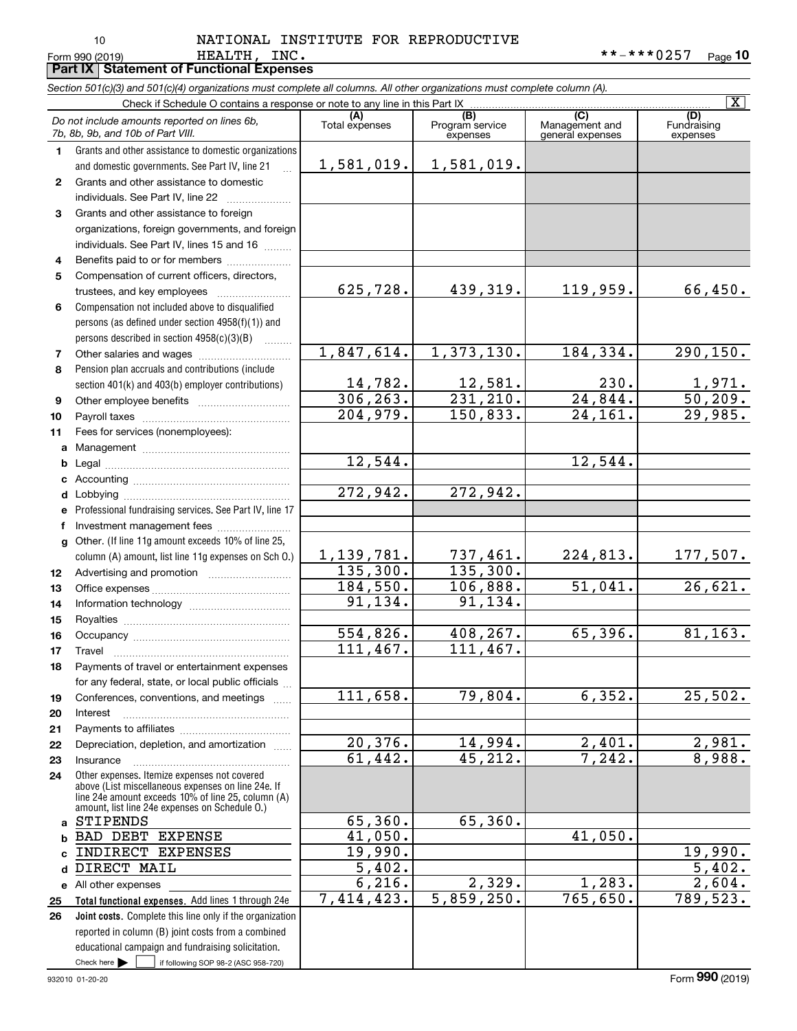NATIONAL INSTITUTE FOR REPRODUCTIVE HEALTH, INC. **-***0257

Form 990 (2019)

## Part IX Statement of Functional Expenses

*Section 501(c)(3) and 501(c)(4) organizations must complete all columns. All other organizations must complete column (A).*

Check if Schedule O contains a response or note to any line in this Part IX [X]

| *Do not include amounts reported on lines 6b, 7b, 8b, 9b, and 10b of Part VIII.* | (A) Total expenses | (B) Program service expenses | (C) Management and general expenses | (D) Fundraising expenses |
|---|---|---|---|---|
| 1 Grants and other assistance to domestic organizations and domestic governments. See Part IV, line 21 | 1,581,019. | 1,581,019. | | |
| 2 Grants and other assistance to domestic individuals. See Part IV, line 22 | | | | |
| 3 Grants and other assistance to foreign organizations, foreign governments, and foreign individuals. See Part IV, lines 15 and 16 | | | | |
| 4 Benefits paid to or for members | | | | |
| 5 Compensation of current officers, directors, trustees, and key employees | 625,728. | 439,319. | 119,959. | 66,450. |
| 6 Compensation not included above to disqualified persons (as defined under section 4958(f)(1)) and persons described in section 4958(c)(3)(B) | | | | |
| 7 Other salaries and wages | 1,847,614. | 1,373,130. | 184,334. | 290,150. |
| 8 Pension plan accruals and contributions (include section 401(k) and 403(b) employer contributions) | 14,782. | 12,581. | 230. | 1,971. |
| 9 Other employee benefits | 306,263. | 231,210. | 24,844. | 50,209. |
| 10 Payroll taxes | 204,979. | 150,833. | 24,161. | 29,985. |
| 11 Fees for services (nonemployees): | | | | |
| a Management | | | | |
| b Legal | 12,544. | | 12,544. | |
| c Accounting | | | | |
| d Lobbying | 272,942. | 272,942. | | |
| e Professional fundraising services. See Part IV, line 17 | | | | |
| f Investment management fees | | | | |
| g Other. (If line 11g amount exceeds 10% of line 25, column (A) amount, list line 11g expenses on Sch O.) | 1,139,781. | 737,461. | 224,813. | 177,507. |
| 12 Advertising and promotion | 135,300. | 135,300. | | |
| 13 Office expenses | 184,550. | 106,888. | 51,041. | 26,621. |
| 14 Information technology | 91,134. | 91,134. | | |
| 15 Royalties | | | | |
| 16 Occupancy | 554,826. | 408,267. | 65,396. | 81,163. |
| 17 Travel | 111,467. | 111,467. | | |
| 18 Payments of travel or entertainment expenses for any federal, state, or local public officials | | | | |
| 19 Conferences, conventions, and meetings | 111,658. | 79,804. | 6,352. | 25,502. |
| 20 Interest | | | | |
| 21 Payments to affiliates | | | | |
| 22 Depreciation, depletion, and amortization | 20,376. | 14,994. | 2,401. | 2,981. |
| 23 Insurance | 61,442. | 45,212. | 7,242. | 8,988. |
| 24 Other expenses. Itemize expenses not covered above (List miscellaneous expenses on line 24e. If line 24e amount exceeds 10% of line 25, column (A) amount, list line 24e expenses on Schedule O.) | | | | |
| a STIPENDS | 65,360. | 65,360. | | |
| b BAD DEBT EXPENSE | 41,050. | | 41,050. | |
| c INDIRECT EXPENSES | 19,990. | | | 19,990. |
| d DIRECT MAIL | 5,402. | | | 5,402. |
| e All other expenses | 6,216. | 2,329. | 1,283. | 2,604. |
| 25 **Total functional expenses.** Add lines 1 through 24e | 7,414,423. | 5,859,250. | 765,650. | 789,523. |
| 26 **Joint costs.** Complete this line only if the organization reported in column (B) joint costs from a combined educational campaign and fundraising solicitation. Check here [ ] if following SOP 98-2 (ASC 958-720) | | | | |

932010 01-20-20 Form **990** (2019)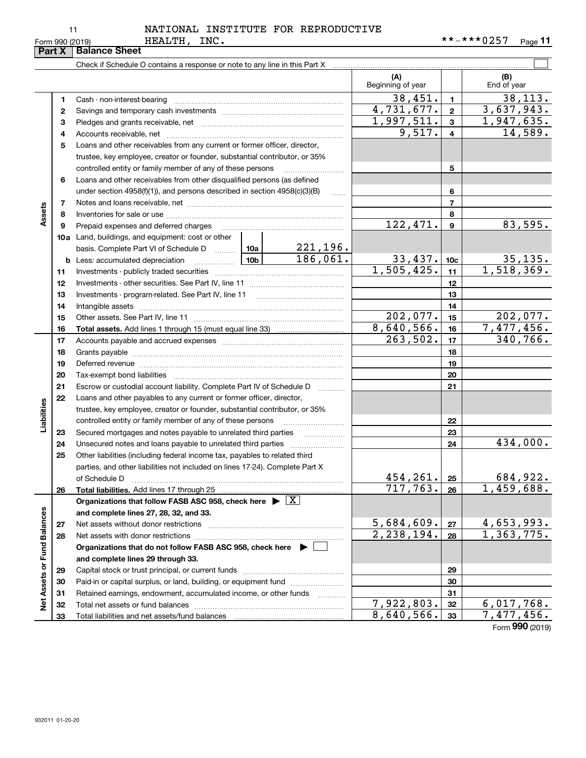NATIONAL INSTITUTE FOR REPRODUCTIVE HEALTH, INC.

Form 990 (2019) **-***0257

## Part X Balance Sheet

Check if Schedule O contains a response or note to any line in this Part X

| | | | | (A) Beginning of year | | (B) End of year |
|---|---|---|---|---|---|---|
| **Assets** | 1 | Cash - non-interest-bearing | | 38,451. | 1 | 38,113. |
| | 2 | Savings and temporary cash investments | | 4,731,677. | 2 | 3,637,943. |
| | 3 | Pledges and grants receivable, net | | 1,997,511. | 3 | 1,947,635. |
| | 4 | Accounts receivable, net | | 9,517. | 4 | 14,589. |
| | 5 | Loans and other receivables from any current or former officer, director, trustee, key employee, creator or founder, substantial contributor, or 35% controlled entity or family member of any of these persons | | | 5 | |
| | 6 | Loans and other receivables from other disqualified persons (as defined under section 4958(f)(1)), and persons described in section 4958(c)(3)(B) | | | 6 | |
| | 7 | Notes and loans receivable, net | | | 7 | |
| | 8 | Inventories for sale or use | | | 8 | |
| | 9 | Prepaid expenses and deferred charges | | 122,471. | 9 | 83,595. |
| | 10a | Land, buildings, and equipment: cost or other basis. Complete Part VI of Schedule D | 10a 221,196. | | | |
| | b | Less: accumulated depreciation | 10b 186,061. | 33,437. | 10c | 35,135. |
| | 11 | Investments - publicly traded securities | | 1,505,425. | 11 | 1,518,369. |
| | 12 | Investments - other securities. See Part IV, line 11 | | | 12 | |
| | 13 | Investments - program-related. See Part IV, line 11 | | | 13 | |
| | 14 | Intangible assets | | | 14 | |
| | 15 | Other assets. See Part IV, line 11 | | 202,077. | 15 | 202,077. |
| | 16 | **Total assets.** Add lines 1 through 15 (must equal line 33) | | 8,640,566. | 16 | 7,477,456. |
| **Liabilities** | 17 | Accounts payable and accrued expenses | | 263,502. | 17 | 340,766. |
| | 18 | Grants payable | | | 18 | |
| | 19 | Deferred revenue | | | 19 | |
| | 20 | Tax-exempt bond liabilities | | | 20 | |
| | 21 | Escrow or custodial account liability. Complete Part IV of Schedule D | | | 21 | |
| | 22 | Loans and other payables to any current or former officer, director, trustee, key employee, creator or founder, substantial contributor, or 35% controlled entity or family member of any of these persons | | | 22 | |
| | 23 | Secured mortgages and notes payable to unrelated third parties | | | 23 | |
| | 24 | Unsecured notes and loans payable to unrelated third parties | | | 24 | 434,000. |
| | 25 | Other liabilities (including federal income tax, payables to related third parties, and other liabilities not included on lines 17-24). Complete Part X of Schedule D | | 454,261. | 25 | 684,922. |
| | 26 | **Total liabilities.** Add lines 17 through 25 | | 717,763. | 26 | 1,459,688. |
| **Net Assets or Fund Balances** | | **Organizations that follow FASB ASC 958, check here ▶ [X] and complete lines 27, 28, 32, and 33.** | | | | |
| | 27 | Net assets without donor restrictions | | 5,684,609. | 27 | 4,653,993. |
| | 28 | Net assets with donor restrictions | | 2,238,194. | 28 | 1,363,775. |
| | | **Organizations that do not follow FASB ASC 958, check here ▶ [ ] and complete lines 29 through 33.** | | | | |
| | 29 | Capital stock or trust principal, or current funds | | | 29 | |
| | 30 | Paid-in or capital surplus, or land, building, or equipment fund | | | 30 | |
| | 31 | Retained earnings, endowment, accumulated income, or other funds | | | 31 | |
| | 32 | Total net assets or fund balances | | 7,922,803. | 32 | 6,017,768. |
| | 33 | Total liabilities and net assets/fund balances | | 8,640,566. | 33 | 7,477,456. |

Form **990** (2019)

932011 01-20-20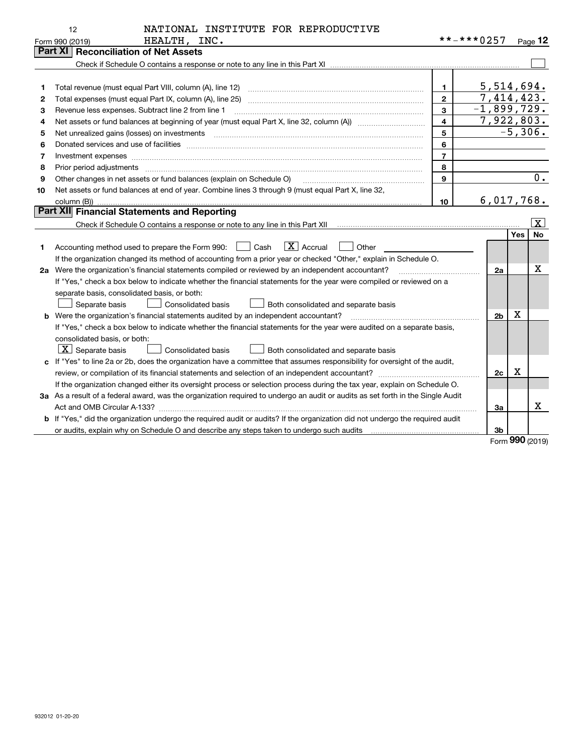NATIONAL INSTITUTE FOR REPRODUCTIVE HEALTH, INC. **-***0257

## Part XI Reconciliation of Net Assets

Check if Schedule O contains a response or note to any line in this Part XI ☐

| | | | |
|---|---|---|---|
| 1 | Total revenue (must equal Part VIII, column (A), line 12) | 1 | 5,514,694. |
| 2 | Total expenses (must equal Part IX, column (A), line 25) | 2 | 7,414,423. |
| 3 | Revenue less expenses. Subtract line 2 from line 1 | 3 | -1,899,729. |
| 4 | Net assets or fund balances at beginning of year (must equal Part X, line 32, column (A)) | 4 | 7,922,803. |
| 5 | Net unrealized gains (losses) on investments | 5 | -5,306. |
| 6 | Donated services and use of facilities | 6 | |
| 7 | Investment expenses | 7 | |
| 8 | Prior period adjustments | 8 | |
| 9 | Other changes in net assets or fund balances (explain on Schedule O) | 9 | 0. |
| 10 | Net assets or fund balances at end of year. Combine lines 3 through 9 (must equal Part X, line 32, column (B)) | 10 | 6,017,768. |

## Part XII Financial Statements and Reporting

Check if Schedule O contains a response or note to any line in this Part XII ☒

| | | | Yes | No |
|---|---|---|---|---|
| 1 | Accounting method used to prepare the Form 990: ☐ Cash ☒ Accrual ☐ Other | | | |
| | If the organization changed its method of accounting from a prior year or checked "Other," explain in Schedule O. | | | |
| 2a | Were the organization's financial statements compiled or reviewed by an independent accountant? | 2a | | X |
| | If "Yes," check a box below to indicate whether the financial statements for the year were compiled or reviewed on a separate basis, consolidated basis, or both: | | | |
| | ☐ Separate basis ☐ Consolidated basis ☐ Both consolidated and separate basis | | | |
| b | Were the organization's financial statements audited by an independent accountant? | 2b | X | |
| | If "Yes," check a box below to indicate whether the financial statements for the year were audited on a separate basis, consolidated basis, or both: | | | |
| | ☒ Separate basis ☐ Consolidated basis ☐ Both consolidated and separate basis | | | |
| c | If "Yes" to line 2a or 2b, does the organization have a committee that assumes responsibility for oversight of the audit, review, or compilation of its financial statements and selection of an independent accountant? | 2c | X | |
| | If the organization changed either its oversight process or selection process during the tax year, explain on Schedule O. | | | |
| 3a | As a result of a federal award, was the organization required to undergo an audit or audits as set forth in the Single Audit Act and OMB Circular A-133? | 3a | | X |
| b | If "Yes," did the organization undergo the required audit or audits? If the organization did not undergo the required audit or audits, explain why on Schedule O and describe any steps taken to undergo such audits | 3b | | |

Form **990** (2019)

932012 01-20-20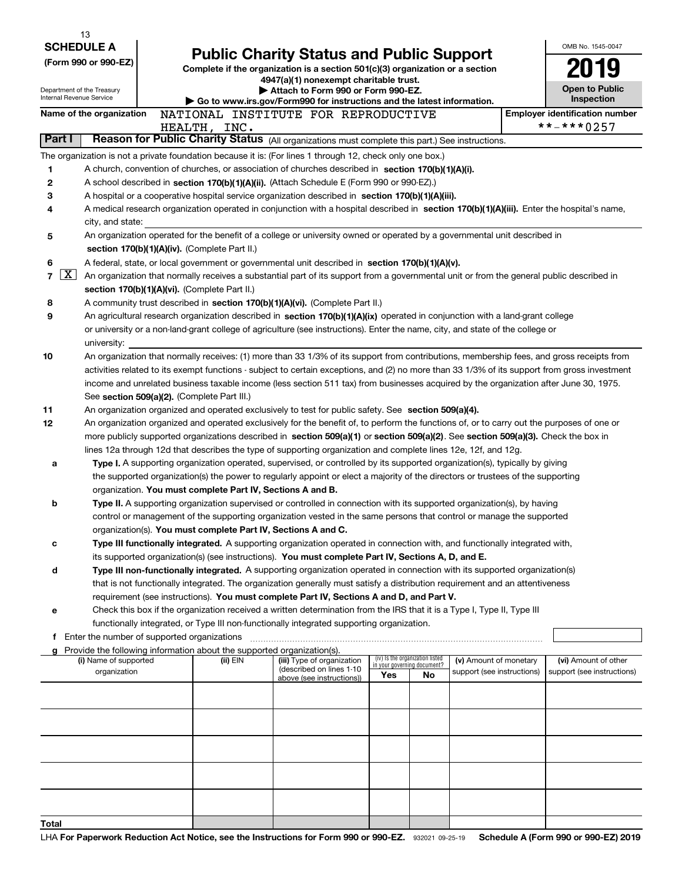**SCHEDULE A**
**(Form 990 or 990-EZ)**

Department of the Treasury
Internal Revenue Service

# Public Charity Status and Public Support

**Complete if the organization is a section 501(c)(3) organization or a section 4947(a)(1) nonexempt charitable trust.**
**▶ Attach to Form 990 or Form 990-EZ.**
**▶ Go to www.irs.gov/Form990 for instructions and the latest information.**

OMB No. 1545-0047
**2019**
**Open to Public Inspection**

**Name of the organization** NATIONAL INSTITUTE FOR REPRODUCTIVE HEALTH, INC.
**Employer identification number** **-***0257

**Part I** **Reason for Public Charity Status** (All organizations must complete this part.) See instructions.

The organization is not a private foundation because it is: (For lines 1 through 12, check only one box.)

1 [ ] A church, convention of churches, or association of churches described in **section 170(b)(1)(A)(i).**

2 [ ] A school described in **section 170(b)(1)(A)(ii).** (Attach Schedule E (Form 990 or 990-EZ).)

3 [ ] A hospital or a cooperative hospital service organization described in **section 170(b)(1)(A)(iii).**

4 [ ] A medical research organization operated in conjunction with a hospital described in **section 170(b)(1)(A)(iii).** Enter the hospital's name, city, and state: ____

5 [ ] An organization operated for the benefit of a college or university owned or operated by a governmental unit described in **section 170(b)(1)(A)(iv).** (Complete Part II.)

6 [ ] A federal, state, or local government or governmental unit described in **section 170(b)(1)(A)(v).**

7 [X] An organization that normally receives a substantial part of its support from a governmental unit or from the general public described in **section 170(b)(1)(A)(vi).** (Complete Part II.)

8 [ ] A community trust described in **section 170(b)(1)(A)(vi).** (Complete Part II.)

9 [ ] An agricultural research organization described in **section 170(b)(1)(A)(ix)** operated in conjunction with a land-grant college or university or a non-land-grant college of agriculture (see instructions). Enter the name, city, and state of the college or university: ____

10 [ ] An organization that normally receives: (1) more than 33 1/3% of its support from contributions, membership fees, and gross receipts from activities related to its exempt functions - subject to certain exceptions, and (2) no more than 33 1/3% of its support from gross investment income and unrelated business taxable income (less section 511 tax) from businesses acquired by the organization after June 30, 1975. See **section 509(a)(2).** (Complete Part III.)

11 [ ] An organization organized and operated exclusively to test for public safety. See **section 509(a)(4).**

12 [ ] An organization organized and operated exclusively for the benefit of, to perform the functions of, or to carry out the purposes of one or more publicly supported organizations described in **section 509(a)(1)** or **section 509(a)(2)**. See **section 509(a)(3).** Check the box in lines 12a through 12d that describes the type of supporting organization and complete lines 12e, 12f, and 12g.

a [ ] **Type I.** A supporting organization operated, supervised, or controlled by its supported organization(s), typically by giving the supported organization(s) the power to regularly appoint or elect a majority of the directors or trustees of the supporting organization. **You must complete Part IV, Sections A and B.**

b [ ] **Type II.** A supporting organization supervised or controlled in connection with its supported organization(s), by having control or management of the supporting organization vested in the same persons that control or manage the supported organization(s). **You must complete Part IV, Sections A and C.**

c [ ] **Type III functionally integrated.** A supporting organization operated in connection with, and functionally integrated with, its supported organization(s) (see instructions). **You must complete Part IV, Sections A, D, and E.**

d [ ] **Type III non-functionally integrated.** A supporting organization operated in connection with its supported organization(s) that is not functionally integrated. The organization generally must satisfy a distribution requirement and an attentiveness requirement (see instructions). **You must complete Part IV, Sections A and D, and Part V.**

e [ ] Check this box if the organization received a written determination from the IRS that it is a Type I, Type II, Type III functionally integrated, or Type III non-functionally integrated supporting organization.

f Enter the number of supported organizations ____

g Provide the following information about the supported organization(s).

| (i) Name of supported organization | (ii) EIN | (iii) Type of organization (described on lines 1-10 above (see instructions)) | (iv) Is the organization listed in your governing document? Yes | No | (v) Amount of monetary support (see instructions) | (vi) Amount of other support (see instructions) |
|---|---|---|---|---|---|---|
| | | | | | | |
| | | | | | | |
| | | | | | | |
| | | | | | | |
| | | | | | | |
| **Total** | | | | | | |

LHA **For Paperwork Reduction Act Notice, see the Instructions for Form 990 or 990-EZ.** 932021 09-25-19 **Schedule A (Form 990 or 990-EZ) 2019**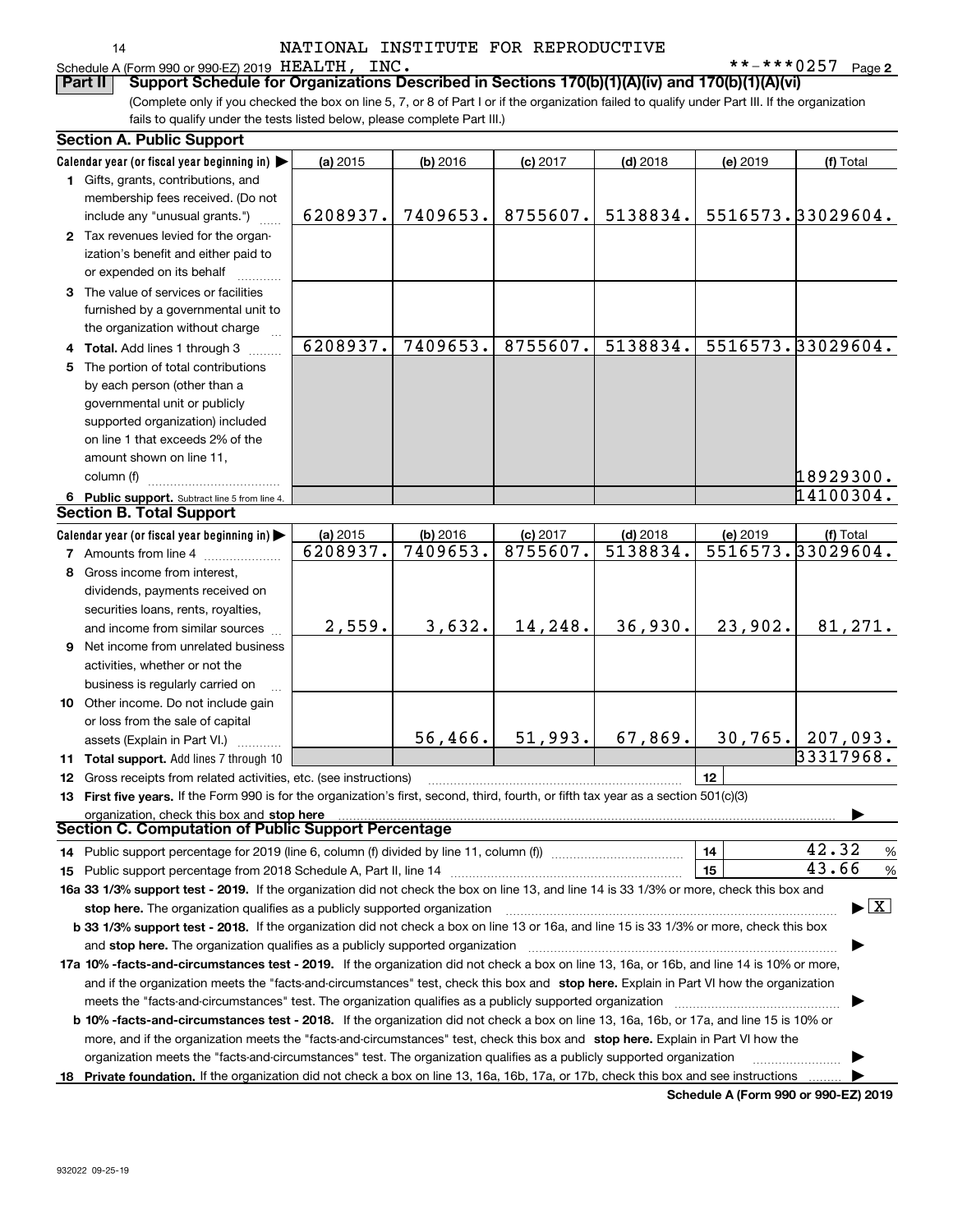NATIONAL INSTITUTE FOR REPRODUCTIVE

Schedule A (Form 990 or 990-EZ) 2019 HEALTH, INC. **-***0257 Page 2

**Part II Support Schedule for Organizations Described in Sections 170(b)(1)(A)(iv) and 170(b)(1)(A)(vi)**

(Complete only if you checked the box on line 5, 7, or 8 of Part I or if the organization failed to qualify under Part III. If the organization fails to qualify under the tests listed below, please complete Part III.)

**Section A. Public Support**

| Calendar year (or fiscal year beginning in) ▶ | (a) 2015 | (b) 2016 | (c) 2017 | (d) 2018 | (e) 2019 | (f) Total |
|---|---|---|---|---|---|---|
| **1** Gifts, grants, contributions, and membership fees received. (Do not include any "unusual grants.") | 6208937. | 7409653. | 8755607. | 5138834. | 5516573. | 33029604. |
| **2** Tax revenues levied for the organization's benefit and either paid to or expended on its behalf | | | | | | |
| **3** The value of services or facilities furnished by a governmental unit to the organization without charge | | | | | | |
| **4 Total.** Add lines 1 through 3 | 6208937. | 7409653. | 8755607. | 5138834. | 5516573. | 33029604. |
| **5** The portion of total contributions by each person (other than a governmental unit or publicly supported organization) included on line 1 that exceeds 2% of the amount shown on line 11, column (f) | | | | | | 18929300. |
| **6 Public support.** Subtract line 5 from line 4. | | | | | | 14100304. |

**Section B. Total Support**

| Calendar year (or fiscal year beginning in) ▶ | (a) 2015 | (b) 2016 | (c) 2017 | (d) 2018 | (e) 2019 | (f) Total |
|---|---|---|---|---|---|---|
| **7** Amounts from line 4 | 6208937. | 7409653. | 8755607. | 5138834. | 5516573. | 33029604. |
| **8** Gross income from interest, dividends, payments received on securities loans, rents, royalties, and income from similar sources | 2,559. | 3,632. | 14,248. | 36,930. | 23,902. | 81,271. |
| **9** Net income from unrelated business activities, whether or not the business is regularly carried on | | | | | | |
| **10** Other income. Do not include gain or loss from the sale of capital assets (Explain in Part VI.) | | 56,466. | 51,993. | 67,869. | 30,765. | 207,093. |
| **11 Total support.** Add lines 7 through 10 | | | | | | 33317968. |

**12** Gross receipts from related activities, etc. (see instructions) | **12** |

**13 First five years.** If the Form 990 is for the organization's first, second, third, fourth, or fifth tax year as a section 501(c)(3) organization, check this box and **stop here** ▶

**Section C. Computation of Public Support Percentage**

**14** Public support percentage for 2019 (line 6, column (f) divided by line 11, column (f)) | **14** | 42.32 %

**15** Public support percentage from 2018 Schedule A, Part II, line 14 | **15** | 43.66 %

**16a 33 1/3% support test - 2019.** If the organization did not check the box on line 13, and line 14 is 33 1/3% or more, check this box and **stop here.** The organization qualifies as a publicly supported organization ▶ [X]

**b 33 1/3% support test - 2018.** If the organization did not check a box on line 13 or 16a, and line 15 is 33 1/3% or more, check this box and **stop here.** The organization qualifies as a publicly supported organization ▶

**17a 10% -facts-and-circumstances test - 2019.** If the organization did not check a box on line 13, 16a, or 16b, and line 14 is 10% or more, and if the organization meets the "facts-and-circumstances" test, check this box and **stop here.** Explain in Part VI how the organization meets the "facts-and-circumstances" test. The organization qualifies as a publicly supported organization ▶

**b 10% -facts-and-circumstances test - 2018.** If the organization did not check a box on line 13, 16a, 16b, or 17a, and line 15 is 10% or more, and if the organization meets the "facts-and-circumstances" test, check this box and **stop here.** Explain in Part VI how the organization meets the "facts-and-circumstances" test. The organization qualifies as a publicly supported organization ▶

**18 Private foundation.** If the organization did not check a box on line 13, 16a, 16b, 17a, or 17b, check this box and see instructions ▶

**Schedule A (Form 990 or 990-EZ) 2019**

932022 09-25-19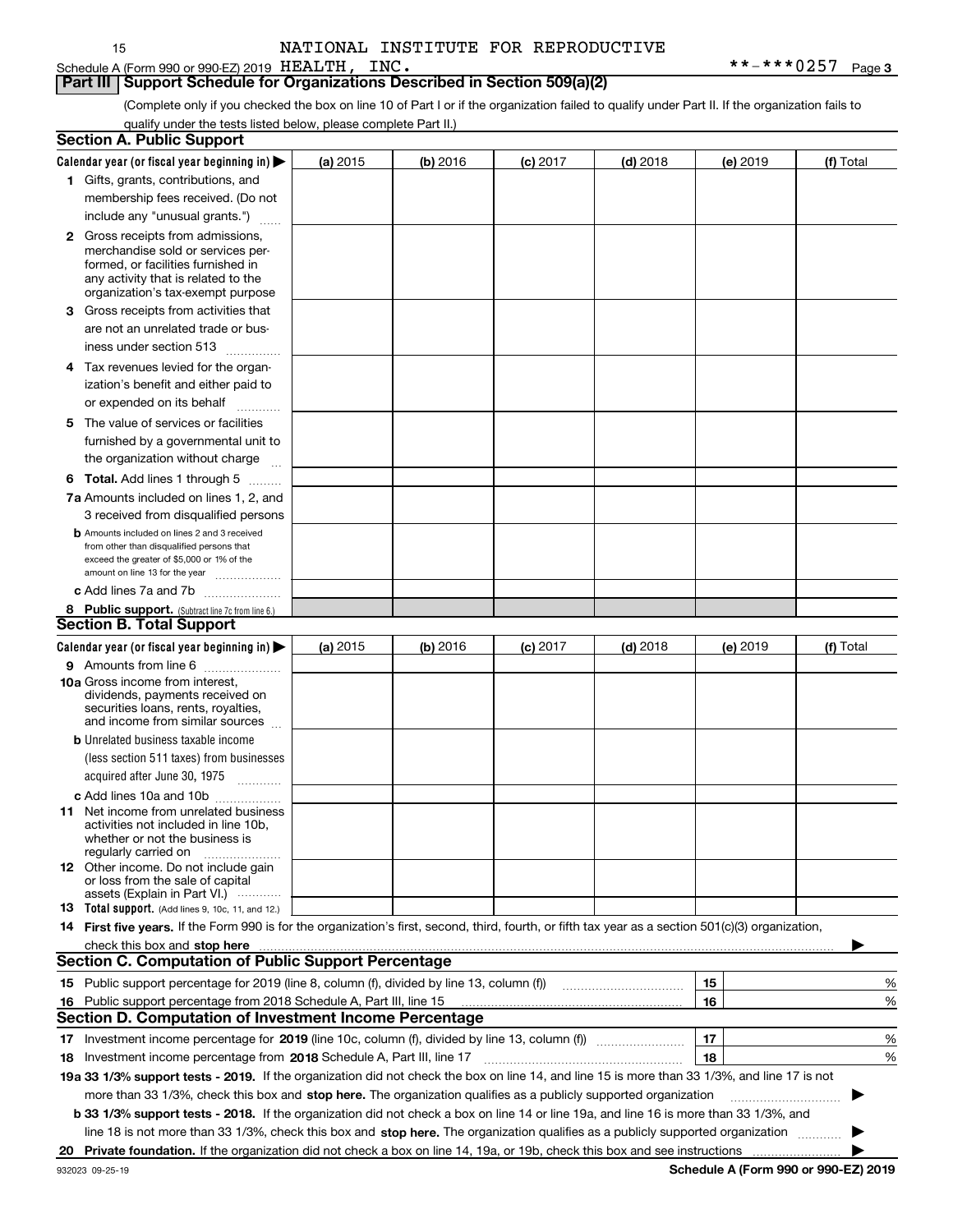NATIONAL INSTITUTE FOR REPRODUCTIVE

Schedule A (Form 990 or 990-EZ) 2019 HEALTH, INC. **-***0257 Page 3

## Part III Support Schedule for Organizations Described in Section 509(a)(2)

(Complete only if you checked the box on line 10 of Part I or if the organization failed to qualify under Part II. If the organization fails to qualify under the tests listed below, please complete Part II.)

### Section A. Public Support

| Calendar year (or fiscal year beginning in) ▶ | (a) 2015 | (b) 2016 | (c) 2017 | (d) 2018 | (e) 2019 | (f) Total |
|---|---|---|---|---|---|---|
| 1 Gifts, grants, contributions, and membership fees received. (Do not include any "unusual grants.") | | | | | | |
| 2 Gross receipts from admissions, merchandise sold or services performed, or facilities furnished in any activity that is related to the organization's tax-exempt purpose | | | | | | |
| 3 Gross receipts from activities that are not an unrelated trade or business under section 513 | | | | | | |
| 4 Tax revenues levied for the organization's benefit and either paid to or expended on its behalf | | | | | | |
| 5 The value of services or facilities furnished by a governmental unit to the organization without charge | | | | | | |
| 6 **Total.** Add lines 1 through 5 | | | | | | |
| 7a Amounts included on lines 1, 2, and 3 received from disqualified persons | | | | | | |
| b Amounts included on lines 2 and 3 received from other than disqualified persons that exceed the greater of $5,000 or 1% of the amount on line 13 for the year | | | | | | |
| c Add lines 7a and 7b | | | | | | |
| 8 **Public support.** (Subtract line 7c from line 6.) | | | | | | |

### Section B. Total Support

| Calendar year (or fiscal year beginning in) ▶ | (a) 2015 | (b) 2016 | (c) 2017 | (d) 2018 | (e) 2019 | (f) Total |
|---|---|---|---|---|---|---|
| 9 Amounts from line 6 | | | | | | |
| 10a Gross income from interest, dividends, payments received on securities loans, rents, royalties, and income from similar sources | | | | | | |
| b Unrelated business taxable income (less section 511 taxes) from businesses acquired after June 30, 1975 | | | | | | |
| c Add lines 10a and 10b | | | | | | |
| 11 Net income from unrelated business activities not included in line 10b, whether or not the business is regularly carried on | | | | | | |
| 12 Other income. Do not include gain or loss from the sale of capital assets (Explain in Part VI.) | | | | | | |
| 13 **Total support.** (Add lines 9, 10c, 11, and 12.) | | | | | | |

14 **First five years.** If the Form 990 is for the organization's first, second, third, fourth, or fifth tax year as a section 501(c)(3) organization, check this box and **stop here** ▶

### Section C. Computation of Public Support Percentage

| | | | |
|---|---|---|---|
| 15 Public support percentage for 2019 (line 8, column (f), divided by line 13, column (f)) | 15 | | % |
| 16 Public support percentage from 2018 Schedule A, Part III, line 15 | 16 | | % |

### Section D. Computation of Investment Income Percentage

| | | | |
|---|---|---|---|
| 17 Investment income percentage for **2019** (line 10c, column (f), divided by line 13, column (f)) | 17 | | % |
| 18 Investment income percentage from **2018** Schedule A, Part III, line 17 | 18 | | % |

**19a 33 1/3% support tests - 2019.** If the organization did not check the box on line 14, and line 15 is more than 33 1/3%, and line 17 is not more than 33 1/3%, check this box and **stop here.** The organization qualifies as a publicly supported organization ▶

**b 33 1/3% support tests - 2018.** If the organization did not check a box on line 14 or line 19a, and line 16 is more than 33 1/3%, and line 18 is not more than 33 1/3%, check this box and **stop here.** The organization qualifies as a publicly supported organization ▶

**20 Private foundation.** If the organization did not check a box on line 14, 19a, or 19b, check this box and see instructions ▶

932023 09-25-19 **Schedule A (Form 990 or 990-EZ) 2019**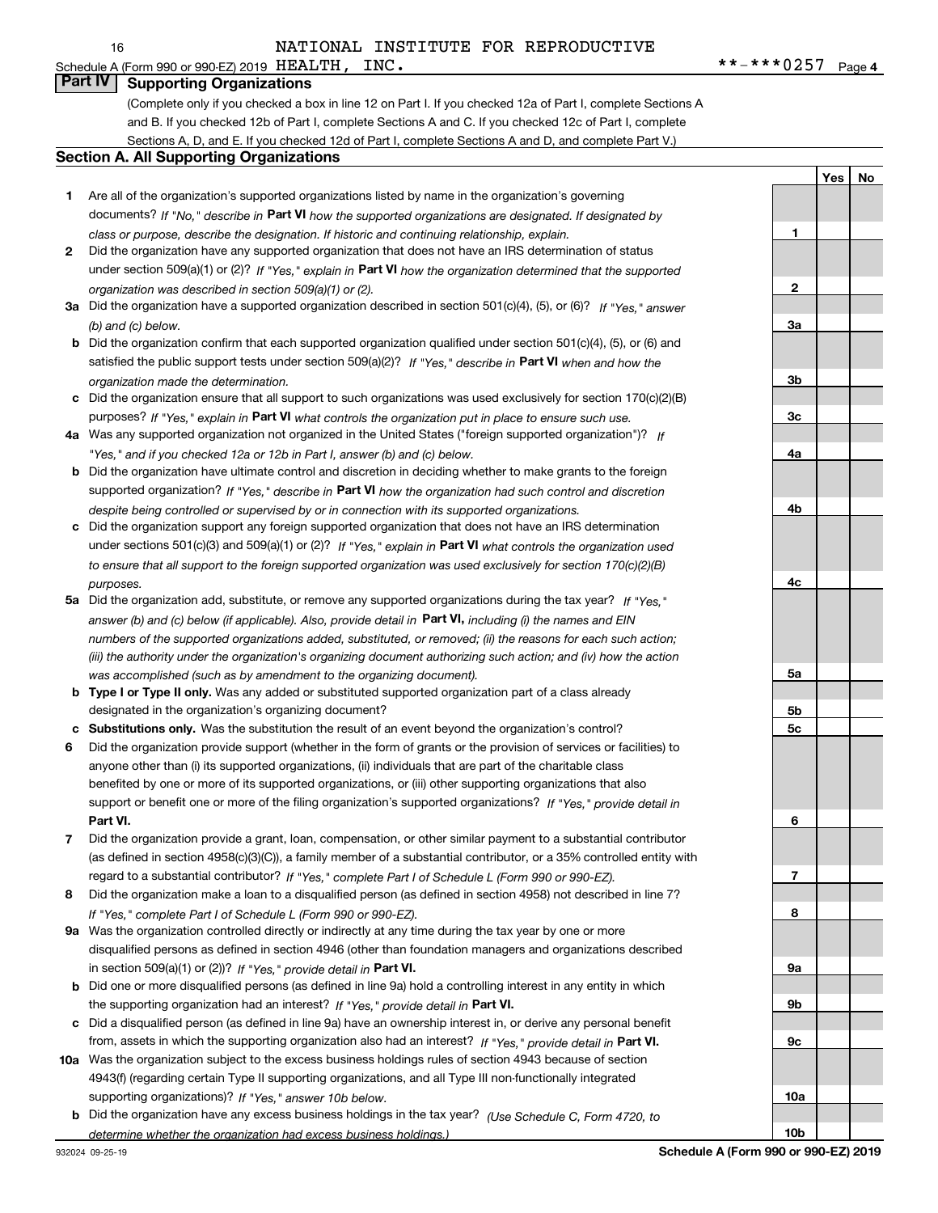Schedule A (Form 990 or 990-EZ) 2019 NATIONAL INSTITUTE FOR REPRODUCTIVE HEALTH, INC. **-***0257 Page 4

## Part IV Supporting Organizations

(Complete only if you checked a box in line 12 on Part I. If you checked 12a of Part I, complete Sections A and B. If you checked 12b of Part I, complete Sections A and C. If you checked 12c of Part I, complete Sections A, D, and E. If you checked 12d of Part I, complete Sections A and D, and complete Part V.)

### Section A. All Supporting Organizations

| | | | Yes | No |
|---|---|---|---|---|
| **1** | Are all of the organization's supported organizations listed by name in the organization's governing documents? *If "No," describe in* **Part VI** *how the supported organizations are designated. If designated by class or purpose, describe the designation. If historic and continuing relationship, explain.* | **1** | | |
| **2** | Did the organization have any supported organization that does not have an IRS determination of status under section 509(a)(1) or (2)? *If "Yes," explain in* **Part VI** *how the organization determined that the supported organization was described in section 509(a)(1) or (2).* | **2** | | |
| **3a** | Did the organization have a supported organization described in section 501(c)(4), (5), or (6)? *If "Yes," answer (b) and (c) below.* | **3a** | | |
| **b** | Did the organization confirm that each supported organization qualified under section 501(c)(4), (5), or (6) and satisfied the public support tests under section 509(a)(2)? *If "Yes," describe in* **Part VI** *when and how the organization made the determination.* | **3b** | | |
| **c** | Did the organization ensure that all support to such organizations was used exclusively for section 170(c)(2)(B) purposes? *If "Yes," explain in* **Part VI** *what controls the organization put in place to ensure such use.* | **3c** | | |
| **4a** | Was any supported organization not organized in the United States ("foreign supported organization")? *If "Yes," and if you checked 12a or 12b in Part I, answer (b) and (c) below.* | **4a** | | |
| **b** | Did the organization have ultimate control and discretion in deciding whether to make grants to the foreign supported organization? *If "Yes," describe in* **Part VI** *how the organization had such control and discretion despite being controlled or supervised by or in connection with its supported organizations.* | **4b** | | |
| **c** | Did the organization support any foreign supported organization that does not have an IRS determination under sections 501(c)(3) and 509(a)(1) or (2)? *If "Yes," explain in* **Part VI** *what controls the organization used to ensure that all support to the foreign supported organization was used exclusively for section 170(c)(2)(B) purposes.* | **4c** | | |
| **5a** | Did the organization add, substitute, or remove any supported organizations during the tax year? *If "Yes," answer (b) and (c) below (if applicable). Also, provide detail in* **Part VI,** *including (i) the names and EIN numbers of the supported organizations added, substituted, or removed; (ii) the reasons for each such action; (iii) the authority under the organization's organizing document authorizing such action; and (iv) how the action was accomplished (such as by amendment to the organizing document).* | **5a** | | |
| **b** | **Type I or Type II only.** Was any added or substituted supported organization part of a class already designated in the organization's organizing document? | **5b** | | |
| **c** | **Substitutions only.** Was the substitution the result of an event beyond the organization's control? | **5c** | | |
| **6** | Did the organization provide support (whether in the form of grants or the provision of services or facilities) to anyone other than (i) its supported organizations, (ii) individuals that are part of the charitable class benefited by one or more of its supported organizations, or (iii) other supporting organizations that also support or benefit one or more of the filing organization's supported organizations? *If "Yes," provide detail in* **Part VI.** | **6** | | |
| **7** | Did the organization provide a grant, loan, compensation, or other similar payment to a substantial contributor (as defined in section 4958(c)(3)(C)), a family member of a substantial contributor, or a 35% controlled entity with regard to a substantial contributor? *If "Yes," complete Part I of Schedule L (Form 990 or 990-EZ).* | **7** | | |
| **8** | Did the organization make a loan to a disqualified person (as defined in section 4958) not described in line 7? *If "Yes," complete Part I of Schedule L (Form 990 or 990-EZ).* | **8** | | |
| **9a** | Was the organization controlled directly or indirectly at any time during the tax year by one or more disqualified persons as defined in section 4946 (other than foundation managers and organizations described in section 509(a)(1) or (2))? *If "Yes," provide detail in* **Part VI.** | **9a** | | |
| **b** | Did one or more disqualified persons (as defined in line 9a) hold a controlling interest in any entity in which the supporting organization had an interest? *If "Yes," provide detail in* **Part VI.** | **9b** | | |
| **c** | Did a disqualified person (as defined in line 9a) have an ownership interest in, or derive any personal benefit from, assets in which the supporting organization also had an interest? *If "Yes," provide detail in* **Part VI.** | **9c** | | |
| **10a** | Was the organization subject to the excess business holdings rules of section 4943 because of section 4943(f) (regarding certain Type II supporting organizations, and all Type III non-functionally integrated supporting organizations)? *If "Yes," answer 10b below.* | **10a** | | |
| **b** | Did the organization have any excess business holdings in the tax year? *(Use Schedule C, Form 4720, to determine whether the organization had excess business holdings.)* | **10b** | | |

932024 09-25-19 **Schedule A (Form 990 or 990-EZ) 2019**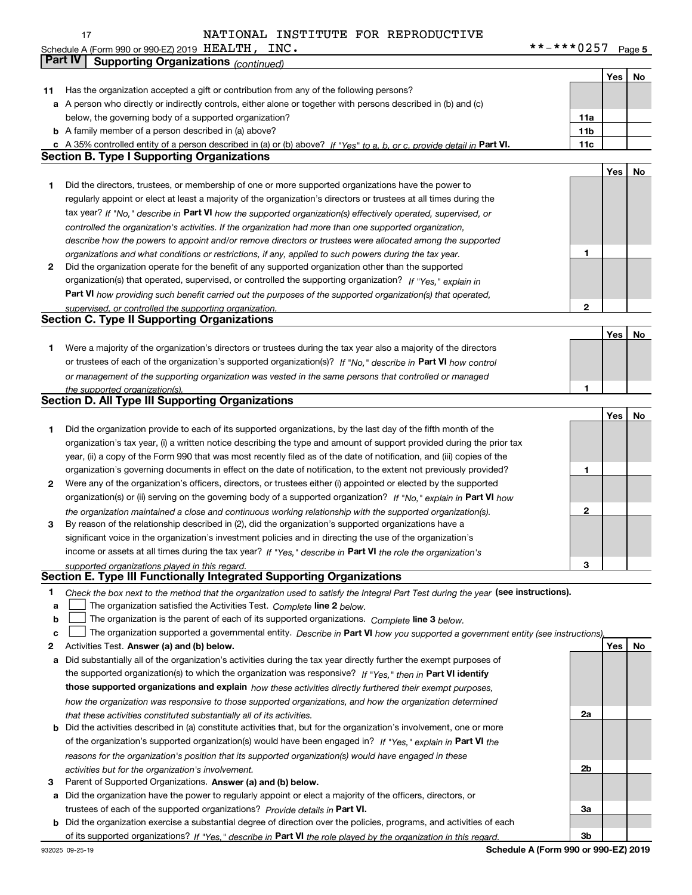Schedule A (Form 990 or 990-EZ) 2019 NATIONAL INSTITUTE FOR REPRODUCTIVE HEALTH, INC. **-***0257 Page 5

## Part IV Supporting Organizations *(continued)*

| | | | Yes | No |
|---|---|---|---|---|
| **11** | Has the organization accepted a gift or contribution from any of the following persons? | | | |
| **a** | A person who directly or indirectly controls, either alone or together with persons described in (b) and (c) below, the governing body of a supported organization? | **11a** | | |
| **b** | A family member of a person described in (a) above? | **11b** | | |
| **c** | A 35% controlled entity of a person described in (a) or (b) above? *If "Yes" to a, b, or c, provide detail in* **Part VI.** | **11c** | | |

### Section B. Type I Supporting Organizations

| | | | Yes | No |
|---|---|---|---|---|
| **1** | Did the directors, trustees, or membership of one or more supported organizations have the power to regularly appoint or elect at least a majority of the organization's directors or trustees at all times during the tax year? *If "No," describe in* **Part VI** *how the supported organization(s) effectively operated, supervised, or controlled the organization's activities. If the organization had more than one supported organization, describe how the powers to appoint and/or remove directors or trustees were allocated among the supported organizations and what conditions or restrictions, if any, applied to such powers during the tax year.* | **1** | | |
| **2** | Did the organization operate for the benefit of any supported organization other than the supported organization(s) that operated, supervised, or controlled the supporting organization? *If "Yes," explain in* **Part VI** *how providing such benefit carried out the purposes of the supported organization(s) that operated, supervised, or controlled the supporting organization.* | **2** | | |

### Section C. Type II Supporting Organizations

| | | | Yes | No |
|---|---|---|---|---|
| **1** | Were a majority of the organization's directors or trustees during the tax year also a majority of the directors or trustees of each of the organization's supported organization(s)? *If "No," describe in* **Part VI** *how control or management of the supporting organization was vested in the same persons that controlled or managed the supported organization(s).* | **1** | | |

### Section D. All Type III Supporting Organizations

| | | | Yes | No |
|---|---|---|---|---|
| **1** | Did the organization provide to each of its supported organizations, by the last day of the fifth month of the organization's tax year, (i) a written notice describing the type and amount of support provided during the prior tax year, (ii) a copy of the Form 990 that was most recently filed as of the date of notification, and (iii) copies of the organization's governing documents in effect on the date of notification, to the extent not previously provided? | **1** | | |
| **2** | Were any of the organization's officers, directors, or trustees either (i) appointed or elected by the supported organization(s) or (ii) serving on the governing body of a supported organization? *If "No," explain in* **Part VI** *how the organization maintained a close and continuous working relationship with the supported organization(s).* | **2** | | |
| **3** | By reason of the relationship described in (2), did the organization's supported organizations have a significant voice in the organization's investment policies and in directing the use of the organization's income or assets at all times during the tax year? *If "Yes," describe in* **Part VI** *the role the organization's supported organizations played in this regard.* | **3** | | |

### Section E. Type III Functionally Integrated Supporting Organizations

**1** *Check the box next to the method that the organization used to satisfy the Integral Part Test during the year* **(see instructions).**

- **a** ☐ The organization satisfied the Activities Test. *Complete* **line 2** *below.*
- **b** ☐ The organization is the parent of each of its supported organizations. *Complete* **line 3** *below.*
- **c** ☐ The organization supported a governmental entity. *Describe in* **Part VI** *how you supported a government entity (see instructions).*

| | | | Yes | No |
|---|---|---|---|---|
| **2** | Activities Test. **Answer (a) and (b) below.** | | | |
| **a** | Did substantially all of the organization's activities during the tax year directly further the exempt purposes of the supported organization(s) to which the organization was responsive? *If "Yes," then in* **Part VI identify those supported organizations and explain** *how these activities directly furthered their exempt purposes, how the organization was responsive to those supported organizations, and how the organization determined that these activities constituted substantially all of its activities.* | **2a** | | |
| **b** | Did the activities described in (a) constitute activities that, but for the organization's involvement, one or more of the organization's supported organization(s) would have been engaged in? *If "Yes," explain in* **Part VI** *the reasons for the organization's position that its supported organization(s) would have engaged in these activities but for the organization's involvement.* | **2b** | | |
| **3** | Parent of Supported Organizations. **Answer (a) and (b) below.** | | | |
| **a** | Did the organization have the power to regularly appoint or elect a majority of the officers, directors, or trustees of each of the supported organizations? *Provide details in* **Part VI.** | **3a** | | |
| **b** | Did the organization exercise a substantial degree of direction over the policies, programs, and activities of each of its supported organizations? *If "Yes," describe in* **Part VI** *the role played by the organization in this regard.* | **3b** | | |

932025 09-25-19 **Schedule A (Form 990 or 990-EZ) 2019**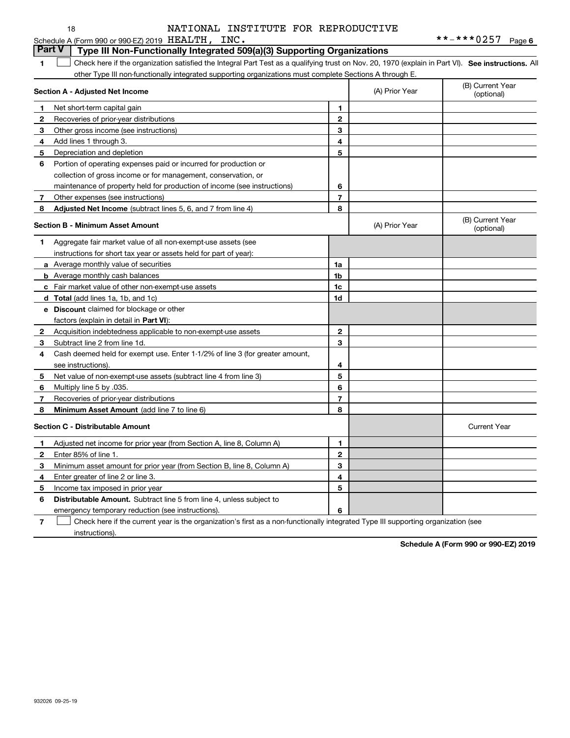Schedule A (Form 990 or 990-EZ) 2019 NATIONAL INSTITUTE FOR REPRODUCTIVE HEALTH, INC. **-***0257 Page 6

## Part V Type III Non-Functionally Integrated 509(a)(3) Supporting Organizations

1 ☐ Check here if the organization satisfied the Integral Part Test as a qualifying trust on Nov. 20, 1970 (explain in Part VI). **See instructions.** All other Type III non-functionally integrated supporting organizations must complete Sections A through E.

| **Section A - Adjusted Net Income** | | (A) Prior Year | (B) Current Year (optional) |
|---|---|---|---|
| **1** Net short-term capital gain | 1 | | |
| **2** Recoveries of prior-year distributions | 2 | | |
| **3** Other gross income (see instructions) | 3 | | |
| **4** Add lines 1 through 3. | 4 | | |
| **5** Depreciation and depletion | 5 | | |
| **6** Portion of operating expenses paid or incurred for production or collection of gross income or for management, conservation, or maintenance of property held for production of income (see instructions) | 6 | | |
| **7** Other expenses (see instructions) | 7 | | |
| **8** **Adjusted Net Income** (subtract lines 5, 6, and 7 from line 4) | 8 | | |

| **Section B - Minimum Asset Amount** | | (A) Prior Year | (B) Current Year (optional) |
|---|---|---|---|
| **1** Aggregate fair market value of all non-exempt-use assets (see instructions for short tax year or assets held for part of year): | | | |
| **a** Average monthly value of securities | 1a | | |
| **b** Average monthly cash balances | 1b | | |
| **c** Fair market value of other non-exempt-use assets | 1c | | |
| **d** **Total** (add lines 1a, 1b, and 1c) | 1d | | |
| **e** **Discount** claimed for blockage or other factors (explain in detail in **Part VI**): | | | |
| **2** Acquisition indebtedness applicable to non-exempt-use assets | 2 | | |
| **3** Subtract line 2 from line 1d. | 3 | | |
| **4** Cash deemed held for exempt use. Enter 1-1/2% of line 3 (for greater amount, see instructions). | 4 | | |
| **5** Net value of non-exempt-use assets (subtract line 4 from line 3) | 5 | | |
| **6** Multiply line 5 by .035. | 6 | | |
| **7** Recoveries of prior-year distributions | 7 | | |
| **8** **Minimum Asset Amount** (add line 7 to line 6) | 8 | | |

| **Section C - Distributable Amount** | | | Current Year |
|---|---|---|---|
| **1** Adjusted net income for prior year (from Section A, line 8, Column A) | 1 | | |
| **2** Enter 85% of line 1. | 2 | | |
| **3** Minimum asset amount for prior year (from Section B, line 8, Column A) | 3 | | |
| **4** Enter greater of line 2 or line 3. | 4 | | |
| **5** Income tax imposed in prior year | 5 | | |
| **6** **Distributable Amount.** Subtract line 5 from line 4, unless subject to emergency temporary reduction (see instructions). | 6 | | |

7 ☐ Check here if the current year is the organization's first as a non-functionally integrated Type III supporting organization (see instructions).

**Schedule A (Form 990 or 990-EZ) 2019**

932026 09-25-19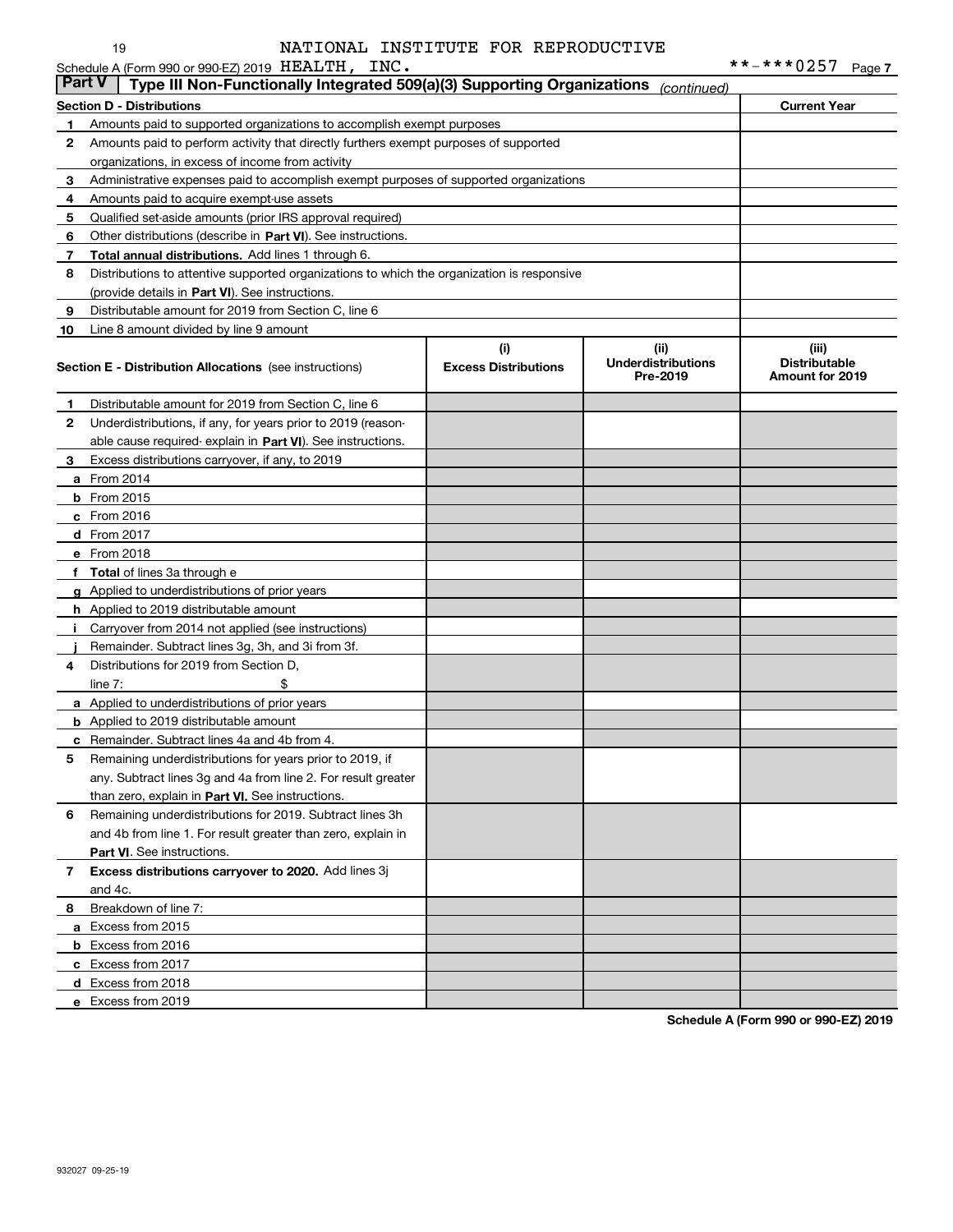NATIONAL INSTITUTE FOR REPRODUCTIVE

Schedule A (Form 990 or 990-EZ) 2019 HEALTH, INC. **-***0257 Page 7

## Part V — Type III Non-Functionally Integrated 509(a)(3) Supporting Organizations *(continued)*

| Section D - Distributions | | Current Year |
|---|---|---|
| 1 | Amounts paid to supported organizations to accomplish exempt purposes | |
| 2 | Amounts paid to perform activity that directly furthers exempt purposes of supported organizations, in excess of income from activity | |
| 3 | Administrative expenses paid to accomplish exempt purposes of supported organizations | |
| 4 | Amounts paid to acquire exempt-use assets | |
| 5 | Qualified set-aside amounts (prior IRS approval required) | |
| 6 | Other distributions (describe in **Part VI**). See instructions. | |
| 7 | **Total annual distributions.** Add lines 1 through 6. | |
| 8 | Distributions to attentive supported organizations to which the organization is responsive (provide details in **Part VI**). See instructions. | |
| 9 | Distributable amount for 2019 from Section C, line 6 | |
| 10 | Line 8 amount divided by line 9 amount | |

| | **Section E - Distribution Allocations** (see instructions) | (i) Excess Distributions | (ii) Underdistributions Pre-2019 | (iii) Distributable Amount for 2019 |
|---|---|---|---|---|
| 1 | Distributable amount for 2019 from Section C, line 6 | | | |
| 2 | Underdistributions, if any, for years prior to 2019 (reasonable cause required- explain in **Part VI**). See instructions. | | | |
| 3 | Excess distributions carryover, if any, to 2019 | | | |
| a | From 2014 | | | |
| b | From 2015 | | | |
| c | From 2016 | | | |
| d | From 2017 | | | |
| e | From 2018 | | | |
| f | **Total** of lines 3a through e | | | |
| g | Applied to underdistributions of prior years | | | |
| h | Applied to 2019 distributable amount | | | |
| i | Carryover from 2014 not applied (see instructions) | | | |
| j | Remainder. Subtract lines 3g, 3h, and 3i from 3f. | | | |
| 4 | Distributions for 2019 from Section D, line 7: $ | | | |
| a | Applied to underdistributions of prior years | | | |
| b | Applied to 2019 distributable amount | | | |
| c | Remainder. Subtract lines 4a and 4b from 4. | | | |
| 5 | Remaining underdistributions for years prior to 2019, if any. Subtract lines 3g and 4a from line 2. For result greater than zero, explain in **Part VI.** See instructions. | | | |
| 6 | Remaining underdistributions for 2019. Subtract lines 3h and 4b from line 1. For result greater than zero, explain in **Part VI**. See instructions. | | | |
| 7 | **Excess distributions carryover to 2020.** Add lines 3j and 4c. | | | |
| 8 | Breakdown of line 7: | | | |
| a | Excess from 2015 | | | |
| b | Excess from 2016 | | | |
| c | Excess from 2017 | | | |
| d | Excess from 2018 | | | |
| e | Excess from 2019 | | | |

**Schedule A (Form 990 or 990-EZ) 2019**

932027 09-25-19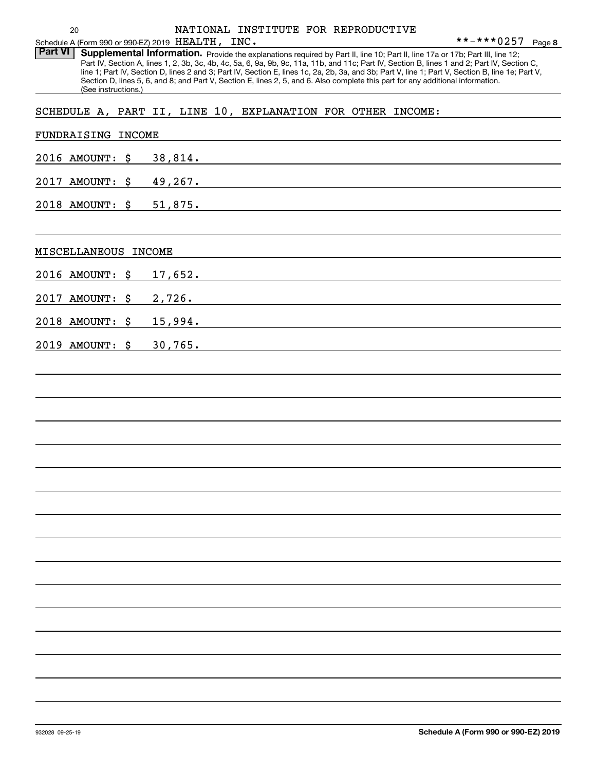Schedule A (Form 990 or 990-EZ) 2019 NATIONAL INSTITUTE FOR REPRODUCTIVE HEALTH, INC. **-***0257 Page 8

**Part VI** **Supplemental Information.** Provide the explanations required by Part II, line 10; Part II, line 17a or 17b; Part III, line 12; Part IV, Section A, lines 1, 2, 3b, 3c, 4b, 4c, 5a, 6, 9a, 9b, 9c, 11a, 11b, and 11c; Part IV, Section B, lines 1 and 2; Part IV, Section C, line 1; Part IV, Section D, lines 2 and 3; Part IV, Section E, lines 1c, 2a, 2b, 3a, and 3b; Part V, line 1; Part V, Section B, line 1e; Part V, Section D, lines 5, 6, and 8; and Part V, Section E, lines 2, 5, and 6. Also complete this part for any additional information. (See instructions.)

SCHEDULE A, PART II, LINE 10, EXPLANATION FOR OTHER INCOME:

FUNDRAISING INCOME

2016 AMOUNT: $ 38,814.

2017 AMOUNT: $ 49,267.

2018 AMOUNT: $ 51,875.

MISCELLANEOUS INCOME

2016 AMOUNT: $ 17,652.

2017 AMOUNT: $ 2,726.

2018 AMOUNT: $ 15,994.

2019 AMOUNT: $ 30,765.

932028 09-25-19 **Schedule A (Form 990 or 990-EZ) 2019**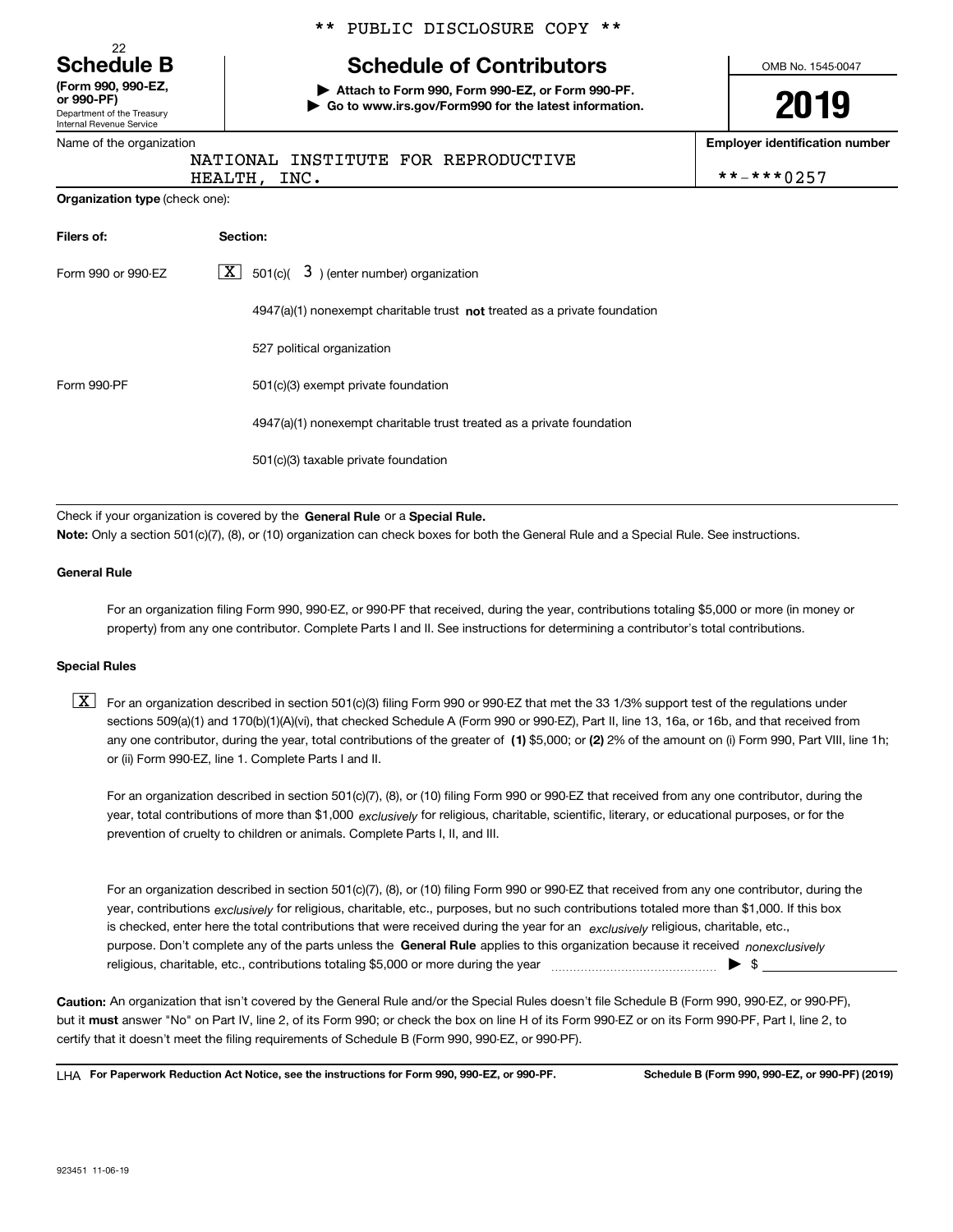\*\* PUBLIC DISCLOSURE COPY \*\*

22

**Schedule B**
**(Form 990, 990-EZ, or 990-PF)**
Department of the Treasury
Internal Revenue Service

# Schedule of Contributors

▶ **Attach to Form 990, Form 990-EZ, or Form 990-PF.**
▶ **Go to www.irs.gov/Form990 for the latest information.**

OMB No. 1545-0047

**2019**

Name of the organization: NATIONAL INSTITUTE FOR REPRODUCTIVE HEALTH, INC.

**Employer identification number:** **-***0257

**Organization type** (check one):

| **Filers of:** | **Section:** |
|---|---|
| Form 990 or 990-EZ | [X] 501(c)( 3 ) (enter number) organization |
| | 4947(a)(1) nonexempt charitable trust **not** treated as a private foundation |
| | 527 political organization |
| Form 990-PF | 501(c)(3) exempt private foundation |
| | 4947(a)(1) nonexempt charitable trust treated as a private foundation |
| | 501(c)(3) taxable private foundation |

Check if your organization is covered by the **General Rule** or a **Special Rule.**

**Note:** Only a section 501(c)(7), (8), or (10) organization can check boxes for both the General Rule and a Special Rule. See instructions.

**General Rule**

For an organization filing Form 990, 990-EZ, or 990-PF that received, during the year, contributions totaling $5,000 or more (in money or property) from any one contributor. Complete Parts I and II. See instructions for determining a contributor's total contributions.

**Special Rules**

[X] For an organization described in section 501(c)(3) filing Form 990 or 990-EZ that met the 33 1/3% support test of the regulations under sections 509(a)(1) and 170(b)(1)(A)(vi), that checked Schedule A (Form 990 or 990-EZ), Part II, line 13, 16a, or 16b, and that received from any one contributor, during the year, total contributions of the greater of **(1)** $5,000; or **(2)** 2% of the amount on (i) Form 990, Part VIII, line 1h; or (ii) Form 990-EZ, line 1. Complete Parts I and II.

For an organization described in section 501(c)(7), (8), or (10) filing Form 990 or 990-EZ that received from any one contributor, during the year, total contributions of more than $1,000 *exclusively* for religious, charitable, scientific, literary, or educational purposes, or for the prevention of cruelty to children or animals. Complete Parts I, II, and III.

For an organization described in section 501(c)(7), (8), or (10) filing Form 990 or 990-EZ that received from any one contributor, during the year, contributions *exclusively* for religious, charitable, etc., purposes, but no such contributions totaled more than $1,000. If this box is checked, enter here the total contributions that were received during the year for an *exclusively* religious, charitable, etc., purpose. Don't complete any of the parts unless the **General Rule** applies to this organization because it received *nonexclusively* religious, charitable, etc., contributions totaling $5,000 or more during the year ▶ $

**Caution:** An organization that isn't covered by the General Rule and/or the Special Rules doesn't file Schedule B (Form 990, 990-EZ, or 990-PF), but it **must** answer "No" on Part IV, line 2, of its Form 990; or check the box on line H of its Form 990-EZ or on its Form 990-PF, Part I, line 2, to certify that it doesn't meet the filing requirements of Schedule B (Form 990, 990-EZ, or 990-PF).

LHA **For Paperwork Reduction Act Notice, see the instructions for Form 990, 990-EZ, or 990-PF.** **Schedule B (Form 990, 990-EZ, or 990-PF) (2019)**

923451 11-06-19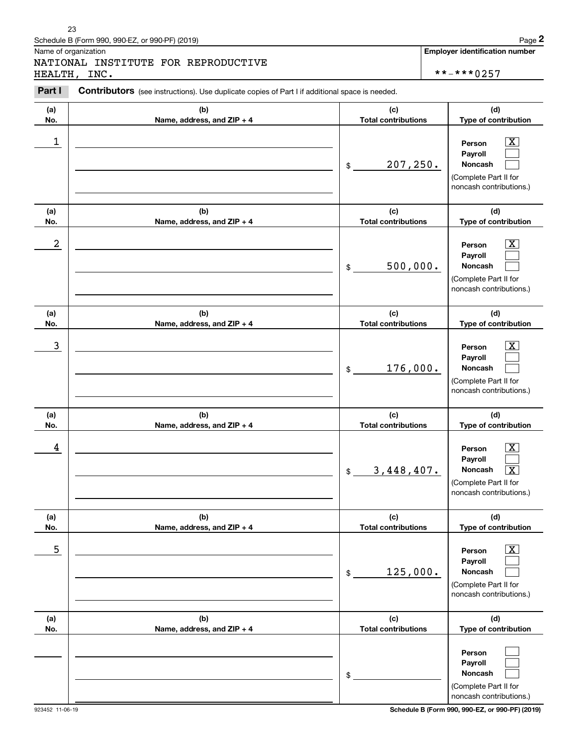Name of organization

NATIONAL INSTITUTE FOR REPRODUCTIVE HEALTH, INC.

**Employer identification number**

**-***0257

**Part I** **Contributors** (see instructions). Use duplicate copies of Part I if additional space is needed.

| (a) No. | (b) Name, address, and ZIP + 4 | (c) Total contributions | (d) Type of contribution |
|---|---|---|---|
| 1 | | $ 207,250. | Person [X] Payroll [ ] Noncash [ ] (Complete Part II for noncash contributions.) |
| 2 | | $ 500,000. | Person [X] Payroll [ ] Noncash [ ] (Complete Part II for noncash contributions.) |
| 3 | | $ 176,000. | Person [X] Payroll [ ] Noncash [ ] (Complete Part II for noncash contributions.) |
| 4 | | $ 3,448,407. | Person [X] Payroll [ ] Noncash [X] (Complete Part II for noncash contributions.) |
| 5 | | $ 125,000. | Person [X] Payroll [ ] Noncash [ ] (Complete Part II for noncash contributions.) |
| | | $ | Person [ ] Payroll [ ] Noncash [ ] (Complete Part II for noncash contributions.) |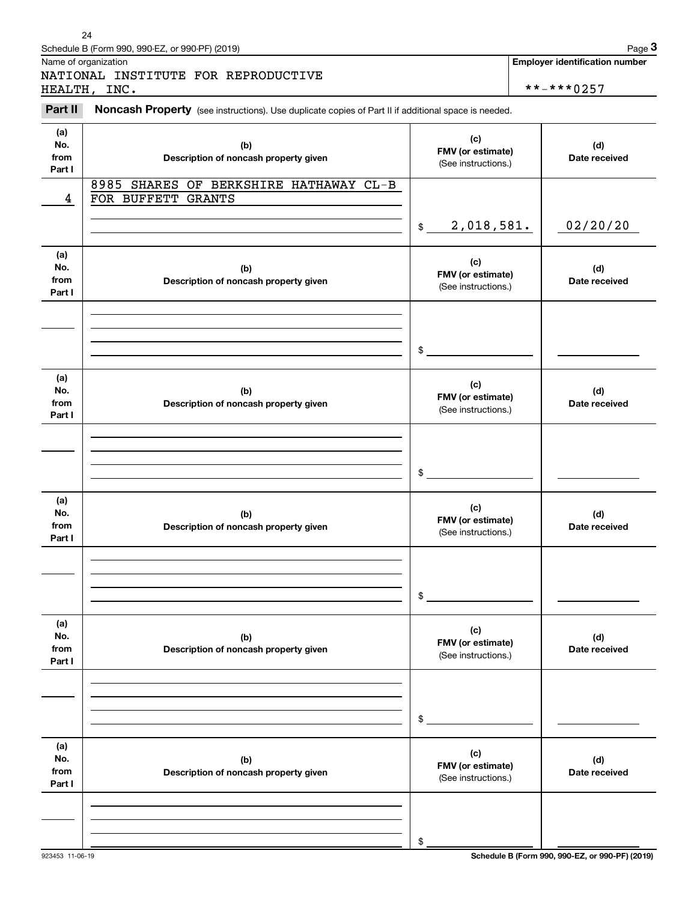Schedule B (Form 990, 990-EZ, or 990-PF) (2019)

Name of organization: NATIONAL INSTITUTE FOR REPRODUCTIVE HEALTH, INC.

Employer identification number: **-***0257

**Part II** **Noncash Property** (see instructions). Use duplicate copies of Part II if additional space is needed.

| (a) No. from Part I | (b) Description of noncash property given | (c) FMV (or estimate) (See instructions.) | (d) Date received |
|---|---|---|---|
| 4 | 8985 SHARES OF BERKSHIRE HATHAWAY CL-B FOR BUFFETT GRANTS | $ 2,018,581. | 02/20/20 |
| | | $ | |
| | | $ | |
| | | $ | |
| | | $ | |
| | | $ | |

Schedule B (Form 990, 990-EZ, or 990-PF) (2019)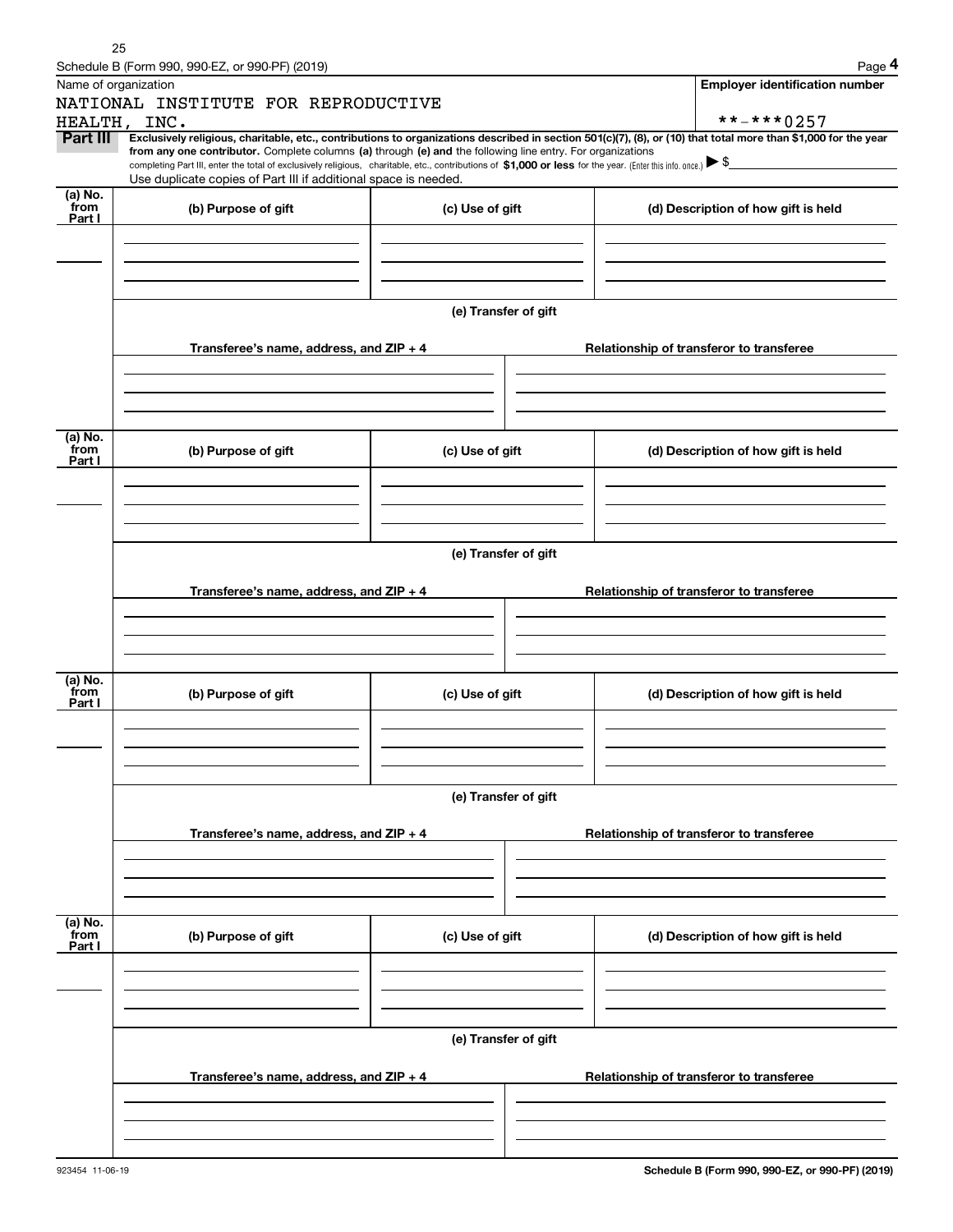Name of organization

NATIONAL INSTITUTE FOR REPRODUCTIVE HEALTH, INC.

**Employer identification number**

**-***0257

**Part III** **Exclusively religious, charitable, etc., contributions to organizations described in section 501(c)(7), (8), or (10) that total more than $1,000 for the year from any one contributor.** Complete columns **(a)** through **(e) and** the following line entry. For organizations completing Part III, enter the total of exclusively religious, charitable, etc., contributions of **$1,000 or less** for the year. (Enter this info. once.) ▶ $

Use duplicate copies of Part III if additional space is needed.

| (a) No. from Part I | (b) Purpose of gift | (c) Use of gift | (d) Description of how gift is held |
|---|---|---|---|
| | | | |

(e) Transfer of gift

| Transferee's name, address, and ZIP + 4 | Relationship of transferor to transferee |
|---|---|
| | |

| (a) No. from Part I | (b) Purpose of gift | (c) Use of gift | (d) Description of how gift is held |
|---|---|---|---|
| | | | |

(e) Transfer of gift

| Transferee's name, address, and ZIP + 4 | Relationship of transferor to transferee |
|---|---|
| | |

| (a) No. from Part I | (b) Purpose of gift | (c) Use of gift | (d) Description of how gift is held |
|---|---|---|---|
| | | | |

(e) Transfer of gift

| Transferee's name, address, and ZIP + 4 | Relationship of transferor to transferee |
|---|---|
| | |

| (a) No. from Part I | (b) Purpose of gift | (c) Use of gift | (d) Description of how gift is held |
|---|---|---|---|
| | | | |

(e) Transfer of gift

| Transferee's name, address, and ZIP + 4 | Relationship of transferor to transferee |
|---|---|
| | |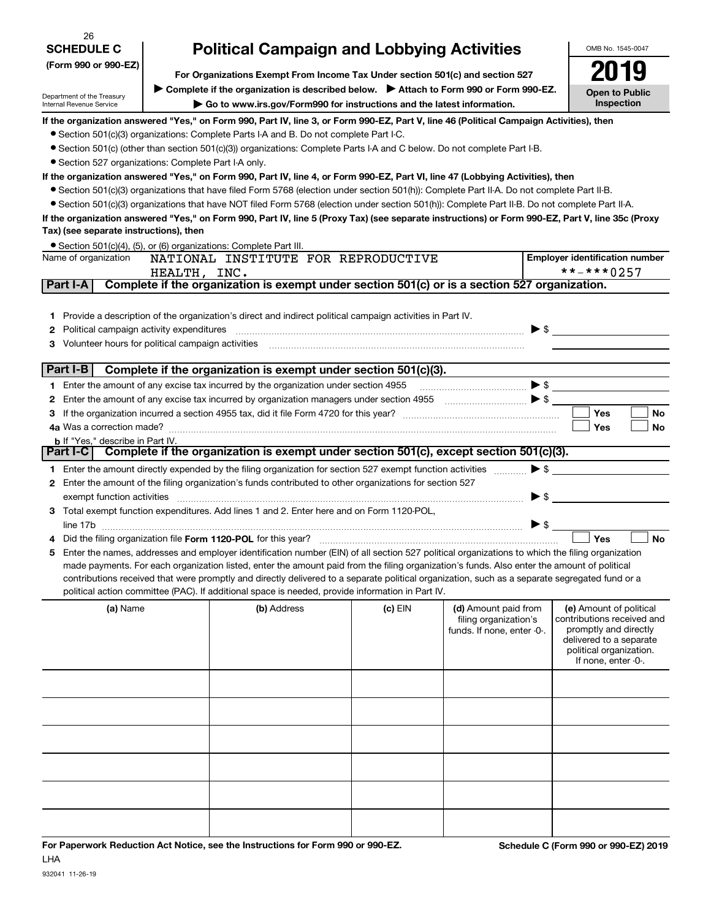26

**SCHEDULE C (Form 990 or 990-EZ)**

Department of the Treasury
Internal Revenue Service

# Political Campaign and Lobbying Activities

**For Organizations Exempt From Income Tax Under section 501(c) and section 527**

▶ Complete if the organization is described below. ▶ Attach to Form 990 or Form 990-EZ.

▶ Go to www.irs.gov/Form990 for instructions and the latest information.

OMB No. 1545-0047

**2019**

**Open to Public Inspection**

**If the organization answered "Yes," on Form 990, Part IV, line 3, or Form 990-EZ, Part V, line 46 (Political Campaign Activities), then**

- Section 501(c)(3) organizations: Complete Parts I-A and B. Do not complete Part I-C.
- Section 501(c) (other than section 501(c)(3)) organizations: Complete Parts I-A and C below. Do not complete Part I-B.
- Section 527 organizations: Complete Part I-A only.

**If the organization answered "Yes," on Form 990, Part IV, line 4, or Form 990-EZ, Part VI, line 47 (Lobbying Activities), then**

- Section 501(c)(3) organizations that have filed Form 5768 (election under section 501(h)): Complete Part II-A. Do not complete Part II-B.
- Section 501(c)(3) organizations that have NOT filed Form 5768 (election under section 501(h)): Complete Part II-B. Do not complete Part II-A.

**If the organization answered "Yes," on Form 990, Part IV, line 5 (Proxy Tax) (see separate instructions) or Form 990-EZ, Part V, line 35c (Proxy Tax) (see separate instructions), then**

- Section 501(c)(4), (5), or (6) organizations: Complete Part III.

Name of organization: NATIONAL INSTITUTE FOR REPRODUCTIVE HEALTH, INC.

Employer identification number: **-***0257

## Part I-A Complete if the organization is exempt under section 501(c) or is a section 527 organization.

1 Provide a description of the organization's direct and indirect political campaign activities in Part IV.

2 Political campaign activity expenditures ▶ $

3 Volunteer hours for political campaign activities

## Part I-B Complete if the organization is exempt under section 501(c)(3).

1 Enter the amount of any excise tax incurred by the organization under section 4955 ▶ $

2 Enter the amount of any excise tax incurred by organization managers under section 4955 ▶ $

3 If the organization incurred a section 4955 tax, did it file Form 4720 for this year? ☐ Yes ☐ No

4a Was a correction made? ☐ Yes ☐ No

b If "Yes," describe in Part IV.

## Part I-C Complete if the organization is exempt under section 501(c), except section 501(c)(3).

1 Enter the amount directly expended by the filing organization for section 527 exempt function activities ▶ $

2 Enter the amount of the filing organization's funds contributed to other organizations for section 527 exempt function activities ▶ $

3 Total exempt function expenditures. Add lines 1 and 2. Enter here and on Form 1120-POL, line 17b ▶ $

4 Did the filing organization file **Form 1120-POL** for this year? ☐ Yes ☐ No

5 Enter the names, addresses and employer identification number (EIN) of all section 527 political organizations to which the filing organization made payments. For each organization listed, enter the amount paid from the filing organization's funds. Also enter the amount of political contributions received that were promptly and directly delivered to a separate political organization, such as a separate segregated fund or a political action committee (PAC). If additional space is needed, provide information in Part IV.

| (a) Name | (b) Address | (c) EIN | (d) Amount paid from filing organization's funds. If none, enter -0-. | (e) Amount of political contributions received and promptly and directly delivered to a separate political organization. If none, enter -0-. |
|---|---|---|---|---|
| | | | | |
| | | | | |
| | | | | |
| | | | | |
| | | | | |
| | | | | |

**For Paperwork Reduction Act Notice, see the Instructions for Form 990 or 990-EZ.** LHA

**Schedule C (Form 990 or 990-EZ) 2019**

932041 11-26-19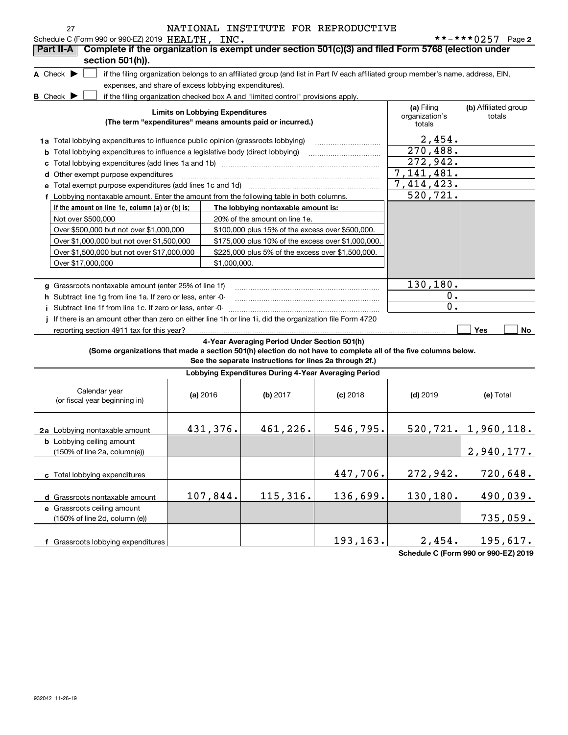Schedule C (Form 990 or 990-EZ) 2019 NATIONAL INSTITUTE FOR REPRODUCTIVE HEALTH, INC. **-***0257 Page 2

## Part II-A Complete if the organization is exempt under section 501(c)(3) and filed Form 5768 (election under section 501(h)).

A Check ▶ ☐ if the filing organization belongs to an affiliated group (and list in Part IV each affiliated group member's name, address, EIN, expenses, and share of excess lobbying expenditures).

B Check ▶ ☐ if the filing organization checked box A and "limited control" provisions apply.

| Limits on Lobbying Expenditures (The term "expenditures" means amounts paid or incurred.) | (a) Filing organization's totals | (b) Affiliated group totals |
|---|---|---|
| **1a** Total lobbying expenditures to influence public opinion (grassroots lobbying) | 2,454. | |
| **b** Total lobbying expenditures to influence a legislative body (direct lobbying) | 270,488. | |
| **c** Total lobbying expenditures (add lines 1a and 1b) | 272,942. | |
| **d** Other exempt purpose expenditures | 7,141,481. | |
| **e** Total exempt purpose expenditures (add lines 1c and 1d) | 7,414,423. | |
| **f** Lobbying nontaxable amount. Enter the amount from the following table in both columns. | 520,721. | |

| If the amount on line 1e, column (a) or (b) is: | The lobbying nontaxable amount is: |
|---|---|
| Not over $500,000 | 20% of the amount on line 1e. |
| Over $500,000 but not over $1,000,000 | $100,000 plus 15% of the excess over $500,000. |
| Over $1,000,000 but not over $1,500,000 | $175,000 plus 10% of the excess over $1,000,000. |
| Over $1,500,000 but not over $17,000,000 | $225,000 plus 5% of the excess over $1,500,000. |
| Over $17,000,000 | $1,000,000. |

| | (a) | (b) |
|---|---|---|
| **g** Grassroots nontaxable amount (enter 25% of line 1f) | 130,180. | |
| **h** Subtract line 1g from line 1a. If zero or less, enter -0- | 0. | |
| **i** Subtract line 1f from line 1c. If zero or less, enter -0- | 0. | |
| **j** If there is an amount other than zero on either line 1h or line 1i, did the organization file Form 4720 reporting section 4911 tax for this year? | ☐ Yes | ☐ No |

### 4-Year Averaging Period Under Section 501(h)

**(Some organizations that made a section 501(h) election do not have to complete all of the five columns below. See the separate instructions for lines 2a through 2f.)**

**Lobbying Expenditures During 4-Year Averaging Period**

| Calendar year (or fiscal year beginning in) | (a) 2016 | (b) 2017 | (c) 2018 | (d) 2019 | (e) Total |
|---|---|---|---|---|---|
| **2a** Lobbying nontaxable amount | 431,376. | 461,226. | 546,795. | 520,721. | 1,960,118. |
| **b** Lobbying ceiling amount (150% of line 2a, column(e)) | | | | | 2,940,177. |
| **c** Total lobbying expenditures | | | 447,706. | 272,942. | 720,648. |
| **d** Grassroots nontaxable amount | 107,844. | 115,316. | 136,699. | 130,180. | 490,039. |
| **e** Grassroots ceiling amount (150% of line 2d, column (e)) | | | | | 735,059. |
| **f** Grassroots lobbying expenditures | | | 193,163. | 2,454. | 195,617. |

**Schedule C (Form 990 or 990-EZ) 2019**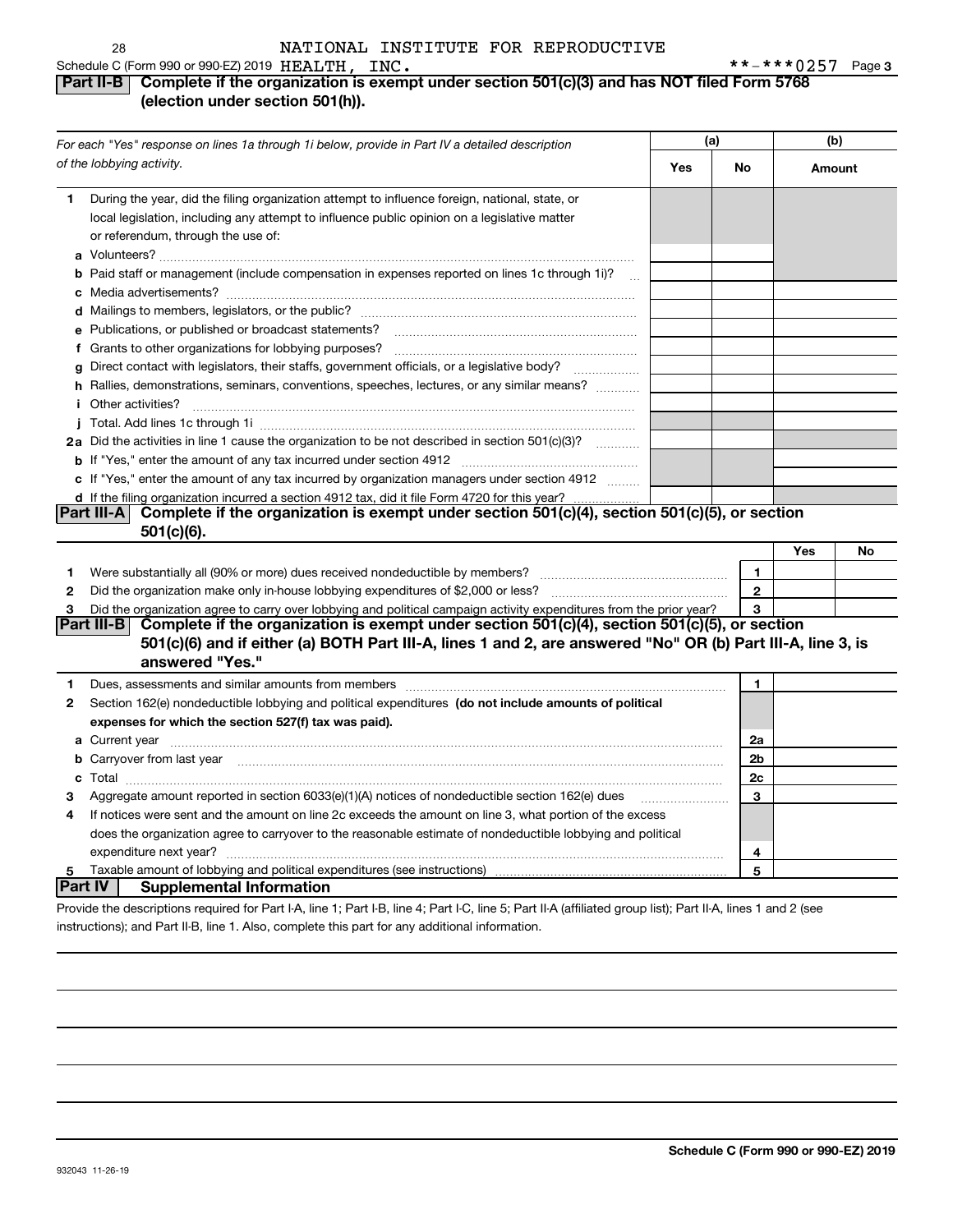NATIONAL INSTITUTE FOR REPRODUCTIVE

Schedule C (Form 990 or 990-EZ) 2019 HEALTH, INC. **-***0257 Page 3

## Part II-B Complete if the organization is exempt under section 501(c)(3) and has NOT filed Form 5768 (election under section 501(h)).

| *For each "Yes" response on lines 1a through 1i below, provide in Part IV a detailed description of the lobbying activity.* | (a) Yes | (a) No | (b) Amount |
|---|---|---|---|
| **1** During the year, did the filing organization attempt to influence foreign, national, state, or local legislation, including any attempt to influence public opinion on a legislative matter or referendum, through the use of: | | | |
| **a** Volunteers? | | | |
| **b** Paid staff or management (include compensation in expenses reported on lines 1c through 1i)? | | | |
| **c** Media advertisements? | | | |
| **d** Mailings to members, legislators, or the public? | | | |
| **e** Publications, or published or broadcast statements? | | | |
| **f** Grants to other organizations for lobbying purposes? | | | |
| **g** Direct contact with legislators, their staffs, government officials, or a legislative body? | | | |
| **h** Rallies, demonstrations, seminars, conventions, speeches, lectures, or any similar means? | | | |
| **i** Other activities? | | | |
| **j** Total. Add lines 1c through 1i | | | |
| **2a** Did the activities in line 1 cause the organization to be not described in section 501(c)(3)? | | | |
| **b** If "Yes," enter the amount of any tax incurred under section 4912 | | | |
| **c** If "Yes," enter the amount of any tax incurred by organization managers under section 4912 | | | |
| **d** If the filing organization incurred a section 4912 tax, did it file Form 4720 for this year? | | | |

## Part III-A Complete if the organization is exempt under section 501(c)(4), section 501(c)(5), or section 501(c)(6).

| | | Yes | No |
|---|---|---|---|
| **1** Were substantially all (90% or more) dues received nondeductible by members? | 1 | | |
| **2** Did the organization make only in-house lobbying expenditures of $2,000 or less? | 2 | | |
| **3** Did the organization agree to carry over lobbying and political campaign activity expenditures from the prior year? | 3 | | |

## Part III-B Complete if the organization is exempt under section 501(c)(4), section 501(c)(5), or section 501(c)(6) and if either (a) BOTH Part III-A, lines 1 and 2, are answered "No" OR (b) Part III-A, line 3, is answered "Yes."

| | | |
|---|---|---|
| **1** Dues, assessments and similar amounts from members | 1 | |
| **2** Section 162(e) nondeductible lobbying and political expenditures **(do not include amounts of political expenses for which the section 527(f) tax was paid).** | | |
| **a** Current year | 2a | |
| **b** Carryover from last year | 2b | |
| **c** Total | 2c | |
| **3** Aggregate amount reported in section 6033(e)(1)(A) notices of nondeductible section 162(e) dues | 3 | |
| **4** If notices were sent and the amount on line 2c exceeds the amount on line 3, what portion of the excess does the organization agree to carryover to the reasonable estimate of nondeductible lobbying and political expenditure next year? | 4 | |
| **5** Taxable amount of lobbying and political expenditures (see instructions) | 5 | |

## Part IV Supplemental Information

Provide the descriptions required for Part I-A, line 1; Part I-B, line 4; Part I-C, line 5; Part II-A (affiliated group list); Part II-A, lines 1 and 2 (see instructions); and Part II-B, line 1. Also, complete this part for any additional information.

932043 11-26-19

**Schedule C (Form 990 or 990-EZ) 2019**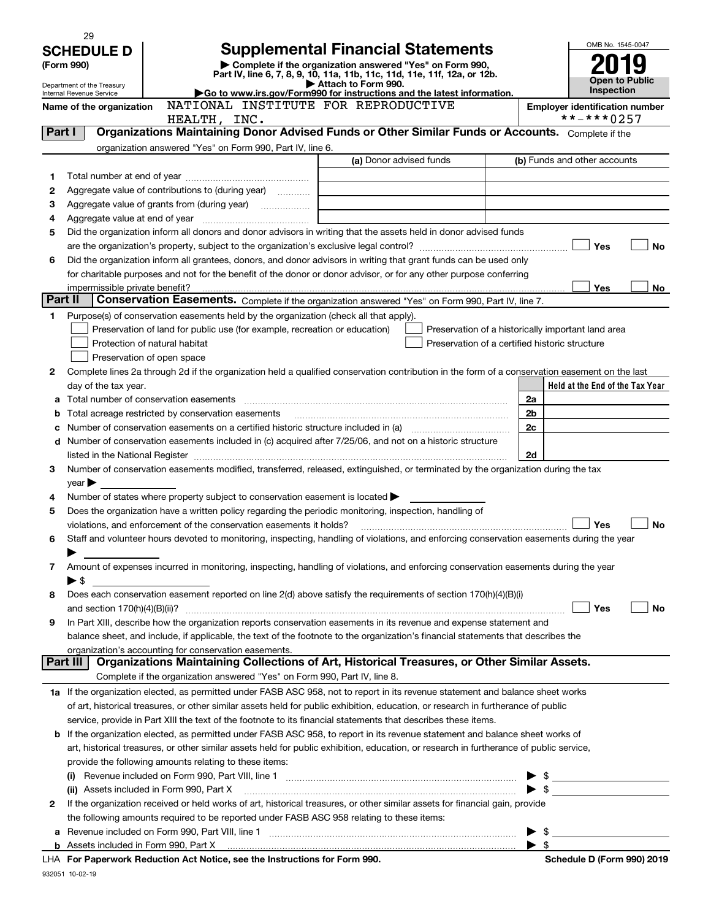**SCHEDULE D (Form 990)**

Department of the Treasury
Internal Revenue Service

# Supplemental Financial Statements

▶ Complete if the organization answered "Yes" on Form 990, Part IV, line 6, 7, 8, 9, 10, 11a, 11b, 11c, 11d, 11e, 11f, 12a, or 12b.
▶ Attach to Form 990.
▶Go to www.irs.gov/Form990 for instructions and the latest information.

OMB No. 1545-0047

**2019**

**Open to Public Inspection**

Name of the organization: NATIONAL INSTITUTE FOR REPRODUCTIVE HEALTH, INC.

Employer identification number: **-***0257

## Part I — Organizations Maintaining Donor Advised Funds or Other Similar Funds or Accounts.

Complete if the organization answered "Yes" on Form 990, Part IV, line 6.

| | | (a) Donor advised funds | (b) Funds and other accounts |
|---|---|---|---|
| 1 | Total number at end of year | | |
| 2 | Aggregate value of contributions to (during year) | | |
| 3 | Aggregate value of grants from (during year) | | |
| 4 | Aggregate value at end of year | | |

5 Did the organization inform all donors and donor advisors in writing that the assets held in donor advised funds are the organization's property, subject to the organization's exclusive legal control? ☐ Yes ☐ No

6 Did the organization inform all grantees, donors, and donor advisors in writing that grant funds can be used only for charitable purposes and not for the benefit of the donor or donor advisor, or for any other purpose conferring impermissible private benefit? ☐ Yes ☐ No

## Part II — Conservation Easements.

Complete if the organization answered "Yes" on Form 990, Part IV, line 7.

1 Purpose(s) of conservation easements held by the organization (check all that apply).

- ☐ Preservation of land for public use (for example, recreation or education)
- ☐ Protection of natural habitat
- ☐ Preservation of open space
- ☐ Preservation of a historically important land area
- ☐ Preservation of a certified historic structure

2 Complete lines 2a through 2d if the organization held a qualified conservation contribution in the form of a conservation easement on the last day of the tax year.

| | | | Held at the End of the Tax Year |
|---|---|---|---|
| a | Total number of conservation easements | 2a | |
| b | Total acreage restricted by conservation easements | 2b | |
| c | Number of conservation easements on a certified historic structure included in (a) | 2c | |
| d | Number of conservation easements included in (c) acquired after 7/25/06, and not on a historic structure listed in the National Register | 2d | |

3 Number of conservation easements modified, transferred, released, extinguished, or terminated by the organization during the tax year ▶

4 Number of states where property subject to conservation easement is located ▶

5 Does the organization have a written policy regarding the periodic monitoring, inspection, handling of violations, and enforcement of the conservation easements it holds? ☐ Yes ☐ No

6 Staff and volunteer hours devoted to monitoring, inspecting, handling of violations, and enforcing conservation easements during the year ▶

7 Amount of expenses incurred in monitoring, inspecting, handling of violations, and enforcing conservation easements during the year ▶ $

8 Does each conservation easement reported on line 2(d) above satisfy the requirements of section 170(h)(4)(B)(i) and section 170(h)(4)(B)(ii)? ☐ Yes ☐ No

9 In Part XIII, describe how the organization reports conservation easements in its revenue and expense statement and balance sheet, and include, if applicable, the text of the footnote to the organization's financial statements that describes the organization's accounting for conservation easements.

## Part III — Organizations Maintaining Collections of Art, Historical Treasures, or Other Similar Assets.

Complete if the organization answered "Yes" on Form 990, Part IV, line 8.

1a If the organization elected, as permitted under FASB ASC 958, not to report in its revenue statement and balance sheet works of art, historical treasures, or other similar assets held for public exhibition, education, or research in furtherance of public service, provide in Part XIII the text of the footnote to its financial statements that describes these items.

b If the organization elected, as permitted under FASB ASC 958, to report in its revenue statement and balance sheet works of art, historical treasures, or other similar assets held for public exhibition, education, or research in furtherance of public service, provide the following amounts relating to these items:

(i) Revenue included on Form 990, Part VIII, line 1 ▶ $

(ii) Assets included in Form 990, Part X ▶ $

2 If the organization received or held works of art, historical treasures, or other similar assets for financial gain, provide the following amounts required to be reported under FASB ASC 958 relating to these items:

a Revenue included on Form 990, Part VIII, line 1 ▶ $

b Assets included in Form 990, Part X ▶ $

LHA For Paperwork Reduction Act Notice, see the Instructions for Form 990. Schedule D (Form 990) 2019

932051 10-02-19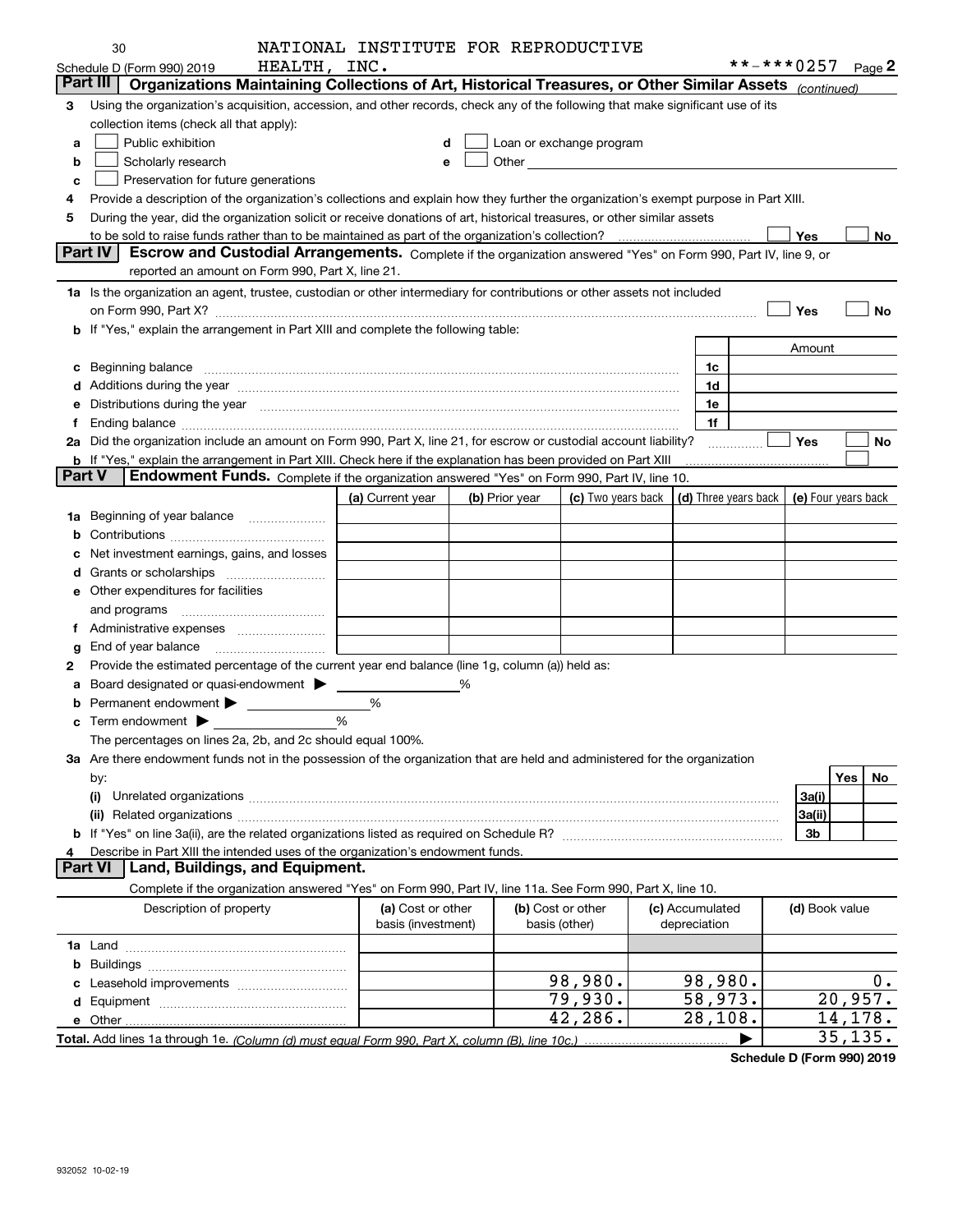NATIONAL INSTITUTE FOR REPRODUCTIVE HEALTH, INC.

Schedule D (Form 990) 2019 **-***0257 Page 2

## Part III Organizations Maintaining Collections of Art, Historical Treasures, or Other Similar Assets *(continued)*

3 Using the organization's acquisition, accession, and other records, check any of the following that make significant use of its collection items (check all that apply):

- a ☐ Public exhibition
- b ☐ Scholarly research
- c ☐ Preservation for future generations
- d ☐ Loan or exchange program
- e ☐ Other

4 Provide a description of the organization's collections and explain how they further the organization's exempt purpose in Part XIII.

5 During the year, did the organization solicit or receive donations of art, historical treasures, or other similar assets to be sold to raise funds rather than to be maintained as part of the organization's collection? ☐ Yes ☐ No

## Part IV Escrow and Custodial Arrangements.

Complete if the organization answered "Yes" on Form 990, Part IV, line 9, or reported an amount on Form 990, Part X, line 21.

1a Is the organization an agent, trustee, custodian or other intermediary for contributions or other assets not included on Form 990, Part X? ☐ Yes ☐ No

b If "Yes," explain the arrangement in Part XIII and complete the following table:

| | | Amount |
|---|---|---|
| c Beginning balance | 1c | |
| d Additions during the year | 1d | |
| e Distributions during the year | 1e | |
| f Ending balance | 1f | |

2a Did the organization include an amount on Form 990, Part X, line 21, for escrow or custodial account liability? ☐ Yes ☐ No

b If "Yes," explain the arrangement in Part XIII. Check here if the explanation has been provided on Part XIII ☐

## Part V Endowment Funds.

Complete if the organization answered "Yes" on Form 990, Part IV, line 10.

| | (a) Current year | (b) Prior year | (c) Two years back | (d) Three years back | (e) Four years back |
|---|---|---|---|---|---|
| 1a Beginning of year balance | | | | | |
| b Contributions | | | | | |
| c Net investment earnings, gains, and losses | | | | | |
| d Grants or scholarships | | | | | |
| e Other expenditures for facilities and programs | | | | | |
| f Administrative expenses | | | | | |
| g End of year balance | | | | | |

2 Provide the estimated percentage of the current year end balance (line 1g, column (a)) held as:

- a Board designated or quasi-endowment ▶ %
- b Permanent endowment ▶ %
- c Term endowment ▶ %

The percentages on lines 2a, 2b, and 2c should equal 100%.

3a Are there endowment funds not in the possession of the organization that are held and administered for the organization by:

| | | Yes | No |
|---|---|---|---|
| (i) Unrelated organizations | 3a(i) | | |
| (ii) Related organizations | 3a(ii) | | |
| b If "Yes" on line 3a(ii), are the related organizations listed as required on Schedule R? | 3b | | |

4 Describe in Part XIII the intended uses of the organization's endowment funds.

## Part VI Land, Buildings, and Equipment.

Complete if the organization answered "Yes" on Form 990, Part IV, line 11a. See Form 990, Part X, line 10.

| Description of property | (a) Cost or other basis (investment) | (b) Cost or other basis (other) | (c) Accumulated depreciation | (d) Book value |
|---|---|---|---|---|
| 1a Land | | | | |
| b Buildings | | | | |
| c Leasehold improvements | | 98,980. | 98,980. | 0. |
| d Equipment | | 79,930. | 58,973. | 20,957. |
| e Other | | 42,286. | 28,108. | 14,178. |
| **Total.** Add lines 1a through 1e. *(Column (d) must equal Form 990, Part X, column (B), line 10c.)* | | | ▶ | 35,135. |

**Schedule D (Form 990) 2019**

932052 10-02-19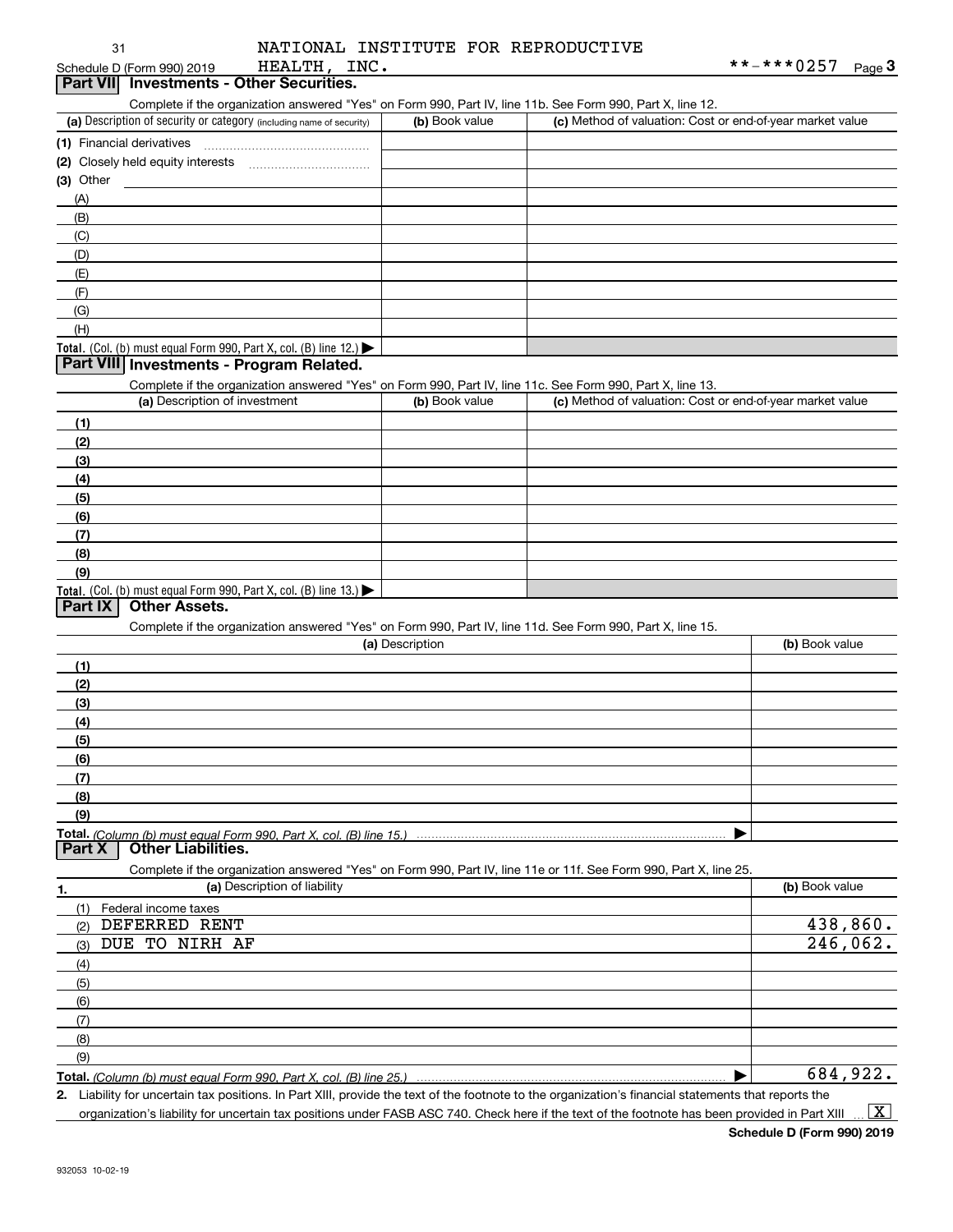NATIONAL INSTITUTE FOR REPRODUCTIVE HEALTH, INC.

Schedule D (Form 990) 2019 **-***0257 Page 3

## Part VII Investments - Other Securities.

Complete if the organization answered "Yes" on Form 990, Part IV, line 11b. See Form 990, Part X, line 12.

| (a) Description of security or category (including name of security) | (b) Book value | (c) Method of valuation: Cost or end-of-year market value |
|---|---|---|
| (1) Financial derivatives | | |
| (2) Closely held equity interests | | |
| (3) Other | | |
| (A) | | |
| (B) | | |
| (C) | | |
| (D) | | |
| (E) | | |
| (F) | | |
| (G) | | |
| (H) | | |
| Total. (Col. (b) must equal Form 990, Part X, col. (B) line 12.) | | |

## Part VIII Investments - Program Related.

Complete if the organization answered "Yes" on Form 990, Part IV, line 11c. See Form 990, Part X, line 13.

| (a) Description of investment | (b) Book value | (c) Method of valuation: Cost or end-of-year market value |
|---|---|---|
| (1) | | |
| (2) | | |
| (3) | | |
| (4) | | |
| (5) | | |
| (6) | | |
| (7) | | |
| (8) | | |
| (9) | | |
| Total. (Col. (b) must equal Form 990, Part X, col. (B) line 13.) | | |

## Part IX Other Assets.

Complete if the organization answered "Yes" on Form 990, Part IV, line 11d. See Form 990, Part X, line 15.

| (a) Description | (b) Book value |
|---|---|
| (1) | |
| (2) | |
| (3) | |
| (4) | |
| (5) | |
| (6) | |
| (7) | |
| (8) | |
| (9) | |
| Total. (Column (b) must equal Form 990, Part X, col. (B) line 15.) | |

## Part X Other Liabilities.

Complete if the organization answered "Yes" on Form 990, Part IV, line 11e or 11f. See Form 990, Part X, line 25.

| 1. (a) Description of liability | (b) Book value |
|---|---|
| (1) Federal income taxes | |
| (2) DEFERRED RENT | 438,860. |
| (3) DUE TO NIRH AF | 246,062. |
| (4) | |
| (5) | |
| (6) | |
| (7) | |
| (8) | |
| (9) | |
| Total. (Column (b) must equal Form 990, Part X, col. (B) line 25.) | 684,922. |

2. Liability for uncertain tax positions. In Part XIII, provide the text of the footnote to the organization's financial statements that reports the organization's liability for uncertain tax positions under FASB ASC 740. Check here if the text of the footnote has been provided in Part XIII [X]

Schedule D (Form 990) 2019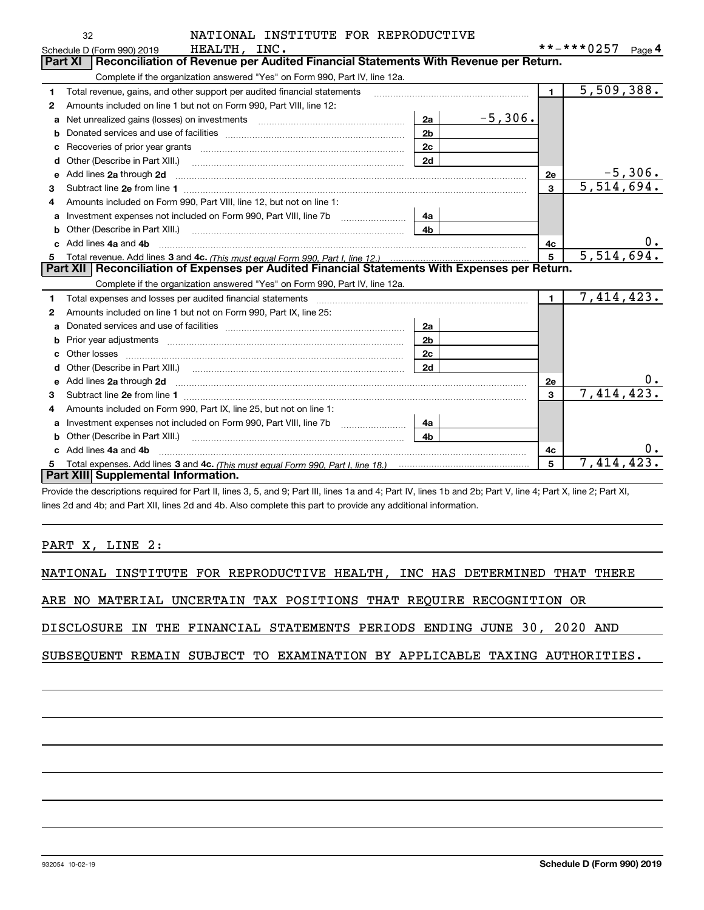Schedule D (Form 990) 2019 NATIONAL INSTITUTE FOR REPRODUCTIVE HEALTH, INC. **-***0257 Page 4

## Part XI Reconciliation of Revenue per Audited Financial Statements With Revenue per Return.

Complete if the organization answered "Yes" on Form 990, Part IV, line 12a.

| | | | | | |
|---|---|---|---|---|---|
| 1 | Total revenue, gains, and other support per audited financial statements | | | 1 | 5,509,388. |
| 2 | Amounts included on line 1 but not on Form 990, Part VIII, line 12: | | | | |
| a | Net unrealized gains (losses) on investments | 2a | -5,306. | | |
| b | Donated services and use of facilities | 2b | | | |
| c | Recoveries of prior year grants | 2c | | | |
| d | Other (Describe in Part XIII.) | 2d | | | |
| e | Add lines 2a through 2d | | | 2e | -5,306. |
| 3 | Subtract line 2e from line 1 | | | 3 | 5,514,694. |
| 4 | Amounts included on Form 990, Part VIII, line 12, but not on line 1: | | | | |
| a | Investment expenses not included on Form 990, Part VIII, line 7b | 4a | | | |
| b | Other (Describe in Part XIII.) | 4b | | | |
| c | Add lines 4a and 4b | | | 4c | 0. |
| 5 | Total revenue. Add lines 3 and 4c. *(This must equal Form 990, Part I, line 12.)* | | | 5 | 5,514,694. |

## Part XII Reconciliation of Expenses per Audited Financial Statements With Expenses per Return.

Complete if the organization answered "Yes" on Form 990, Part IV, line 12a.

| | | | | | |
|---|---|---|---|---|---|
| 1 | Total expenses and losses per audited financial statements | | | 1 | 7,414,423. |
| 2 | Amounts included on line 1 but not on Form 990, Part IX, line 25: | | | | |
| a | Donated services and use of facilities | 2a | | | |
| b | Prior year adjustments | 2b | | | |
| c | Other losses | 2c | | | |
| d | Other (Describe in Part XIII.) | 2d | | | |
| e | Add lines 2a through 2d | | | 2e | 0. |
| 3 | Subtract line 2e from line 1 | | | 3 | 7,414,423. |
| 4 | Amounts included on Form 990, Part IX, line 25, but not on line 1: | | | | |
| a | Investment expenses not included on Form 990, Part VIII, line 7b | 4a | | | |
| b | Other (Describe in Part XIII.) | 4b | | | |
| c | Add lines 4a and 4b | | | 4c | 0. |
| 5 | Total expenses. Add lines 3 and 4c. *(This must equal Form 990, Part I, line 18.)* | | | 5 | 7,414,423. |

## Part XIII Supplemental Information.

Provide the descriptions required for Part II, lines 3, 5, and 9; Part III, lines 1a and 4; Part IV, lines 1b and 2b; Part V, line 4; Part X, line 2; Part XI, lines 2d and 4b; and Part XII, lines 2d and 4b. Also complete this part to provide any additional information.

PART X, LINE 2:

NATIONAL INSTITUTE FOR REPRODUCTIVE HEALTH, INC HAS DETERMINED THAT THERE ARE NO MATERIAL UNCERTAIN TAX POSITIONS THAT REQUIRE RECOGNITION OR DISCLOSURE IN THE FINANCIAL STATEMENTS PERIODS ENDING JUNE 30, 2020 AND SUBSEQUENT REMAIN SUBJECT TO EXAMINATION BY APPLICABLE TAXING AUTHORITIES.

932054 10-02-19 Schedule D (Form 990) 2019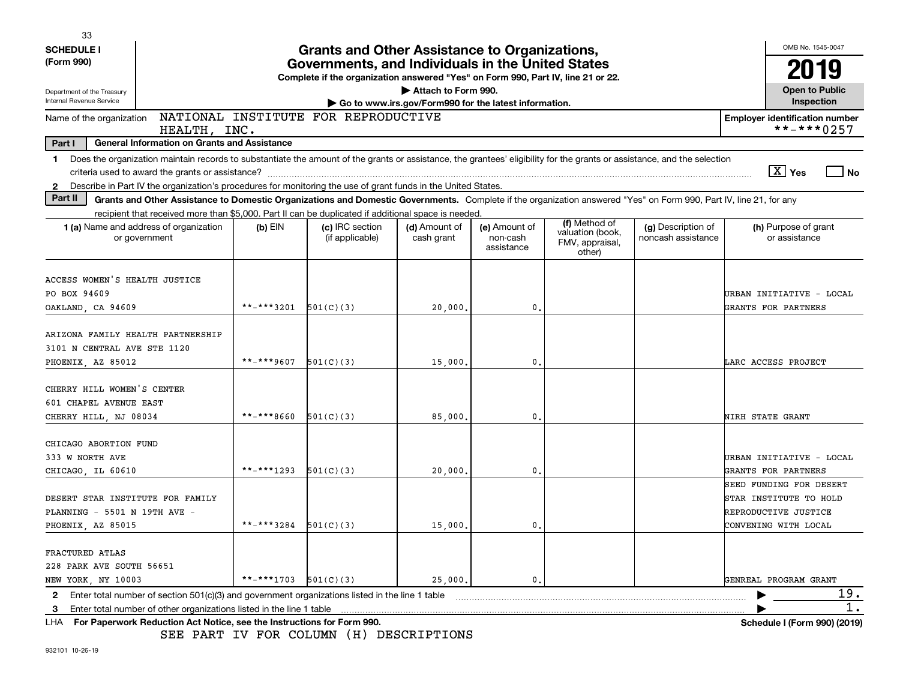**SCHEDULE I (Form 990)**

Department of the Treasury
Internal Revenue Service

# Grants and Other Assistance to Organizations, Governments, and Individuals in the United States

**Complete if the organization answered "Yes" on Form 990, Part IV, line 21 or 22.**
**▶ Attach to Form 990.**
**▶ Go to www.irs.gov/Form990 for the latest information.**

OMB No. 1545-0047

**2019**

**Open to Public Inspection**

Name of the organization: NATIONAL INSTITUTE FOR REPRODUCTIVE HEALTH, INC.

**Employer identification number** **-***0257

**Part I — General Information on Grants and Assistance**

1. Does the organization maintain records to substantiate the amount of the grants or assistance, the grantees' eligibility for the grants or assistance, and the selection criteria used to award the grants or assistance? [X] Yes [ ] No
2. Describe in Part IV the organization's procedures for monitoring the use of grant funds in the United States.

**Part II — Grants and Other Assistance to Domestic Organizations and Domestic Governments.** Complete if the organization answered "Yes" on Form 990, Part IV, line 21, for any recipient that received more than $5,000. Part II can be duplicated if additional space is needed.

| 1 (a) Name and address of organization or government | (b) EIN | (c) IRC section (if applicable) | (d) Amount of cash grant | (e) Amount of non-cash assistance | (f) Method of valuation (book, FMV, appraisal, other) | (g) Description of noncash assistance | (h) Purpose of grant or assistance |
|---|---|---|---|---|---|---|---|
| ACCESS WOMEN'S HEALTH JUSTICE PO BOX 94609 OAKLAND, CA 94609 | **-***3201 | 501(C)(3) | 20,000. | 0. | | | URBAN INITIATIVE - LOCAL GRANTS FOR PARTNERS |
| ARIZONA FAMILY HEALTH PARTNERSHIP 3101 N CENTRAL AVE STE 1120 PHOENIX, AZ 85012 | **-***9607 | 501(C)(3) | 15,000. | 0. | | | LARC ACCESS PROJECT |
| CHERRY HILL WOMEN'S CENTER 601 CHAPEL AVENUE EAST CHERRY HILL, NJ 08034 | **-***8660 | 501(C)(3) | 85,000. | 0. | | | NIRH STATE GRANT |
| CHICAGO ABORTION FUND 333 W NORTH AVE CHICAGO, IL 60610 | **-***1293 | 501(C)(3) | 20,000. | 0. | | | URBAN INITIATIVE - LOCAL GRANTS FOR PARTNERS |
| DESERT STAR INSTITUTE FOR FAMILY PLANNING - 5501 N 19TH AVE - PHOENIX, AZ 85015 | **-***3284 | 501(C)(3) | 15,000. | 0. | | | SEED FUNDING FOR DESERT STAR INSTITUTE TO HOLD REPRODUCTIVE JUSTICE CONVENING WITH LOCAL |
| FRACTURED ATLAS 228 PARK AVE SOUTH 56651 NEW YORK, NY 10003 | **-***1703 | 501(C)(3) | 25,000. | 0. | | | GENREAL PROGRAM GRANT |

2. Enter total number of section 501(c)(3) and government organizations listed in the line 1 table ▶ 19.
3. Enter total number of other organizations listed in the line 1 table ▶ 1.

LHA **For Paperwork Reduction Act Notice, see the Instructions for Form 990.** **Schedule I (Form 990) (2019)**

SEE PART IV FOR COLUMN (H) DESCRIPTIONS

932101 10-26-19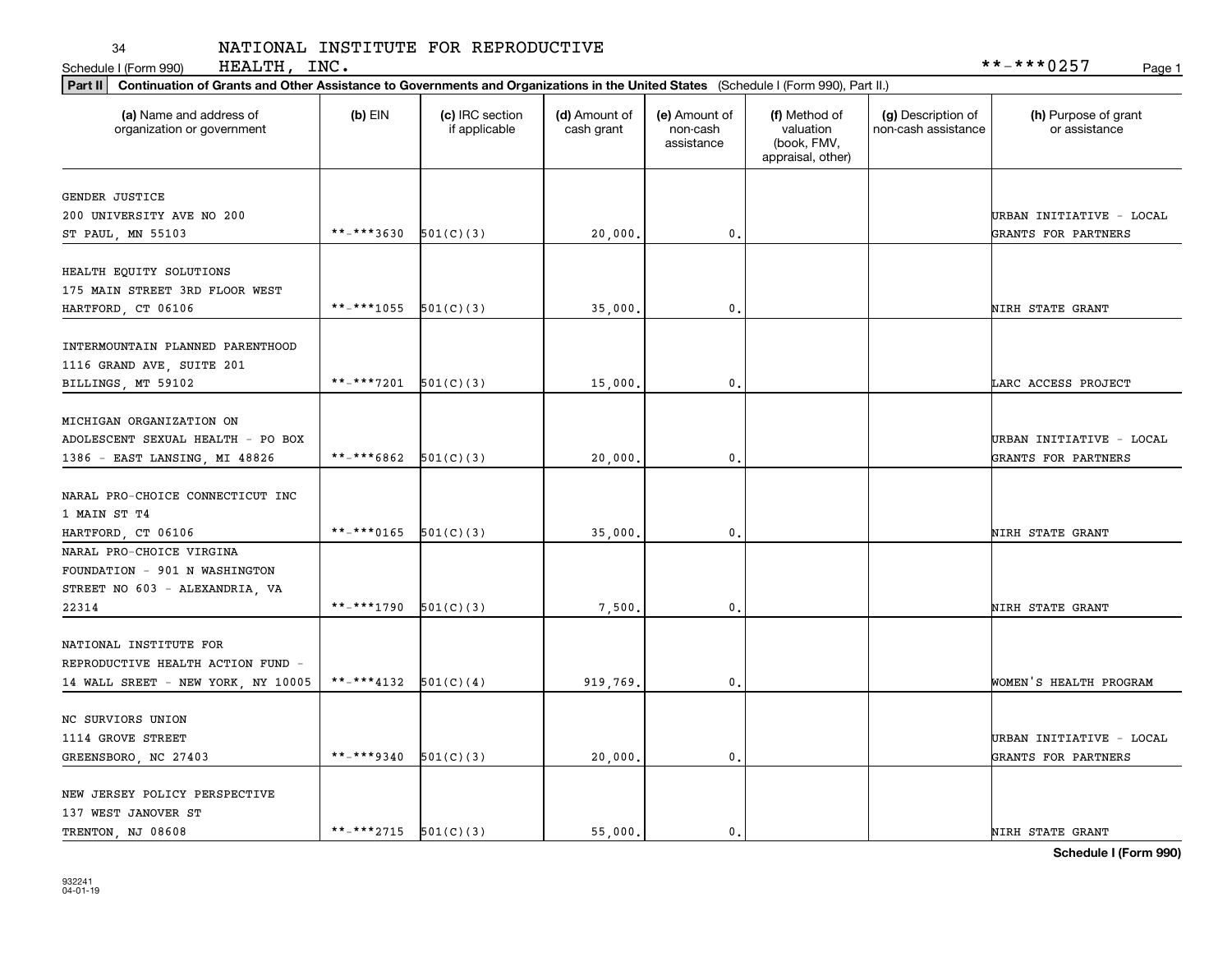NATIONAL INSTITUTE FOR REPRODUCTIVE HEALTH, INC.

Schedule I (Form 990) **-***0257

**Part II** **Continuation of Grants and Other Assistance to Governments and Organizations in the United States** (Schedule I (Form 990), Part II.)

| (a) Name and address of organization or government | (b) EIN | (c) IRC section if applicable | (d) Amount of cash grant | (e) Amount of non-cash assistance | (f) Method of valuation (book, FMV, appraisal, other) | (g) Description of non-cash assistance | (h) Purpose of grant or assistance |
|---|---|---|---|---|---|---|---|
| GENDER JUSTICE 200 UNIVERSITY AVE NO 200 ST PAUL, MN 55103 | **-***3630 | 501(C)(3) | 20,000. | 0. | | | URBAN INITIATIVE - LOCAL GRANTS FOR PARTNERS |
| HEALTH EQUITY SOLUTIONS 175 MAIN STREET 3RD FLOOR WEST HARTFORD, CT 06106 | **-***1055 | 501(C)(3) | 35,000. | 0. | | | NIRH STATE GRANT |
| INTERMOUNTAIN PLANNED PARENTHOOD 1116 GRAND AVE, SUITE 201 BILLINGS, MT 59102 | **-***7201 | 501(C)(3) | 15,000. | 0. | | | LARC ACCESS PROJECT |
| MICHIGAN ORGANIZATION ON ADOLESCENT SEXUAL HEALTH - PO BOX 1386 - EAST LANSING, MI 48826 | **-***6862 | 501(C)(3) | 20,000. | 0. | | | URBAN INITIATIVE - LOCAL GRANTS FOR PARTNERS |
| NARAL PRO-CHOICE CONNECTICUT INC 1 MAIN ST T4 HARTFORD, CT 06106 | **-***0165 | 501(C)(3) | 35,000. | 0. | | | NIRH STATE GRANT |
| NARAL PRO-CHOICE VIRGINA FOUNDATION - 901 N WASHINGTON STREET NO 603 - ALEXANDRIA, VA 22314 | **-***1790 | 501(C)(3) | 7,500. | 0. | | | NIRH STATE GRANT |
| NATIONAL INSTITUTE FOR REPRODUCTIVE HEALTH ACTION FUND - 14 WALL SREET - NEW YORK, NY 10005 | **-***4132 | 501(C)(4) | 919,769. | 0. | | | WOMEN'S HEALTH PROGRAM |
| NC SURVIORS UNION 1114 GROVE STREET GREENSBORO, NC 27403 | **-***9340 | 501(C)(3) | 20,000. | 0. | | | URBAN INITIATIVE - LOCAL GRANTS FOR PARTNERS |
| NEW JERSEY POLICY PERSPECTIVE 137 WEST JANOVER ST TRENTON, NJ 08608 | **-***2715 | 501(C)(3) | 55,000. | 0. | | | NIRH STATE GRANT |

**Schedule I (Form 990)**

932241 04-01-19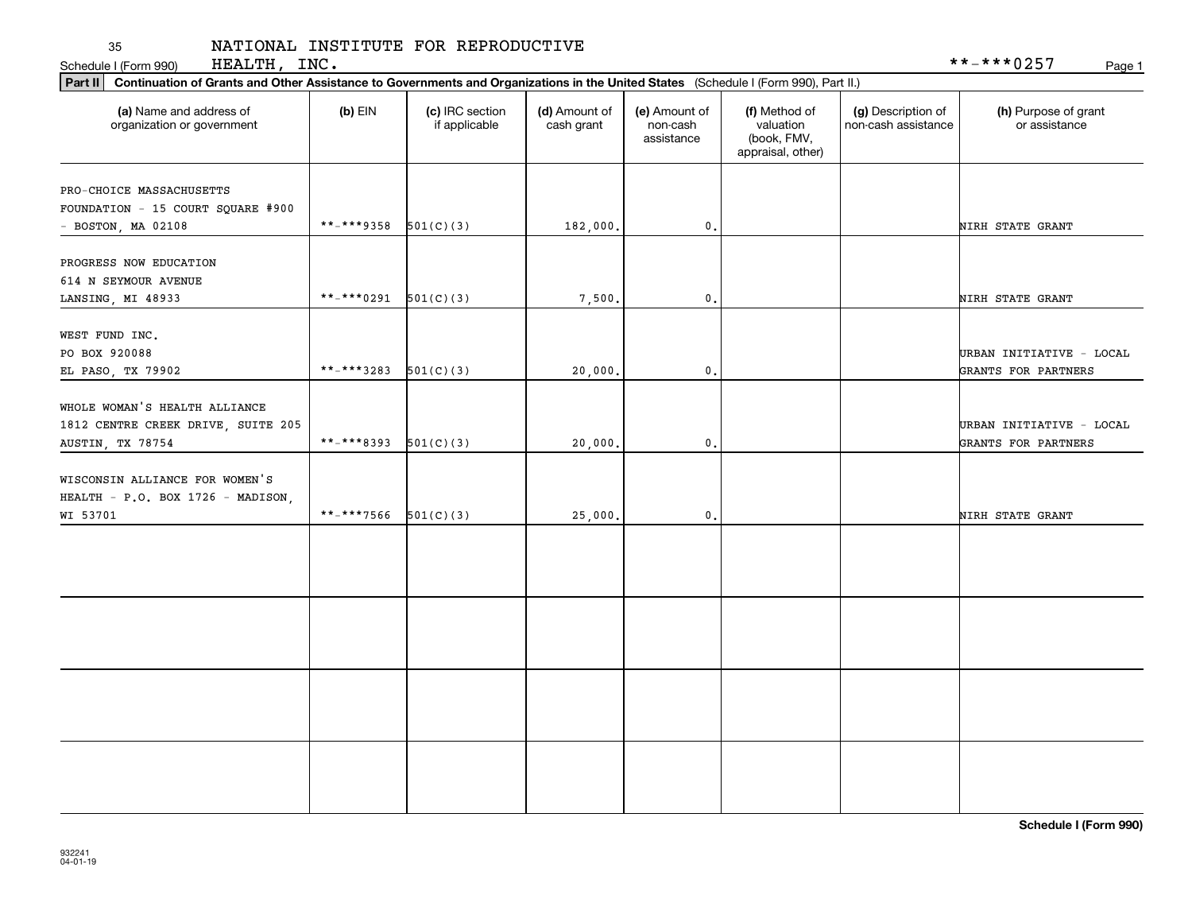NATIONAL INSTITUTE FOR REPRODUCTIVE HEALTH, INC.

Schedule I (Form 990) **-***0257

**Part II** **Continuation of Grants and Other Assistance to Governments and Organizations in the United States** (Schedule I (Form 990), Part II.)

| (a) Name and address of organization or government | (b) EIN | (c) IRC section if applicable | (d) Amount of cash grant | (e) Amount of non-cash assistance | (f) Method of valuation (book, FMV, appraisal, other) | (g) Description of non-cash assistance | (h) Purpose of grant or assistance |
|---|---|---|---|---|---|---|---|
| PRO-CHOICE MASSACHUSETTS FOUNDATION - 15 COURT SQUARE #900 - BOSTON, MA 02108 | **-***9358 | 501(C)(3) | 182,000. | 0. | | | NIRH STATE GRANT |
| PROGRESS NOW EDUCATION 614 N SEYMOUR AVENUE LANSING, MI 48933 | **-***0291 | 501(C)(3) | 7,500. | 0. | | | NIRH STATE GRANT |
| WEST FUND INC. PO BOX 920088 EL PASO, TX 79902 | **-***3283 | 501(C)(3) | 20,000. | 0. | | | URBAN INITIATIVE - LOCAL GRANTS FOR PARTNERS |
| WHOLE WOMAN'S HEALTH ALLIANCE 1812 CENTRE CREEK DRIVE, SUITE 205 AUSTIN, TX 78754 | **-***8393 | 501(C)(3) | 20,000. | 0. | | | URBAN INITIATIVE - LOCAL GRANTS FOR PARTNERS |
| WISCONSIN ALLIANCE FOR WOMEN'S HEALTH - P.O. BOX 1726 - MADISON, WI 53701 | **-***7566 | 501(C)(3) | 25,000. | 0. | | | NIRH STATE GRANT |
| | | | | | | | |
| | | | | | | | |
| | | | | | | | |
| | | | | | | | |

**Schedule I (Form 990)**

932241 04-01-19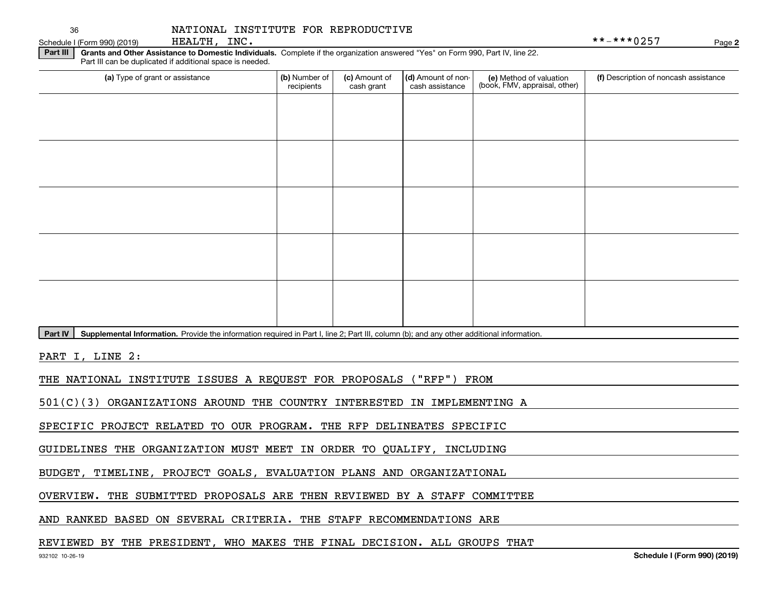NATIONAL INSTITUTE FOR REPRODUCTIVE HEALTH, INC. **-***0257

Schedule I (Form 990) (2019) Page 2

**Part III** **Grants and Other Assistance to Domestic Individuals.** Complete if the organization answered "Yes" on Form 990, Part IV, line 22. Part III can be duplicated if additional space is needed.

| (a) Type of grant or assistance | (b) Number of recipients | (c) Amount of cash grant | (d) Amount of non-cash assistance | (e) Method of valuation (book, FMV, appraisal, other) | (f) Description of noncash assistance |
|---|---|---|---|---|---|
| | | | | | |
| | | | | | |
| | | | | | |
| | | | | | |
| | | | | | |

**Part IV** **Supplemental Information.** Provide the information required in Part I, line 2; Part III, column (b); and any other additional information.

PART I, LINE 2:

THE NATIONAL INSTITUTE ISSUES A REQUEST FOR PROPOSALS ("RFP") FROM 501(C)(3) ORGANIZATIONS AROUND THE COUNTRY INTERESTED IN IMPLEMENTING A SPECIFIC PROJECT RELATED TO OUR PROGRAM. THE RFP DELINEATES SPECIFIC GUIDELINES THE ORGANIZATION MUST MEET IN ORDER TO QUALIFY, INCLUDING BUDGET, TIMELINE, PROJECT GOALS, EVALUATION PLANS AND ORGANIZATIONAL OVERVIEW. THE SUBMITTED PROPOSALS ARE THEN REVIEWED BY A STAFF COMMITTEE AND RANKED BASED ON SEVERAL CRITERIA. THE STAFF RECOMMENDATIONS ARE REVIEWED BY THE PRESIDENT, WHO MAKES THE FINAL DECISION. ALL GROUPS THAT

932102 10-26-19 **Schedule I (Form 990) (2019)**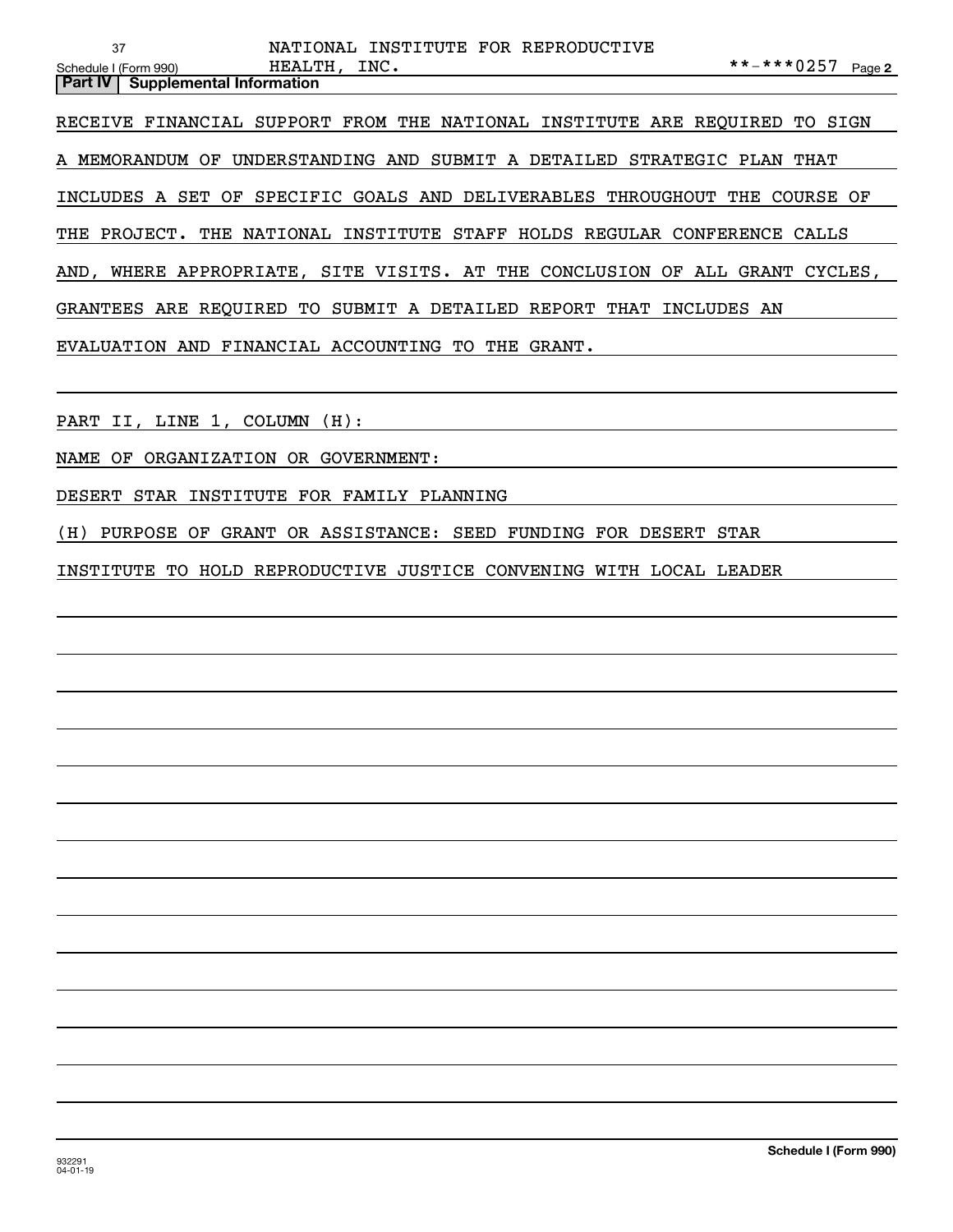**Part IV | Supplemental Information**

RECEIVE FINANCIAL SUPPORT FROM THE NATIONAL INSTITUTE ARE REQUIRED TO SIGN A MEMORANDUM OF UNDERSTANDING AND SUBMIT A DETAILED STRATEGIC PLAN THAT INCLUDES A SET OF SPECIFIC GOALS AND DELIVERABLES THROUGHOUT THE COURSE OF THE PROJECT. THE NATIONAL INSTITUTE STAFF HOLDS REGULAR CONFERENCE CALLS AND, WHERE APPROPRIATE, SITE VISITS. AT THE CONCLUSION OF ALL GRANT CYCLES, GRANTEES ARE REQUIRED TO SUBMIT A DETAILED REPORT THAT INCLUDES AN EVALUATION AND FINANCIAL ACCOUNTING TO THE GRANT.

PART II, LINE 1, COLUMN (H):

NAME OF ORGANIZATION OR GOVERNMENT:

DESERT STAR INSTITUTE FOR FAMILY PLANNING

(H) PURPOSE OF GRANT OR ASSISTANCE: SEED FUNDING FOR DESERT STAR INSTITUTE TO HOLD REPRODUCTIVE JUSTICE CONVENING WITH LOCAL LEADER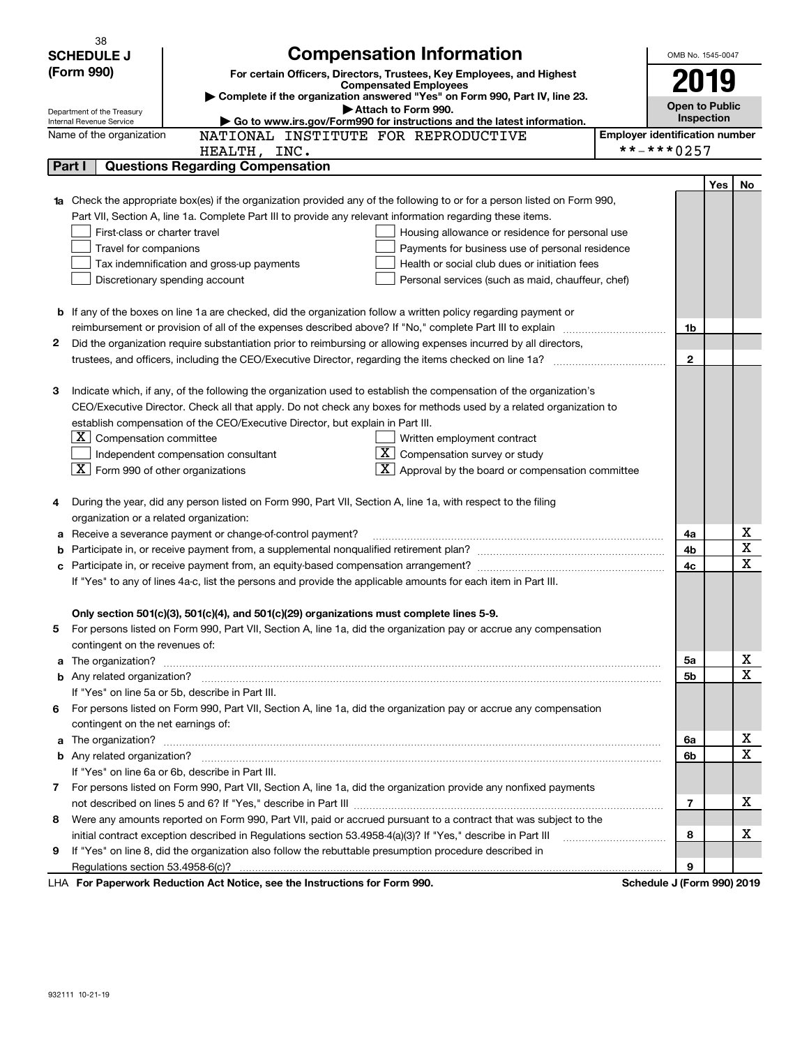# SCHEDULE J (Form 990)

## Compensation Information

**For certain Officers, Directors, Trustees, Key Employees, and Highest Compensated Employees**

▶ Complete if the organization answered "Yes" on Form 990, Part IV, line 23.

▶ Attach to Form 990.

▶ Go to www.irs.gov/Form990 for instructions and the latest information.

Department of the Treasury
Internal Revenue Service

OMB No. 1545-0047

**2019**

**Open to Public Inspection**

Name of the organization: NATIONAL INSTITUTE FOR REPRODUCTIVE HEALTH, INC.

Employer identification number: **-***0257

### Part I Questions Regarding Compensation

| | | | Yes | No |
|---|---|---|---|---|
| **1a** | Check the appropriate box(es) if the organization provided any of the following to or for a person listed on Form 990, Part VII, Section A, line 1a. Complete Part III to provide any relevant information regarding these items.<br>☐ First-class or charter travel<br>☐ Travel for companions<br>☐ Tax indemnification and gross-up payments<br>☐ Discretionary spending account<br>☐ Housing allowance or residence for personal use<br>☐ Payments for business use of personal residence<br>☐ Health or social club dues or initiation fees<br>☐ Personal services (such as maid, chauffeur, chef) | | | |
| **b** | If any of the boxes on line 1a are checked, did the organization follow a written policy regarding payment or reimbursement or provision of all of the expenses described above? If "No," complete Part III to explain | 1b | | |
| **2** | Did the organization require substantiation prior to reimbursing or allowing expenses incurred by all directors, trustees, and officers, including the CEO/Executive Director, regarding the items checked on line 1a? | 2 | | |
| **3** | Indicate which, if any, of the following the organization used to establish the compensation of the organization's CEO/Executive Director. Check all that apply. Do not check any boxes for methods used by a related organization to establish compensation of the CEO/Executive Director, but explain in Part III.<br>☒ Compensation committee<br>☐ Independent compensation consultant<br>☒ Form 990 of other organizations<br>☐ Written employment contract<br>☒ Compensation survey or study<br>☒ Approval by the board or compensation committee | | | |
| **4** | During the year, did any person listed on Form 990, Part VII, Section A, line 1a, with respect to the filing organization or a related organization: | | | |
| **a** | Receive a severance payment or change-of-control payment? | 4a | | X |
| **b** | Participate in, or receive payment from, a supplemental nonqualified retirement plan? | 4b | | X |
| **c** | Participate in, or receive payment from, an equity-based compensation arrangement? | 4c | | X |
| | If "Yes" to any of lines 4a-c, list the persons and provide the applicable amounts for each item in Part III. | | | |
| | **Only section 501(c)(3), 501(c)(4), and 501(c)(29) organizations must complete lines 5-9.** | | | |
| **5** | For persons listed on Form 990, Part VII, Section A, line 1a, did the organization pay or accrue any compensation contingent on the revenues of: | | | |
| **a** | The organization? | 5a | | X |
| **b** | Any related organization? | 5b | | X |
| | If "Yes" on line 5a or 5b, describe in Part III. | | | |
| **6** | For persons listed on Form 990, Part VII, Section A, line 1a, did the organization pay or accrue any compensation contingent on the net earnings of: | | | |
| **a** | The organization? | 6a | | X |
| **b** | Any related organization? | 6b | | X |
| | If "Yes" on line 6a or 6b, describe in Part III. | | | |
| **7** | For persons listed on Form 990, Part VII, Section A, line 1a, did the organization provide any nonfixed payments not described on lines 5 and 6? If "Yes," describe in Part III | 7 | | X |
| **8** | Were any amounts reported on Form 990, Part VII, paid or accrued pursuant to a contract that was subject to the initial contract exception described in Regulations section 53.4958-4(a)(3)? If "Yes," describe in Part III | 8 | | X |
| **9** | If "Yes" on line 8, did the organization also follow the rebuttable presumption procedure described in Regulations section 53.4958-6(c)? | 9 | | |

LHA **For Paperwork Reduction Act Notice, see the Instructions for Form 990.** **Schedule J (Form 990) 2019**

932111 10-21-19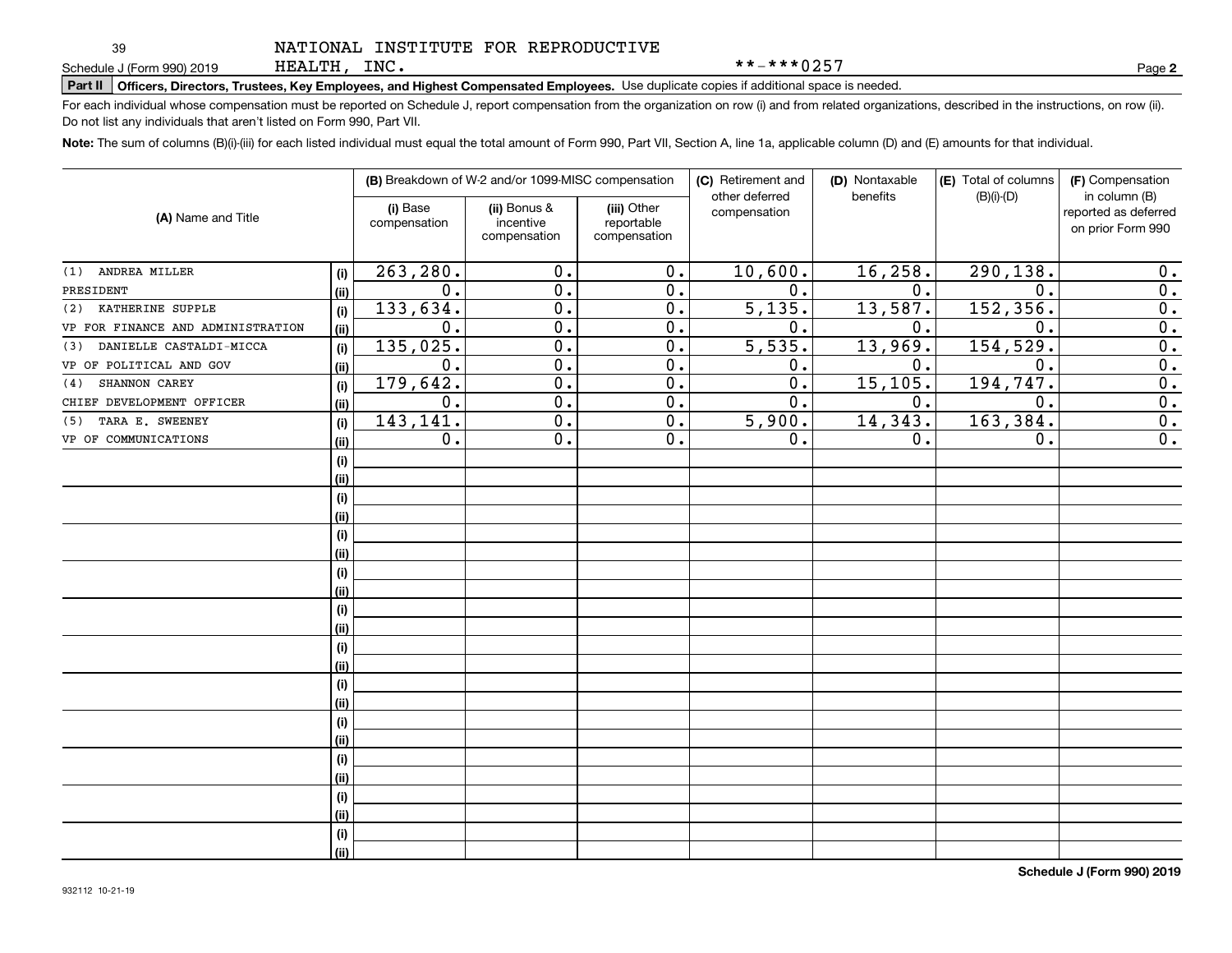NATIONAL INSTITUTE FOR REPRODUCTIVE HEALTH, INC. **-***0257

Schedule J (Form 990) 2019 Page 2

**Part II Officers, Directors, Trustees, Key Employees, and Highest Compensated Employees.** Use duplicate copies if additional space is needed.

For each individual whose compensation must be reported on Schedule J, report compensation from the organization on row (i) and from related organizations, described in the instructions, on row (ii). Do not list any individuals that aren't listed on Form 990, Part VII.

**Note:** The sum of columns (B)(i)-(iii) for each listed individual must equal the total amount of Form 990, Part VII, Section A, line 1a, applicable column (D) and (E) amounts for that individual.

| (A) Name and Title | | (B) Breakdown of W-2 and/or 1099-MISC compensation | | | (C) Retirement and other deferred compensation | (D) Nontaxable benefits | (E) Total of columns (B)(i)-(D) | (F) Compensation in column (B) reported as deferred on prior Form 990 |
|---|---|---|---|---|---|---|---|---|
| | | (i) Base compensation | (ii) Bonus & incentive compensation | (iii) Other reportable compensation | | | | |
| (1) ANDREA MILLER | (i) | 263,280. | 0. | 0. | 10,600. | 16,258. | 290,138. | 0. |
| PRESIDENT | (ii) | 0. | 0. | 0. | 0. | 0. | 0. | 0. |
| (2) KATHERINE SUPPLE | (i) | 133,634. | 0. | 0. | 5,135. | 13,587. | 152,356. | 0. |
| VP FOR FINANCE AND ADMINISTRATION | (ii) | 0. | 0. | 0. | 0. | 0. | 0. | 0. |
| (3) DANIELLE CASTALDI-MICCA | (i) | 135,025. | 0. | 0. | 5,535. | 13,969. | 154,529. | 0. |
| VP OF POLITICAL AND GOV | (ii) | 0. | 0. | 0. | 0. | 0. | 0. | 0. |
| (4) SHANNON CAREY | (i) | 179,642. | 0. | 0. | 0. | 15,105. | 194,747. | 0. |
| CHIEF DEVELOPMENT OFFICER | (ii) | 0. | 0. | 0. | 0. | 0. | 0. | 0. |
| (5) TARA E. SWEENEY | (i) | 143,141. | 0. | 0. | 5,900. | 14,343. | 163,384. | 0. |
| VP OF COMMUNICATIONS | (ii) | 0. | 0. | 0. | 0. | 0. | 0. | 0. |

Schedule J (Form 990) 2019

932112 10-21-19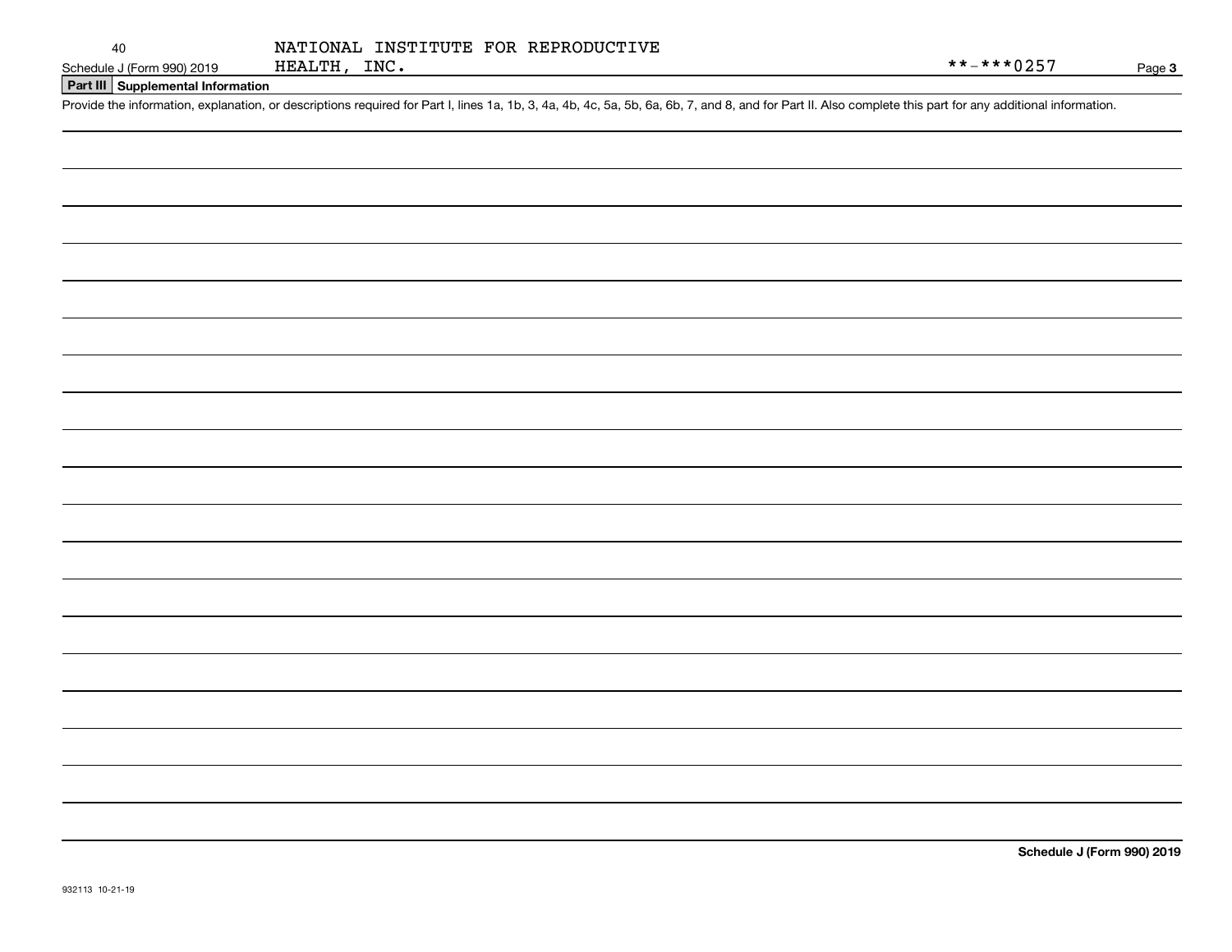NATIONAL INSTITUTE FOR REPRODUCTIVE HEALTH, INC. **-***0257

## Part III Supplemental Information

Provide the information, explanation, or descriptions required for Part I, lines 1a, 1b, 3, 4a, 4b, 4c, 5a, 5b, 6a, 6b, 7, and 8, and for Part II. Also complete this part for any additional information.

932113 10-21-19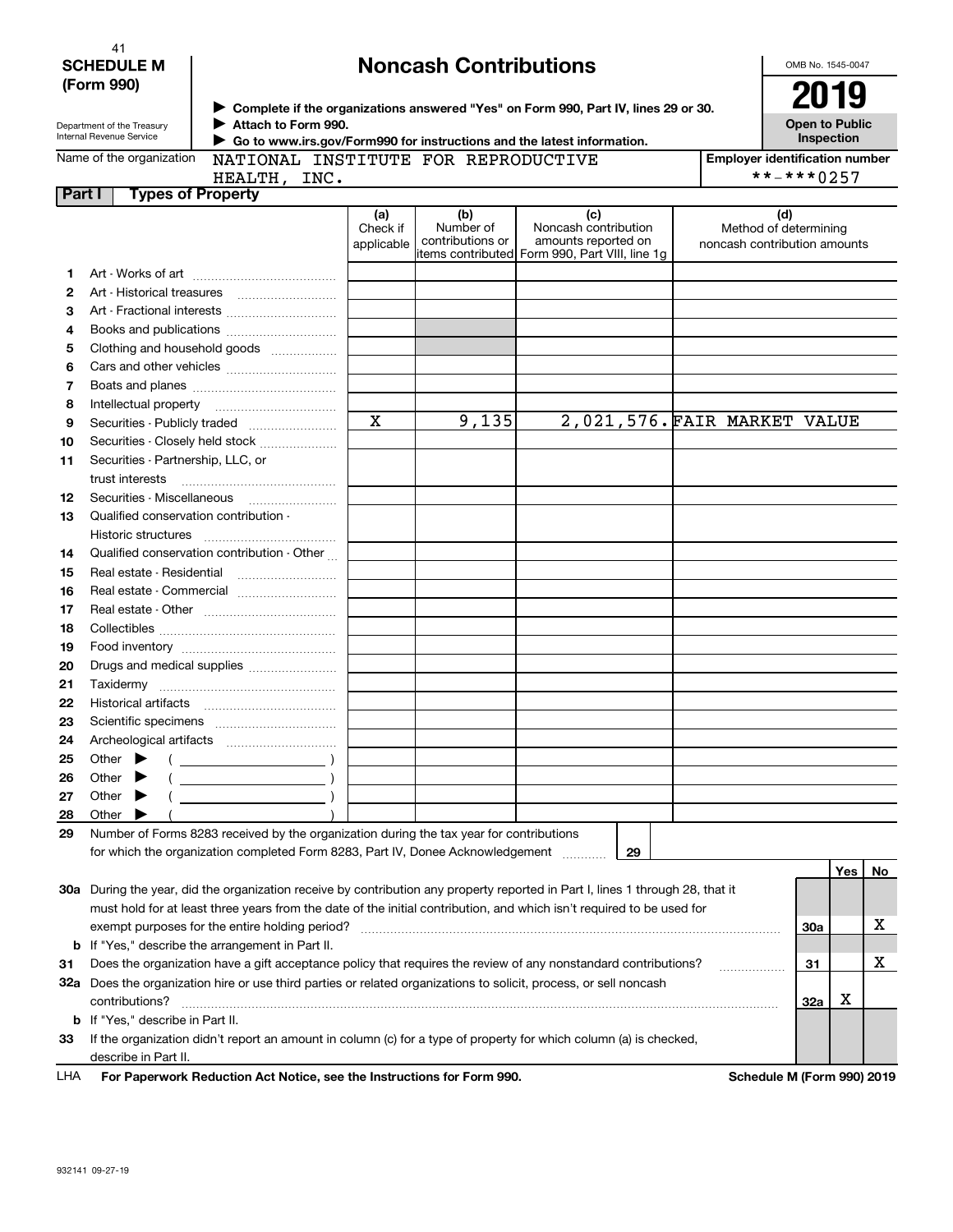**SCHEDULE M (Form 990)**

Department of the Treasury
Internal Revenue Service

# Noncash Contributions

▶ Complete if the organizations answered "Yes" on Form 990, Part IV, lines 29 or 30.
▶ Attach to Form 990.
▶ Go to www.irs.gov/Form990 for instructions and the latest information.

OMB No. 1545-0047

**2019**

**Open to Public Inspection**

Name of the organization: NATIONAL INSTITUTE FOR REPRODUCTIVE HEALTH, INC.

Employer identification number: **-***0257

## Part I Types of Property

| | | (a) Check if applicable | (b) Number of contributions or items contributed | (c) Noncash contribution amounts reported on Form 990, Part VIII, line 1g | (d) Method of determining noncash contribution amounts |
|---|---|---|---|---|---|
| 1 | Art - Works of art | | | | |
| 2 | Art - Historical treasures | | | | |
| 3 | Art - Fractional interests | | | | |
| 4 | Books and publications | | | | |
| 5 | Clothing and household goods | | | | |
| 6 | Cars and other vehicles | | | | |
| 7 | Boats and planes | | | | |
| 8 | Intellectual property | | | | |
| 9 | Securities - Publicly traded | X | 9,135 | 2,021,576. | FAIR MARKET VALUE |
| 10 | Securities - Closely held stock | | | | |
| 11 | Securities - Partnership, LLC, or trust interests | | | | |
| 12 | Securities - Miscellaneous | | | | |
| 13 | Qualified conservation contribution - Historic structures | | | | |
| 14 | Qualified conservation contribution - Other | | | | |
| 15 | Real estate - Residential | | | | |
| 16 | Real estate - Commercial | | | | |
| 17 | Real estate - Other | | | | |
| 18 | Collectibles | | | | |
| 19 | Food inventory | | | | |
| 20 | Drugs and medical supplies | | | | |
| 21 | Taxidermy | | | | |
| 22 | Historical artifacts | | | | |
| 23 | Scientific specimens | | | | |
| 24 | Archeological artifacts | | | | |
| 25 | Other ▶ ( ) | | | | |
| 26 | Other ▶ ( ) | | | | |
| 27 | Other ▶ ( ) | | | | |
| 28 | Other ▶ ( ) | | | | |

29 Number of Forms 8283 received by the organization during the tax year for contributions for which the organization completed Form 8283, Part IV, Donee Acknowledgement ........ **29**

| | | | Yes | No |
|---|---|---|---|---|
| 30a | During the year, did the organization receive by contribution any property reported in Part I, lines 1 through 28, that it must hold for at least three years from the date of the initial contribution, and which isn't required to be used for exempt purposes for the entire holding period? | 30a | | X |
| b | If "Yes," describe the arrangement in Part II. | | | |
| 31 | Does the organization have a gift acceptance policy that requires the review of any nonstandard contributions? | 31 | | X |
| 32a | Does the organization hire or use third parties or related organizations to solicit, process, or sell noncash contributions? | 32a | X | |
| b | If "Yes," describe in Part II. | | | |
| 33 | If the organization didn't report an amount in column (c) for a type of property for which column (a) is checked, describe in Part II. | | | |

LHA **For Paperwork Reduction Act Notice, see the Instructions for Form 990.** **Schedule M (Form 990) 2019**

932141 09-27-19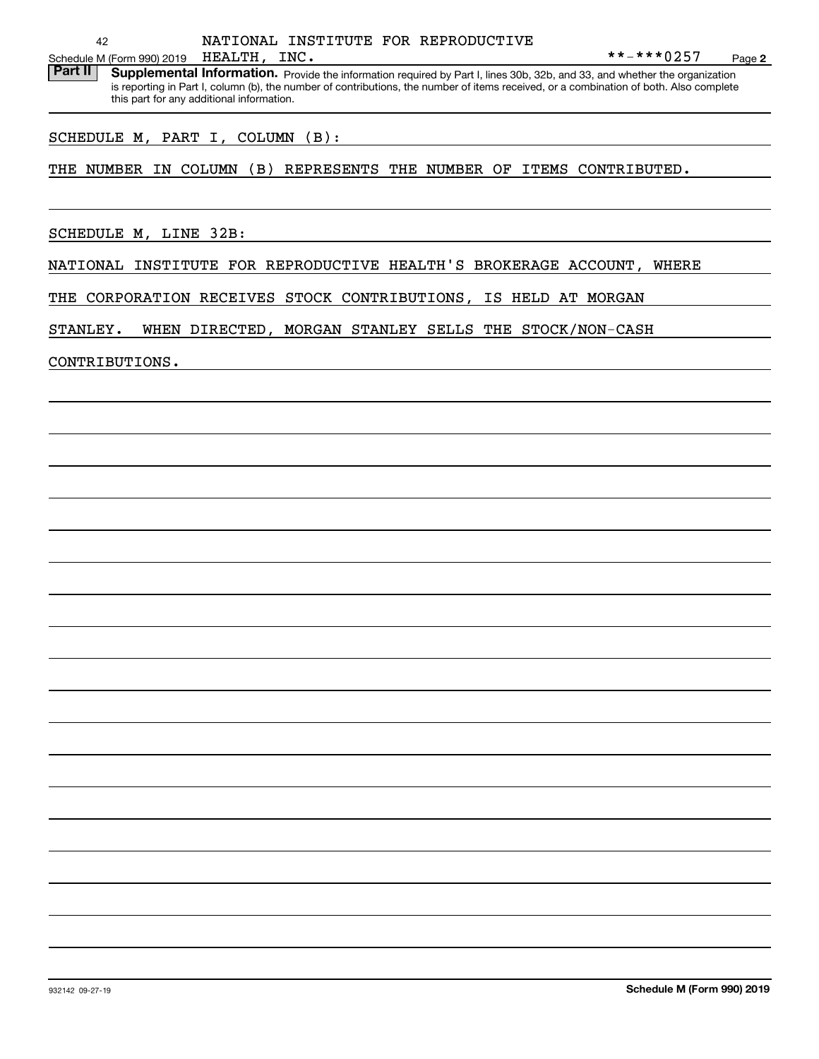NATIONAL INSTITUTE FOR REPRODUCTIVE HEALTH, INC. **-***0257

**Part II** **Supplemental Information.** Provide the information required by Part I, lines 30b, 32b, and 33, and whether the organization is reporting in Part I, column (b), the number of contributions, the number of items received, or a combination of both. Also complete this part for any additional information.

SCHEDULE M, PART I, COLUMN (B):

THE NUMBER IN COLUMN (B) REPRESENTS THE NUMBER OF ITEMS CONTRIBUTED.

SCHEDULE M, LINE 32B:

NATIONAL INSTITUTE FOR REPRODUCTIVE HEALTH'S BROKERAGE ACCOUNT, WHERE THE CORPORATION RECEIVES STOCK CONTRIBUTIONS, IS HELD AT MORGAN STANLEY. WHEN DIRECTED, MORGAN STANLEY SELLS THE STOCK/NON-CASH CONTRIBUTIONS.

932142 09-27-19

**Schedule M (Form 990) 2019**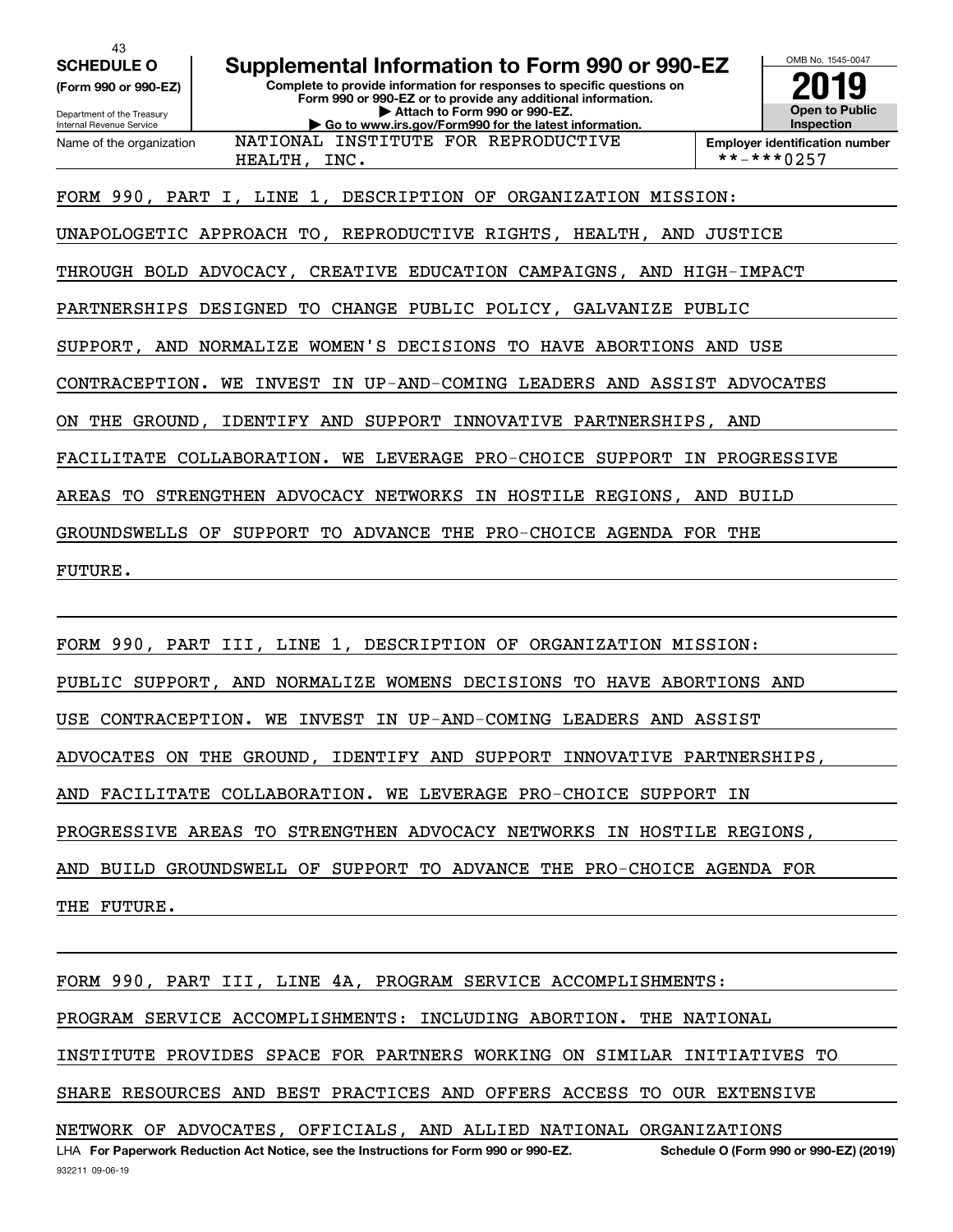**SCHEDULE O** (Form 990 or 990-EZ)

Department of the Treasury
Internal Revenue Service

# Supplemental Information to Form 990 or 990-EZ

**Complete to provide information for responses to specific questions on Form 990 or 990-EZ or to provide any additional information.**
**▶ Attach to Form 990 or 990-EZ.**
**▶ Go to www.irs.gov/Form990 for the latest information.**

OMB No. 1545-0047

**2019**

**Open to Public Inspection**

Name of the organization: NATIONAL INSTITUTE FOR REPRODUCTIVE HEALTH, INC.

**Employer identification number:** **-***0257

FORM 990, PART I, LINE 1, DESCRIPTION OF ORGANIZATION MISSION:

UNAPOLOGETIC APPROACH TO, REPRODUCTIVE RIGHTS, HEALTH, AND JUSTICE THROUGH BOLD ADVOCACY, CREATIVE EDUCATION CAMPAIGNS, AND HIGH-IMPACT PARTNERSHIPS DESIGNED TO CHANGE PUBLIC POLICY, GALVANIZE PUBLIC SUPPORT, AND NORMALIZE WOMEN'S DECISIONS TO HAVE ABORTIONS AND USE CONTRACEPTION. WE INVEST IN UP-AND-COMING LEADERS AND ASSIST ADVOCATES ON THE GROUND, IDENTIFY AND SUPPORT INNOVATIVE PARTNERSHIPS, AND FACILITATE COLLABORATION. WE LEVERAGE PRO-CHOICE SUPPORT IN PROGRESSIVE AREAS TO STRENGTHEN ADVOCACY NETWORKS IN HOSTILE REGIONS, AND BUILD GROUNDSWELLS OF SUPPORT TO ADVANCE THE PRO-CHOICE AGENDA FOR THE FUTURE.

FORM 990, PART III, LINE 1, DESCRIPTION OF ORGANIZATION MISSION:

PUBLIC SUPPORT, AND NORMALIZE WOMENS DECISIONS TO HAVE ABORTIONS AND USE CONTRACEPTION. WE INVEST IN UP-AND-COMING LEADERS AND ASSIST ADVOCATES ON THE GROUND, IDENTIFY AND SUPPORT INNOVATIVE PARTNERSHIPS, AND FACILITATE COLLABORATION. WE LEVERAGE PRO-CHOICE SUPPORT IN PROGRESSIVE AREAS TO STRENGTHEN ADVOCACY NETWORKS IN HOSTILE REGIONS, AND BUILD GROUNDSWELL OF SUPPORT TO ADVANCE THE PRO-CHOICE AGENDA FOR THE FUTURE.

FORM 990, PART III, LINE 4A, PROGRAM SERVICE ACCOMPLISHMENTS:

PROGRAM SERVICE ACCOMPLISHMENTS: INCLUDING ABORTION. THE NATIONAL INSTITUTE PROVIDES SPACE FOR PARTNERS WORKING ON SIMILAR INITIATIVES TO SHARE RESOURCES AND BEST PRACTICES AND OFFERS ACCESS TO OUR EXTENSIVE NETWORK OF ADVOCATES, OFFICIALS, AND ALLIED NATIONAL ORGANIZATIONS

LHA **For Paperwork Reduction Act Notice, see the Instructions for Form 990 or 990-EZ.** **Schedule O (Form 990 or 990-EZ) (2019)**

932211 09-06-19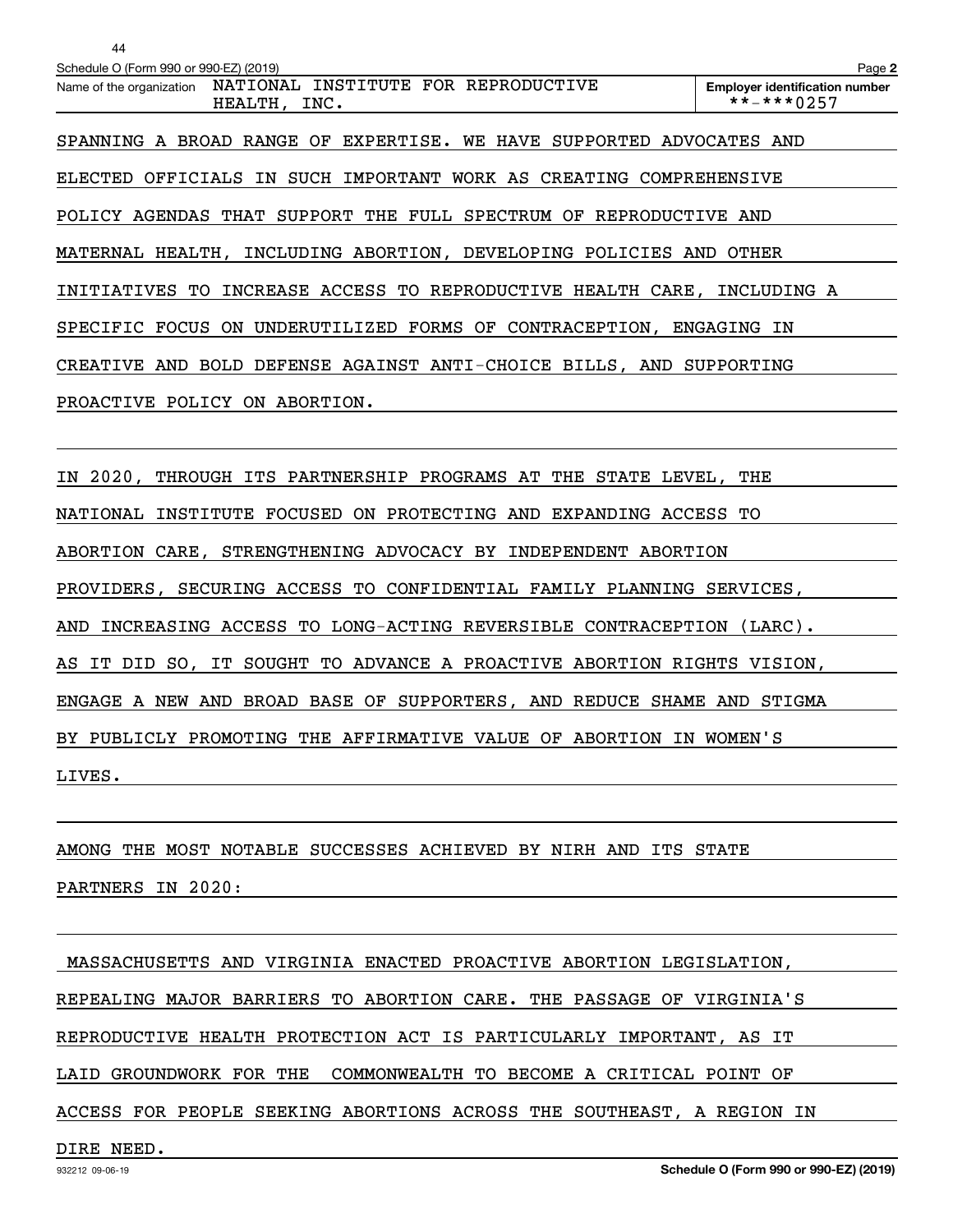Schedule O (Form 990 or 990-EZ) (2019)

Name of the organization NATIONAL INSTITUTE FOR REPRODUCTIVE HEALTH, INC.

Employer identification number **-***0257

SPANNING A BROAD RANGE OF EXPERTISE. WE HAVE SUPPORTED ADVOCATES AND ELECTED OFFICIALS IN SUCH IMPORTANT WORK AS CREATING COMPREHENSIVE POLICY AGENDAS THAT SUPPORT THE FULL SPECTRUM OF REPRODUCTIVE AND MATERNAL HEALTH, INCLUDING ABORTION, DEVELOPING POLICIES AND OTHER INITIATIVES TO INCREASE ACCESS TO REPRODUCTIVE HEALTH CARE, INCLUDING A SPECIFIC FOCUS ON UNDERUTILIZED FORMS OF CONTRACEPTION, ENGAGING IN CREATIVE AND BOLD DEFENSE AGAINST ANTI-CHOICE BILLS, AND SUPPORTING PROACTIVE POLICY ON ABORTION.

IN 2020, THROUGH ITS PARTNERSHIP PROGRAMS AT THE STATE LEVEL, THE NATIONAL INSTITUTE FOCUSED ON PROTECTING AND EXPANDING ACCESS TO ABORTION CARE, STRENGTHENING ADVOCACY BY INDEPENDENT ABORTION PROVIDERS, SECURING ACCESS TO CONFIDENTIAL FAMILY PLANNING SERVICES, AND INCREASING ACCESS TO LONG-ACTING REVERSIBLE CONTRACEPTION (LARC). AS IT DID SO, IT SOUGHT TO ADVANCE A PROACTIVE ABORTION RIGHTS VISION, ENGAGE A NEW AND BROAD BASE OF SUPPORTERS, AND REDUCE SHAME AND STIGMA BY PUBLICLY PROMOTING THE AFFIRMATIVE VALUE OF ABORTION IN WOMEN'S LIVES.

AMONG THE MOST NOTABLE SUCCESSES ACHIEVED BY NIRH AND ITS STATE PARTNERS IN 2020:

MASSACHUSETTS AND VIRGINIA ENACTED PROACTIVE ABORTION LEGISLATION, REPEALING MAJOR BARRIERS TO ABORTION CARE. THE PASSAGE OF VIRGINIA'S REPRODUCTIVE HEALTH PROTECTION ACT IS PARTICULARLY IMPORTANT, AS IT LAID GROUNDWORK FOR THE COMMONWEALTH TO BECOME A CRITICAL POINT OF ACCESS FOR PEOPLE SEEKING ABORTIONS ACROSS THE SOUTHEAST, A REGION IN DIRE NEED.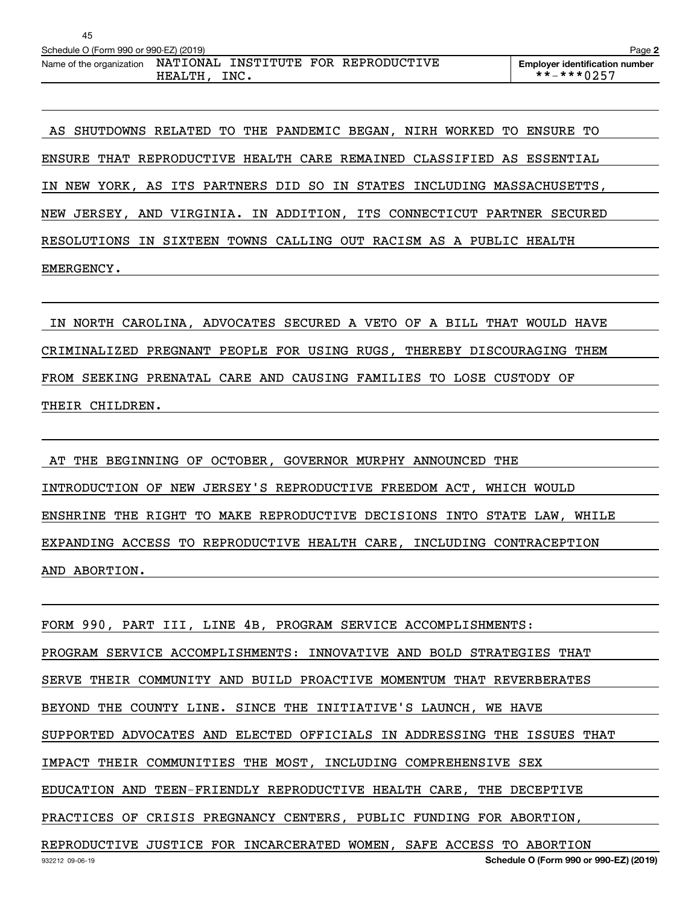Schedule O (Form 990 or 990-EZ) (2019) Page **2**

Name of the organization NATIONAL INSTITUTE FOR REPRODUCTIVE HEALTH, INC.

**Employer identification number** **-***0257

AS SHUTDOWNS RELATED TO THE PANDEMIC BEGAN, NIRH WORKED TO ENSURE TO ENSURE THAT REPRODUCTIVE HEALTH CARE REMAINED CLASSIFIED AS ESSENTIAL IN NEW YORK, AS ITS PARTNERS DID SO IN STATES INCLUDING MASSACHUSETTS, NEW JERSEY, AND VIRGINIA. IN ADDITION, ITS CONNECTICUT PARTNER SECURED RESOLUTIONS IN SIXTEEN TOWNS CALLING OUT RACISM AS A PUBLIC HEALTH EMERGENCY.

IN NORTH CAROLINA, ADVOCATES SECURED A VETO OF A BILL THAT WOULD HAVE CRIMINALIZED PREGNANT PEOPLE FOR USING RUGS, THEREBY DISCOURAGING THEM FROM SEEKING PRENATAL CARE AND CAUSING FAMILIES TO LOSE CUSTODY OF THEIR CHILDREN.

AT THE BEGINNING OF OCTOBER, GOVERNOR MURPHY ANNOUNCED THE INTRODUCTION OF NEW JERSEY'S REPRODUCTIVE FREEDOM ACT, WHICH WOULD ENSHRINE THE RIGHT TO MAKE REPRODUCTIVE DECISIONS INTO STATE LAW, WHILE EXPANDING ACCESS TO REPRODUCTIVE HEALTH CARE, INCLUDING CONTRACEPTION AND ABORTION.

FORM 990, PART III, LINE 4B, PROGRAM SERVICE ACCOMPLISHMENTS:

PROGRAM SERVICE ACCOMPLISHMENTS: INNOVATIVE AND BOLD STRATEGIES THAT SERVE THEIR COMMUNITY AND BUILD PROACTIVE MOMENTUM THAT REVERBERATES BEYOND THE COUNTY LINE. SINCE THE INITIATIVE'S LAUNCH, WE HAVE SUPPORTED ADVOCATES AND ELECTED OFFICIALS IN ADDRESSING THE ISSUES THAT IMPACT THEIR COMMUNITIES THE MOST, INCLUDING COMPREHENSIVE SEX EDUCATION AND TEEN-FRIENDLY REPRODUCTIVE HEALTH CARE, THE DECEPTIVE PRACTICES OF CRISIS PREGNANCY CENTERS, PUBLIC FUNDING FOR ABORTION, REPRODUCTIVE JUSTICE FOR INCARCERATED WOMEN, SAFE ACCESS TO ABORTION

932212 09-06-19 **Schedule O (Form 990 or 990-EZ) (2019)**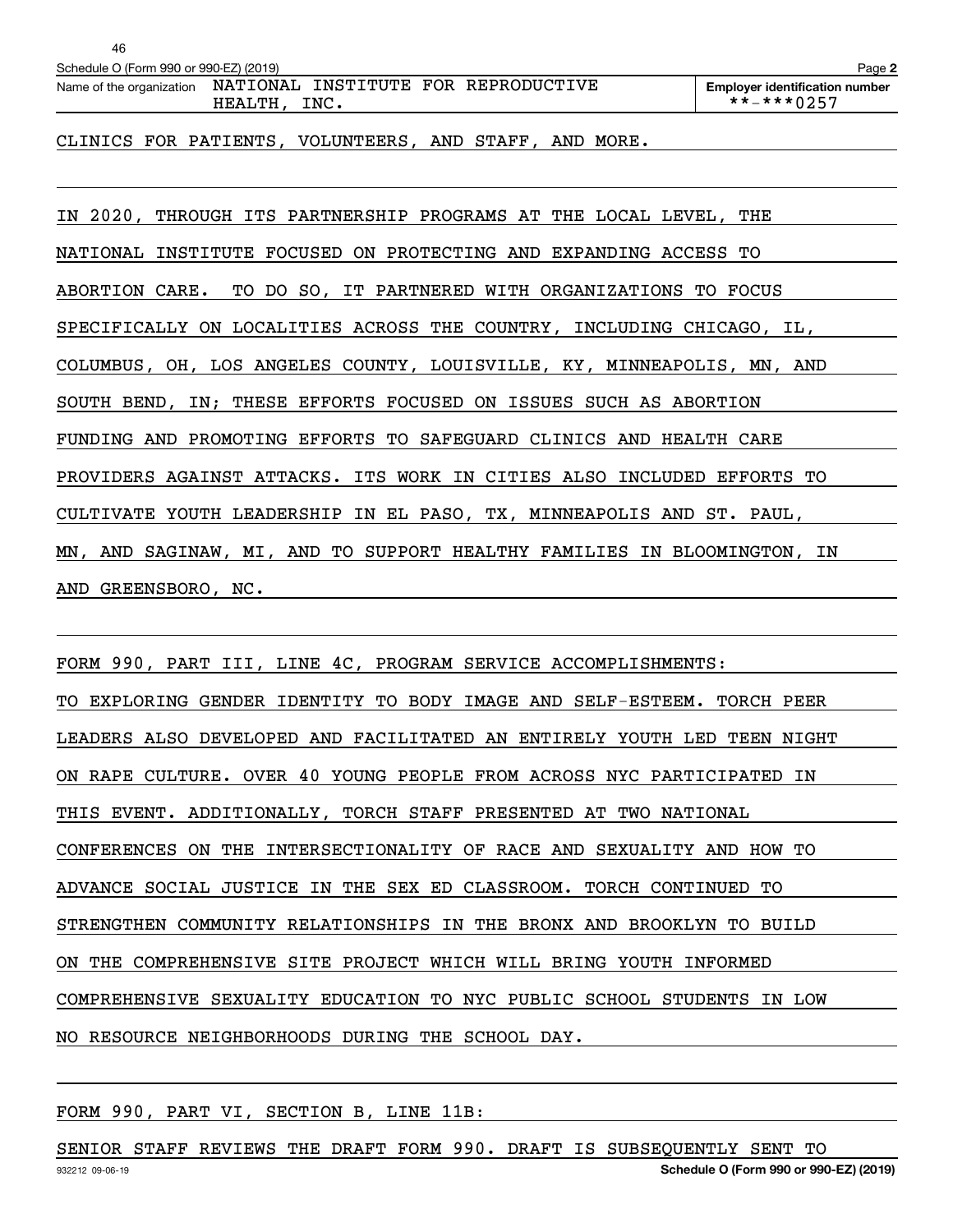Schedule O (Form 990 or 990-EZ) (2019)

Name of the organization NATIONAL INSTITUTE FOR REPRODUCTIVE HEALTH, INC.

Employer identification number **-***0257

CLINICS FOR PATIENTS, VOLUNTEERS, AND STAFF, AND MORE.

IN 2020, THROUGH ITS PARTNERSHIP PROGRAMS AT THE LOCAL LEVEL, THE NATIONAL INSTITUTE FOCUSED ON PROTECTING AND EXPANDING ACCESS TO ABORTION CARE. TO DO SO, IT PARTNERED WITH ORGANIZATIONS TO FOCUS SPECIFICALLY ON LOCALITIES ACROSS THE COUNTRY, INCLUDING CHICAGO, IL, COLUMBUS, OH, LOS ANGELES COUNTY, LOUISVILLE, KY, MINNEAPOLIS, MN, AND SOUTH BEND, IN; THESE EFFORTS FOCUSED ON ISSUES SUCH AS ABORTION FUNDING AND PROMOTING EFFORTS TO SAFEGUARD CLINICS AND HEALTH CARE PROVIDERS AGAINST ATTACKS. ITS WORK IN CITIES ALSO INCLUDED EFFORTS TO CULTIVATE YOUTH LEADERSHIP IN EL PASO, TX, MINNEAPOLIS AND ST. PAUL, MN, AND SAGINAW, MI, AND TO SUPPORT HEALTHY FAMILIES IN BLOOMINGTON, IN AND GREENSBORO, NC.

FORM 990, PART III, LINE 4C, PROGRAM SERVICE ACCOMPLISHMENTS:

TO EXPLORING GENDER IDENTITY TO BODY IMAGE AND SELF-ESTEEM. TORCH PEER LEADERS ALSO DEVELOPED AND FACILITATED AN ENTIRELY YOUTH LED TEEN NIGHT ON RAPE CULTURE. OVER 40 YOUNG PEOPLE FROM ACROSS NYC PARTICIPATED IN THIS EVENT. ADDITIONALLY, TORCH STAFF PRESENTED AT TWO NATIONAL CONFERENCES ON THE INTERSECTIONALITY OF RACE AND SEXUALITY AND HOW TO ADVANCE SOCIAL JUSTICE IN THE SEX ED CLASSROOM. TORCH CONTINUED TO STRENGTHEN COMMUNITY RELATIONSHIPS IN THE BRONX AND BROOKLYN TO BUILD ON THE COMPREHENSIVE SITE PROJECT WHICH WILL BRING YOUTH INFORMED COMPREHENSIVE SEXUALITY EDUCATION TO NYC PUBLIC SCHOOL STUDENTS IN LOW NO RESOURCE NEIGHBORHOODS DURING THE SCHOOL DAY.

FORM 990, PART VI, SECTION B, LINE 11B:

SENIOR STAFF REVIEWS THE DRAFT FORM 990. DRAFT IS SUBSEQUENTLY SENT TO

932212 09-06-19

Schedule O (Form 990 or 990-EZ) (2019)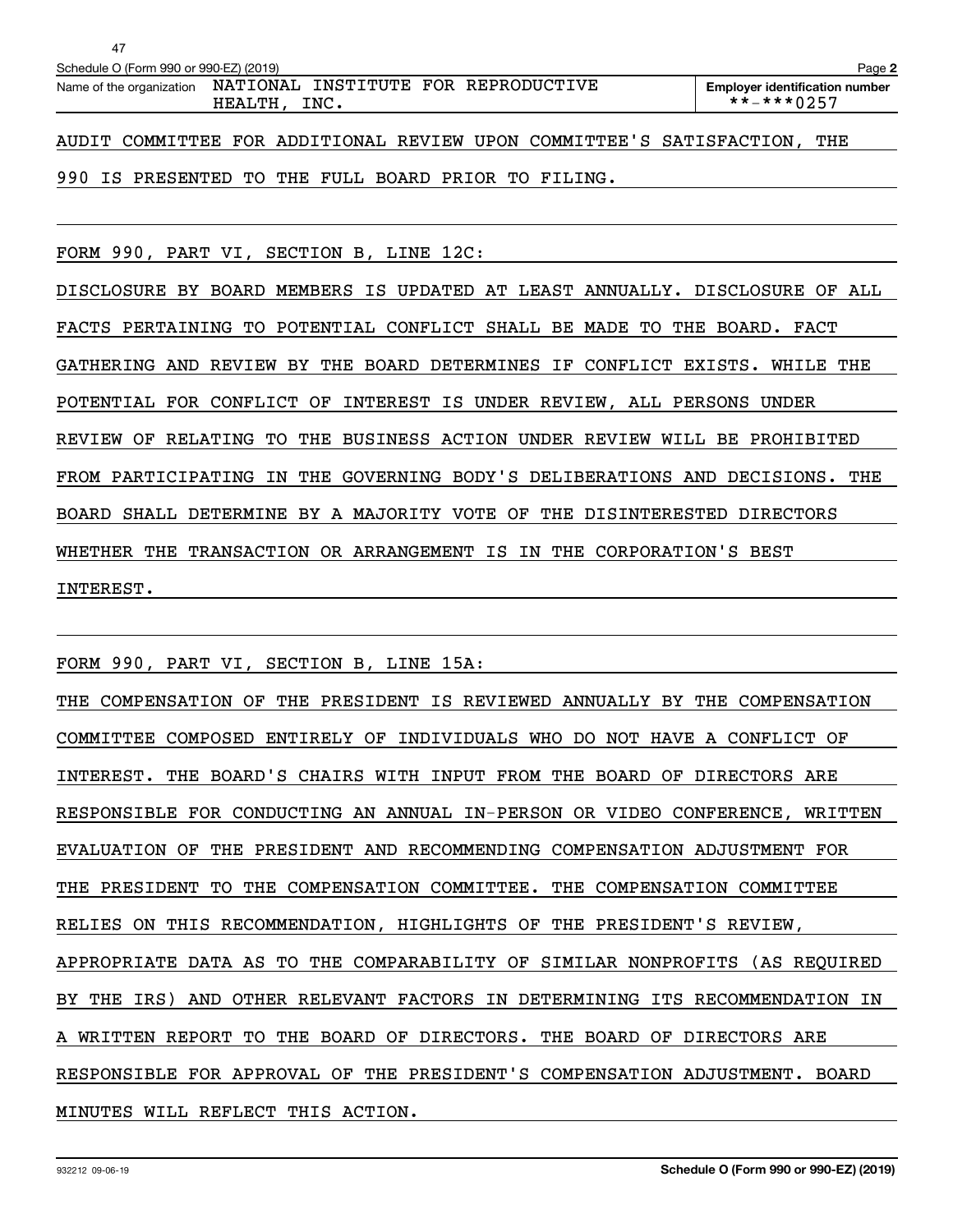Schedule O (Form 990 or 990-EZ) (2019) Page **2**

| Name of the organization | Employer identification number |
|---|---|
| NATIONAL INSTITUTE FOR REPRODUCTIVE HEALTH, INC. | **-***0257 |

AUDIT COMMITTEE FOR ADDITIONAL REVIEW UPON COMMITTEE'S SATISFACTION, THE 990 IS PRESENTED TO THE FULL BOARD PRIOR TO FILING.

FORM 990, PART VI, SECTION B, LINE 12C:

DISCLOSURE BY BOARD MEMBERS IS UPDATED AT LEAST ANNUALLY. DISCLOSURE OF ALL FACTS PERTAINING TO POTENTIAL CONFLICT SHALL BE MADE TO THE BOARD. FACT GATHERING AND REVIEW BY THE BOARD DETERMINES IF CONFLICT EXISTS. WHILE THE POTENTIAL FOR CONFLICT OF INTEREST IS UNDER REVIEW, ALL PERSONS UNDER REVIEW OF RELATING TO THE BUSINESS ACTION UNDER REVIEW WILL BE PROHIBITED FROM PARTICIPATING IN THE GOVERNING BODY'S DELIBERATIONS AND DECISIONS. THE BOARD SHALL DETERMINE BY A MAJORITY VOTE OF THE DISINTERESTED DIRECTORS WHETHER THE TRANSACTION OR ARRANGEMENT IS IN THE CORPORATION'S BEST INTEREST.

FORM 990, PART VI, SECTION B, LINE 15A:

THE COMPENSATION OF THE PRESIDENT IS REVIEWED ANNUALLY BY THE COMPENSATION COMMITTEE COMPOSED ENTIRELY OF INDIVIDUALS WHO DO NOT HAVE A CONFLICT OF INTEREST. THE BOARD'S CHAIRS WITH INPUT FROM THE BOARD OF DIRECTORS ARE RESPONSIBLE FOR CONDUCTING AN ANNUAL IN-PERSON OR VIDEO CONFERENCE, WRITTEN EVALUATION OF THE PRESIDENT AND RECOMMENDING COMPENSATION ADJUSTMENT FOR THE PRESIDENT TO THE COMPENSATION COMMITTEE. THE COMPENSATION COMMITTEE RELIES ON THIS RECOMMENDATION, HIGHLIGHTS OF THE PRESIDENT'S REVIEW, APPROPRIATE DATA AS TO THE COMPARABILITY OF SIMILAR NONPROFITS (AS REQUIRED BY THE IRS) AND OTHER RELEVANT FACTORS IN DETERMINING ITS RECOMMENDATION IN A WRITTEN REPORT TO THE BOARD OF DIRECTORS. THE BOARD OF DIRECTORS ARE RESPONSIBLE FOR APPROVAL OF THE PRESIDENT'S COMPENSATION ADJUSTMENT. BOARD MINUTES WILL REFLECT THIS ACTION.

932212 09-06-19 **Schedule O (Form 990 or 990-EZ) (2019)**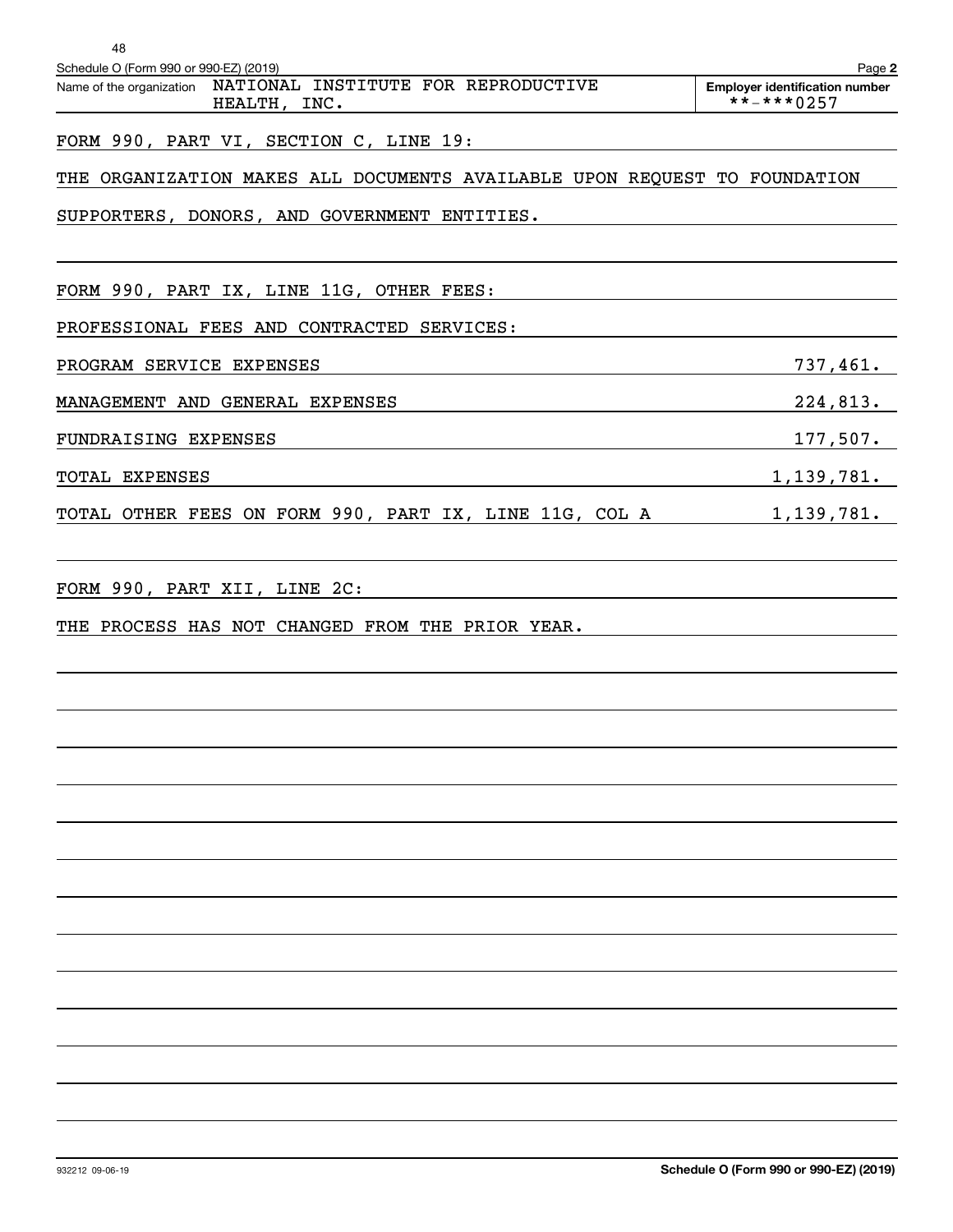Schedule O (Form 990 or 990-EZ) (2019) Page **2**

| Name of the organization | Employer identification number |
|---|---|
| NATIONAL INSTITUTE FOR REPRODUCTIVE HEALTH, INC. | **-***0257 |

FORM 990, PART VI, SECTION C, LINE 19:

THE ORGANIZATION MAKES ALL DOCUMENTS AVAILABLE UPON REQUEST TO FOUNDATION SUPPORTERS, DONORS, AND GOVERNMENT ENTITIES.

FORM 990, PART IX, LINE 11G, OTHER FEES:

PROFESSIONAL FEES AND CONTRACTED SERVICES:

| | |
|---|---|
| PROGRAM SERVICE EXPENSES | 737,461. |
| MANAGEMENT AND GENERAL EXPENSES | 224,813. |
| FUNDRAISING EXPENSES | 177,507. |
| TOTAL EXPENSES | 1,139,781. |
| TOTAL OTHER FEES ON FORM 990, PART IX, LINE 11G, COL A | 1,139,781. |

FORM 990, PART XII, LINE 2C:

THE PROCESS HAS NOT CHANGED FROM THE PRIOR YEAR.

932212 09-06-19 **Schedule O (Form 990 or 990-EZ) (2019)**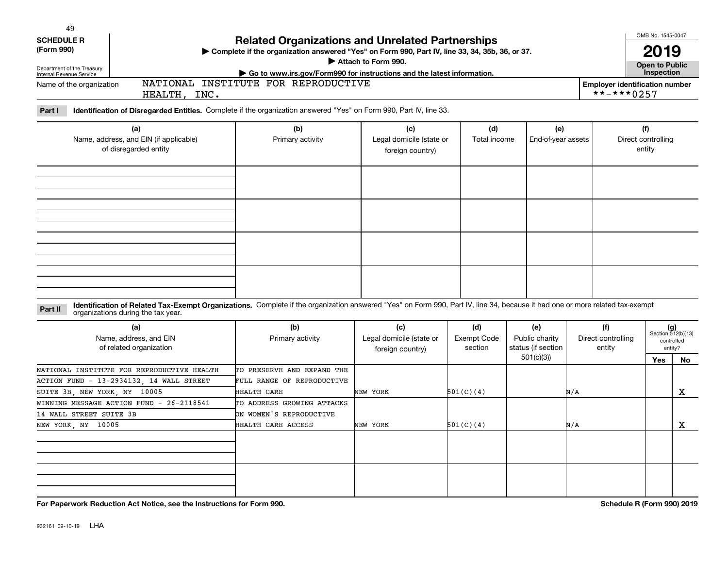**SCHEDULE R (Form 990)**

Department of the Treasury Internal Revenue Service

# Related Organizations and Unrelated Partnerships

▶ Complete if the organization answered "Yes" on Form 990, Part IV, line 33, 34, 35b, 36, or 37.

▶ Attach to Form 990.

▶ Go to www.irs.gov/Form990 for instructions and the latest information.

OMB No. 1545-0047

**2019**

**Open to Public Inspection**

Name of the organization: NATIONAL INSTITUTE FOR REPRODUCTIVE HEALTH, INC.

Employer identification number: **-***0257

**Part I** **Identification of Disregarded Entities.** Complete if the organization answered "Yes" on Form 990, Part IV, line 33.

| (a) Name, address, and EIN (if applicable) of disregarded entity | (b) Primary activity | (c) Legal domicile (state or foreign country) | (d) Total income | (e) End-of-year assets | (f) Direct controlling entity |
|---|---|---|---|---|---|
| | | | | | |
| | | | | | |
| | | | | | |
| | | | | | |

**Part II** **Identification of Related Tax-Exempt Organizations.** Complete if the organization answered "Yes" on Form 990, Part IV, line 34, because it had one or more related tax-exempt organizations during the tax year.

| (a) Name, address, and EIN of related organization | (b) Primary activity | (c) Legal domicile (state or foreign country) | (d) Exempt Code section | (e) Public charity status (if section 501(c)(3)) | (f) Direct controlling entity | (g) Section 512(b)(13) controlled entity? Yes | No |
|---|---|---|---|---|---|---|---|
| NATIONAL INSTITUTE FOR REPRODUCTIVE HEALTH ACTION FUND - 13-2934132, 14 WALL STREET SUITE 3B, NEW YORK, NY 10005 | TO PRESERVE AND EXPAND THE FULL RANGE OF REPRODUCTIVE HEALTH CARE | NEW YORK | 501(C)(4) | | N/A | | X |
| WINNING MESSAGE ACTION FUND - 26-2118541 14 WALL STREET SUITE 3B NEW YORK, NY 10005 | TO ADDRESS GROWING ATTACKS ON WOMEN'S REPRODUCTIVE HEALTH CARE ACCESS | NEW YORK | 501(C)(4) | | N/A | | X |
| | | | | | | | |
| | | | | | | | |

**For Paperwork Reduction Act Notice, see the Instructions for Form 990.**

**Schedule R (Form 990) 2019**

932161 09-10-19 LHA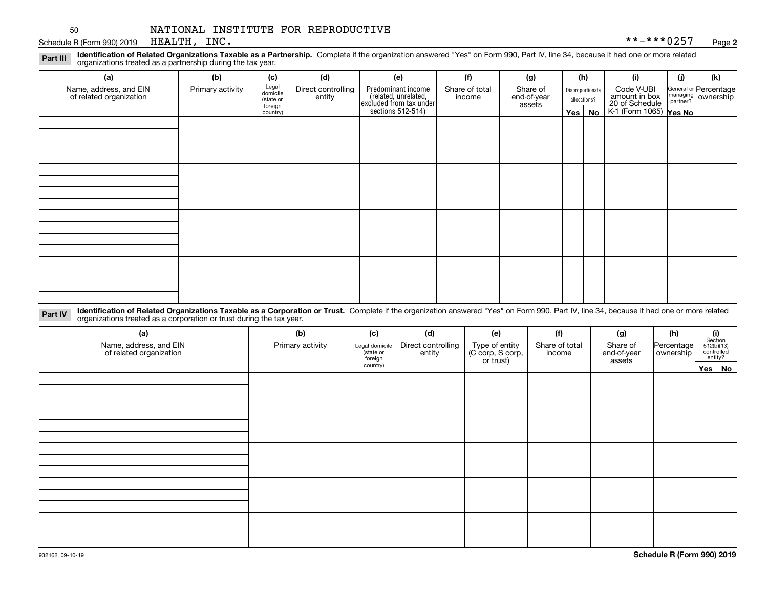NATIONAL INSTITUTE FOR REPRODUCTIVE HEALTH, INC.

Schedule R (Form 990) 2019 **-***0257 Page **2**

**Part III** **Identification of Related Organizations Taxable as a Partnership.** Complete if the organization answered "Yes" on Form 990, Part IV, line 34, because it had one or more related organizations treated as a partnership during the tax year.

| (a) Name, address, and EIN of related organization | (b) Primary activity | (c) Legal domicile (state or foreign country) | (d) Direct controlling entity | (e) Predominant income (related, unrelated, excluded from tax under sections 512-514) | (f) Share of total income | (g) Share of end-of-year assets | (h) Disproportionate allocations? Yes | (h) No | (i) Code V-UBI amount in box 20 of Schedule K-1 (Form 1065) | (j) General or managing partner? Yes | (j) No | (k) Percentage ownership |
|---|---|---|---|---|---|---|---|---|---|---|---|---|
| | | | | | | | | | | | | |
| | | | | | | | | | | | | |
| | | | | | | | | | | | | |
| | | | | | | | | | | | | |

**Part IV** **Identification of Related Organizations Taxable as a Corporation or Trust.** Complete if the organization answered "Yes" on Form 990, Part IV, line 34, because it had one or more related organizations treated as a corporation or trust during the tax year.

| (a) Name, address, and EIN of related organization | (b) Primary activity | (c) Legal domicile (state or foreign country) | (d) Direct controlling entity | (e) Type of entity (C corp, S corp, or trust) | (f) Share of total income | (g) Share of end-of-year assets | (h) Percentage ownership | (i) Section 512(b)(13) controlled entity? Yes | (i) No |
|---|---|---|---|---|---|---|---|---|---|
| | | | | | | | | | |
| | | | | | | | | | |
| | | | | | | | | | |
| | | | | | | | | | |
| | | | | | | | | | |

932162 09-10-19

**Schedule R (Form 990) 2019**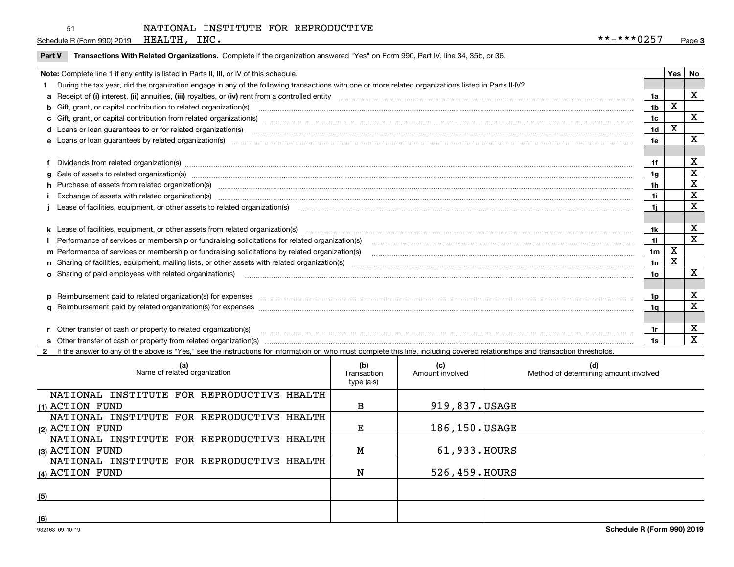NATIONAL INSTITUTE FOR REPRODUCTIVE HEALTH, INC.

**-***0257

## Part V Transactions With Related Organizations. 

Complete if the organization answered "Yes" on Form 990, Part IV, line 34, 35b, or 36.

| Note: Complete line 1 if any entity is listed in Parts II, III, or IV of this schedule. | | Yes | No |
|---|---|---|---|
| **1** During the tax year, did the organization engage in any of the following transactions with one or more related organizations listed in Parts II-IV? | | | |
| **a** Receipt of **(i)** interest, **(ii)** annuities, **(iii)** royalties, or **(iv)** rent from a controlled entity | 1a | | X |
| **b** Gift, grant, or capital contribution to related organization(s) | 1b | X | |
| **c** Gift, grant, or capital contribution from related organization(s) | 1c | | X |
| **d** Loans or loan guarantees to or for related organization(s) | 1d | X | |
| **e** Loans or loan guarantees by related organization(s) | 1e | | X |
| **f** Dividends from related organization(s) | 1f | | X |
| **g** Sale of assets to related organization(s) | 1g | | X |
| **h** Purchase of assets from related organization(s) | 1h | | X |
| **i** Exchange of assets with related organization(s) | 1i | | X |
| **j** Lease of facilities, equipment, or other assets to related organization(s) | 1j | | X |
| **k** Lease of facilities, equipment, or other assets from related organization(s) | 1k | | X |
| **l** Performance of services or membership or fundraising solicitations for related organization(s) | 1l | | X |
| **m** Performance of services or membership or fundraising solicitations by related organization(s) | 1m | X | |
| **n** Sharing of facilities, equipment, mailing lists, or other assets with related organization(s) | 1n | X | |
| **o** Sharing of paid employees with related organization(s) | 1o | | X |
| **p** Reimbursement paid to related organization(s) for expenses | 1p | | X |
| **q** Reimbursement paid by related organization(s) for expenses | 1q | | X |
| **r** Other transfer of cash or property to related organization(s) | 1r | | X |
| **s** Other transfer of cash or property from related organization(s) | 1s | | X |

**2** If the answer to any of the above is "Yes," see the instructions for information on who must complete this line, including covered relationships and transaction thresholds.

| | (a) Name of related organization | (b) Transaction type (a-s) | (c) Amount involved | (d) Method of determining amount involved |
|---|---|---|---|---|
| (1) | NATIONAL INSTITUTE FOR REPRODUCTIVE HEALTH ACTION FUND | B | 919,837. | USAGE |
| (2) | NATIONAL INSTITUTE FOR REPRODUCTIVE HEALTH ACTION FUND | E | 186,150. | USAGE |
| (3) | NATIONAL INSTITUTE FOR REPRODUCTIVE HEALTH ACTION FUND | M | 61,933. | HOURS |
| (4) | NATIONAL INSTITUTE FOR REPRODUCTIVE HEALTH ACTION FUND | N | 526,459. | HOURS |
| (5) | | | | |
| (6) | | | | |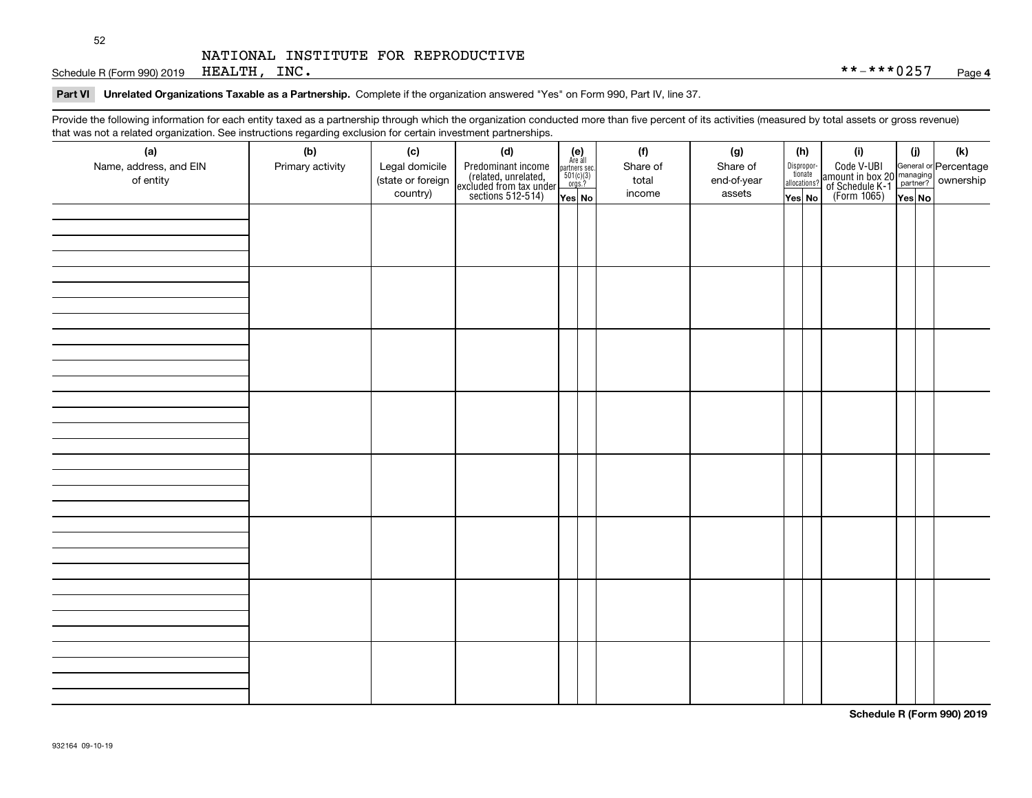NATIONAL INSTITUTE FOR REPRODUCTIVE HEALTH, INC. **-***0257

**Part VI Unrelated Organizations Taxable as a Partnership.** Complete if the organization answered "Yes" on Form 990, Part IV, line 37.

Provide the following information for each entity taxed as a partnership through which the organization conducted more than five percent of its activities (measured by total assets or gross revenue) that was not a related organization. See instructions regarding exclusion for certain investment partnerships.

| (a) Name, address, and EIN of entity | (b) Primary activity | (c) Legal domicile (state or foreign country) | (d) Predominant income (related, unrelated, excluded from tax under sections 512-514) | (e) Are all partners sec. 501(c)(3) orgs.? | | (f) Share of total income | (g) Share of end-of-year assets | (h) Disproportionate allocations? | | (i) Code V-UBI amount in box 20 of Schedule K-1 (Form 1065) | (j) General or managing partner? | | (k) Percentage ownership |
|---|---|---|---|---|---|---|---|---|---|---|---|---|---|
| | | | | Yes | No | | | Yes | No | | Yes | No | |
| | | | | | | | | | | | | | |
| | | | | | | | | | | | | | |
| | | | | | | | | | | | | | |
| | | | | | | | | | | | | | |
| | | | | | | | | | | | | | |
| | | | | | | | | | | | | | |
| | | | | | | | | | | | | | |
| | | | | | | | | | | | | | |

Schedule R (Form 990) 2019

932164 09-10-19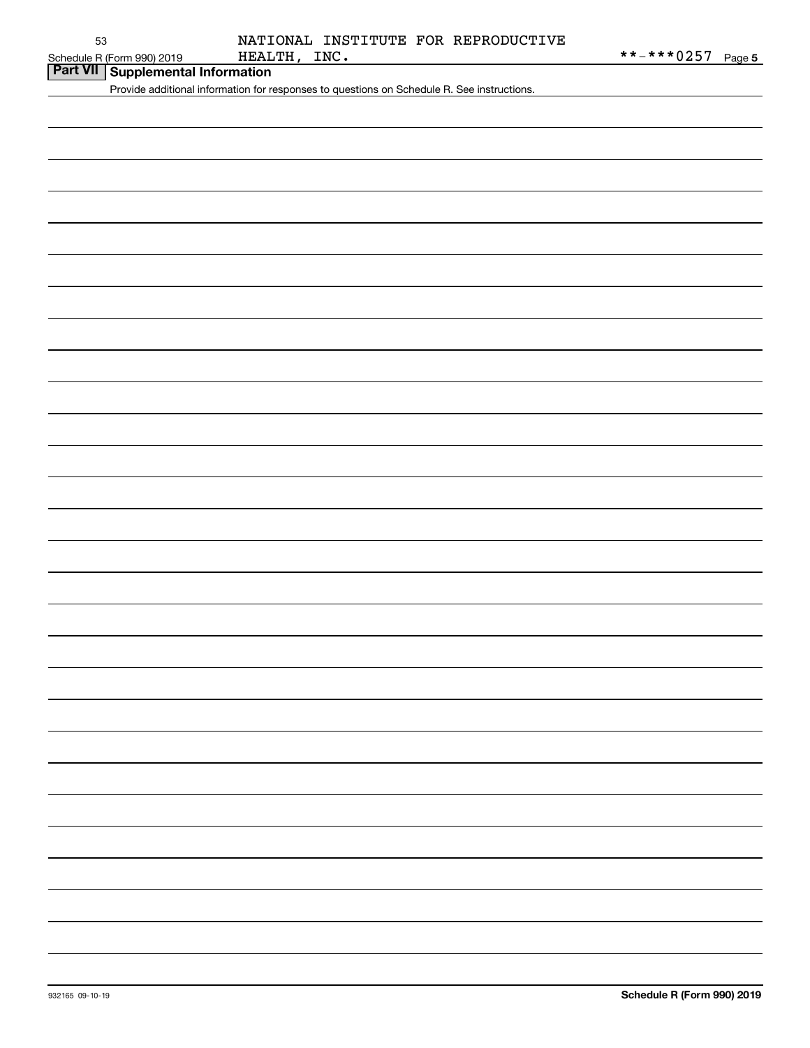## Part VII Supplemental Information

Provide additional information for responses to questions on Schedule R. See instructions.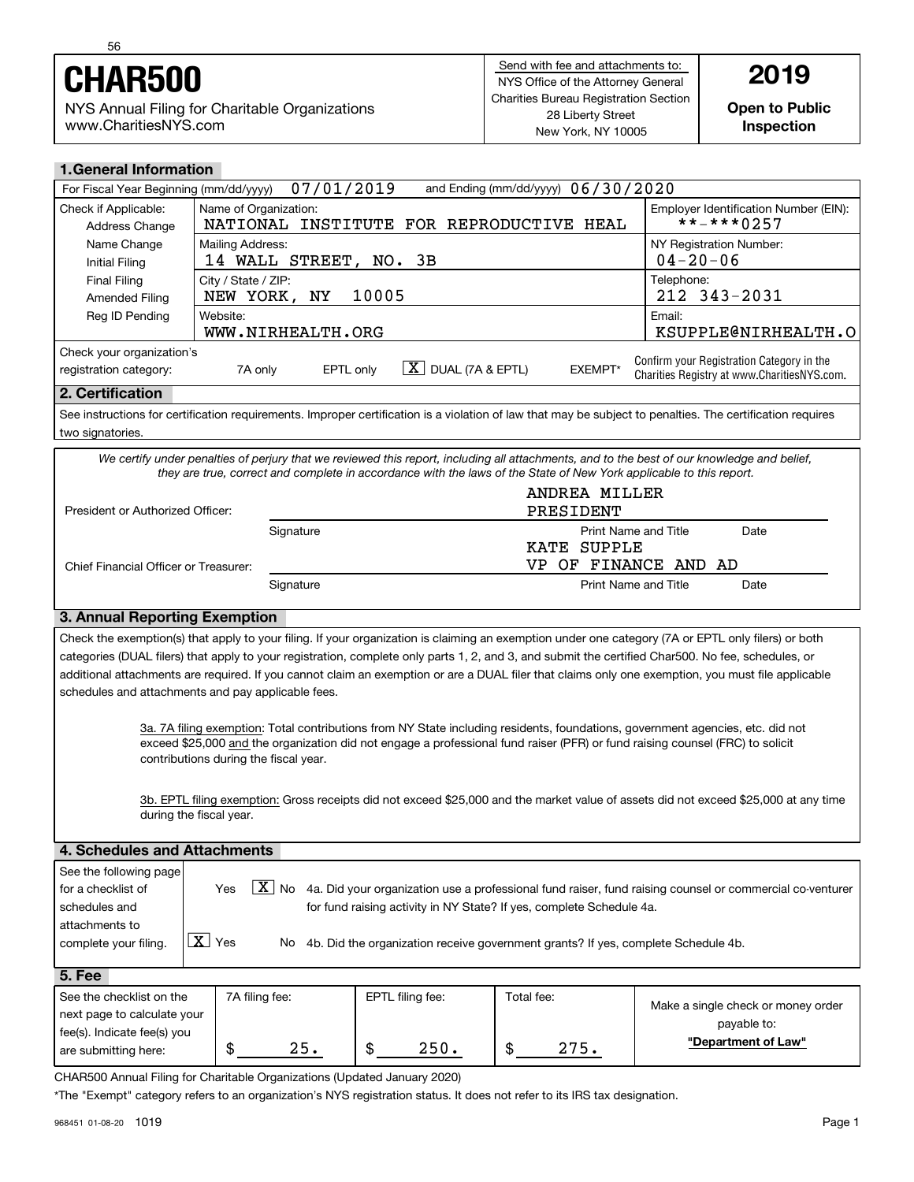# CHAR500

NYS Annual Filing for Charitable Organizations
www.CharitiesNYS.com

Send with fee and attachments to:
NYS Office of the Attorney General
Charities Bureau Registration Section
28 Liberty Street
New York, NY 10005

**2019**

**Open to Public Inspection**

## 1. General Information

For Fiscal Year Beginning (mm/dd/yyyy) 07/01/2019 and Ending (mm/dd/yyyy) 06/30/2020

| Check if Applicable: | Name of Organization: | Employer Identification Number (EIN): |
|---|---|---|
| Address Change | NATIONAL INSTITUTE FOR REPRODUCTIVE HEAL | **-***0257 |
| Name Change | Mailing Address: | NY Registration Number: |
| Initial Filing | 14 WALL STREET, NO. 3B | 04-20-06 |
| Final Filing | City / State / ZIP: | Telephone: |
| Amended Filing | NEW YORK, NY 10005 | 212 343-2031 |
| Reg ID Pending | Website: | Email: |
| | WWW.NIRHEALTH.ORG | KSUPPLE@NIRHEALTH.O |

Check your organization's registration category: 7A only EPTL only [X] DUAL (7A & EPTL) EXEMPT*

Confirm your Registration Category in the Charities Registry at www.CharitiesNYS.com.

## 2. Certification

See instructions for certification requirements. Improper certification is a violation of law that may be subject to penalties. The certification requires two signatories.

*We certify under penalties of perjury that we reviewed this report, including all attachments, and to the best of our knowledge and belief, they are true, correct and complete in accordance with the laws of the State of New York applicable to this report.*

| | Signature | Print Name and Title | Date |
|---|---|---|---|
| President or Authorized Officer: | | ANDREA MILLER PRESIDENT | |
| Chief Financial Officer or Treasurer: | | KATE SUPPLE VP OF FINANCE AND AD | |

## 3. Annual Reporting Exemption

Check the exemption(s) that apply to your filing. If your organization is claiming an exemption under one category (7A or EPTL only filers) or both categories (DUAL filers) that apply to your registration, complete only parts 1, 2, and 3, and submit the certified Char500. No fee, schedules, or additional attachments are required. If you cannot claim an exemption or are a DUAL filer that claims only one exemption, you must file applicable schedules and attachments and pay applicable fees.

3a. 7A filing exemption: Total contributions from NY State including residents, foundations, government agencies, etc. did not exceed $25,000 and the organization did not engage a professional fund raiser (PFR) or fund raising counsel (FRC) to solicit contributions during the fiscal year.

3b. EPTL filing exemption: Gross receipts did not exceed $25,000 and the market value of assets did not exceed $25,000 at any time during the fiscal year.

## 4. Schedules and Attachments

See the following page for a checklist of schedules and attachments to complete your filing.

Yes [X] No 4a. Did your organization use a professional fund raiser, fund raising counsel or commercial co-venturer for fund raising activity in NY State? If yes, complete Schedule 4a.

[X] Yes No 4b. Did the organization receive government grants? If yes, complete Schedule 4b.

## 5. Fee

| See the checklist on the next page to calculate your fee(s). Indicate fee(s) you are submitting here: | 7A filing fee: | EPTL filing fee: | Total fee: | Make a single check or money order payable to: **"Department of Law"** |
|---|---|---|---|---|
| | $ 25. | $ 250. | $ 275. | |

CHAR500 Annual Filing for Charitable Organizations (Updated January 2020)

*The "Exempt" category refers to an organization's NYS registration status. It does not refer to its IRS tax designation.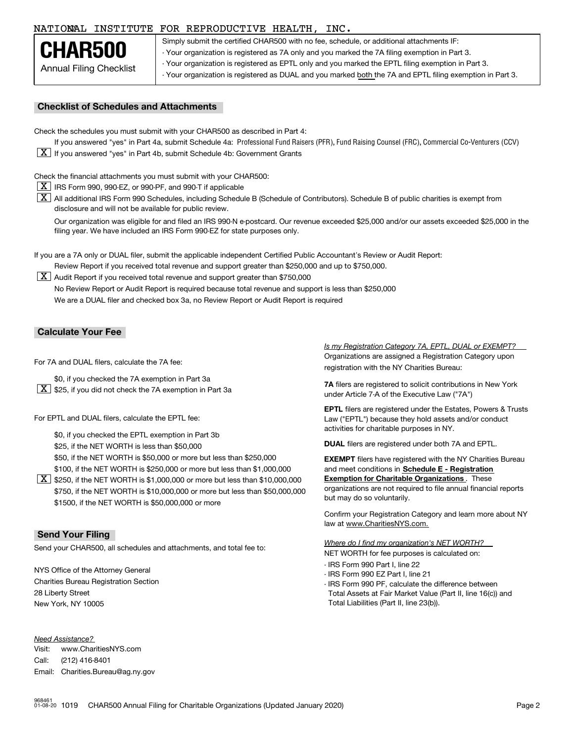NATIONAL INSTITUTE FOR REPRODUCTIVE HEALTH, INC.

# CHAR500

Annual Filing Checklist

Simply submit the certified CHAR500 with no fee, schedule, or additional attachments IF:
- Your organization is registered as 7A only and you marked the 7A filing exemption in Part 3.
- Your organization is registered as EPTL only and you marked the EPTL filing exemption in Part 3.
- Your organization is registered as DUAL and you marked both the 7A and EPTL filing exemption in Part 3.

## Checklist of Schedules and Attachments

Check the schedules you must submit with your CHAR500 as described in Part 4:

[ ] If you answered "yes" in Part 4a, submit Schedule 4a: Professional Fund Raisers (PFR), Fund Raising Counsel (FRC), Commercial Co-Venturers (CCV)

[X] If you answered "yes" in Part 4b, submit Schedule 4b: Government Grants

Check the financial attachments you must submit with your CHAR500:

[X] IRS Form 990, 990-EZ, or 990-PF, and 990-T if applicable

[X] All additional IRS Form 990 Schedules, including Schedule B (Schedule of Contributors). Schedule B of public charities is exempt from disclosure and will not be available for public review.

[ ] Our organization was eligible for and filed an IRS 990-N e-postcard. Our revenue exceeded $25,000 and/or our assets exceeded $25,000 in the filing year. We have included an IRS Form 990-EZ for state purposes only.

If you are a 7A only or DUAL filer, submit the applicable independent Certified Public Accountant's Review or Audit Report:

[ ] Review Report if you received total revenue and support greater than $250,000 and up to $750,000.

[X] Audit Report if you received total revenue and support greater than $750,000

[ ] No Review Report or Audit Report is required because total revenue and support is less than $250,000

[ ] We are a DUAL filer and checked box 3a, no Review Report or Audit Report is required

## Calculate Your Fee

For 7A and DUAL filers, calculate the 7A fee:

[ ] $0, if you checked the 7A exemption in Part 3a

[X] $25, if you did not check the 7A exemption in Part 3a

For EPTL and DUAL filers, calculate the EPTL fee:

[ ] $0, if you checked the EPTL exemption in Part 3b

[ ] $25, if the NET WORTH is less than $50,000

[ ] $50, if the NET WORTH is $50,000 or more but less than $250,000

[ ] $100, if the NET WORTH is $250,000 or more but less than $1,000,000

[X] $250, if the NET WORTH is $1,000,000 or more but less than $10,000,000

[ ] $750, if the NET WORTH is $10,000,000 or more but less than $50,000,000

[ ] $1500, if the NET WORTH is $50,000,000 or more

*Is my Registration Category 7A, EPTL, DUAL or EXEMPT?*

Organizations are assigned a Registration Category upon registration with the NY Charities Bureau:

**7A** filers are registered to solicit contributions in New York under Article 7-A of the Executive Law ("7A")

**EPTL** filers are registered under the Estates, Powers & Trusts Law ("EPTL") because they hold assets and/or conduct activities for charitable purposes in NY.

**DUAL** filers are registered under both 7A and EPTL.

**EXEMPT** filers have registered with the NY Charities Bureau and meet conditions in **Schedule E - Registration Exemption for Charitable Organizations**. These organizations are not required to file annual financial reports but may do so voluntarily.

Confirm your Registration Category and learn more about NY law at www.CharitiesNYS.com.

*Where do I find my organization's NET WORTH?*

NET WORTH for fee purposes is calculated on:
- IRS Form 990 Part I, line 22
- IRS Form 990 EZ Part I, line 21
- IRS Form 990 PF, calculate the difference between Total Assets at Fair Market Value (Part II, line 16(c)) and Total Liabilities (Part II, line 23(b)).

## Send Your Filing

Send your CHAR500, all schedules and attachments, and total fee to:

NYS Office of the Attorney General
Charities Bureau Registration Section
28 Liberty Street
New York, NY 10005

*Need Assistance?*

Visit: www.CharitiesNYS.com
Call: (212) 416-8401
Email: Charities.Bureau@ag.ny.gov

968461 01-08-20 1019 CHAR500 Annual Filing for Charitable Organizations (Updated January 2020)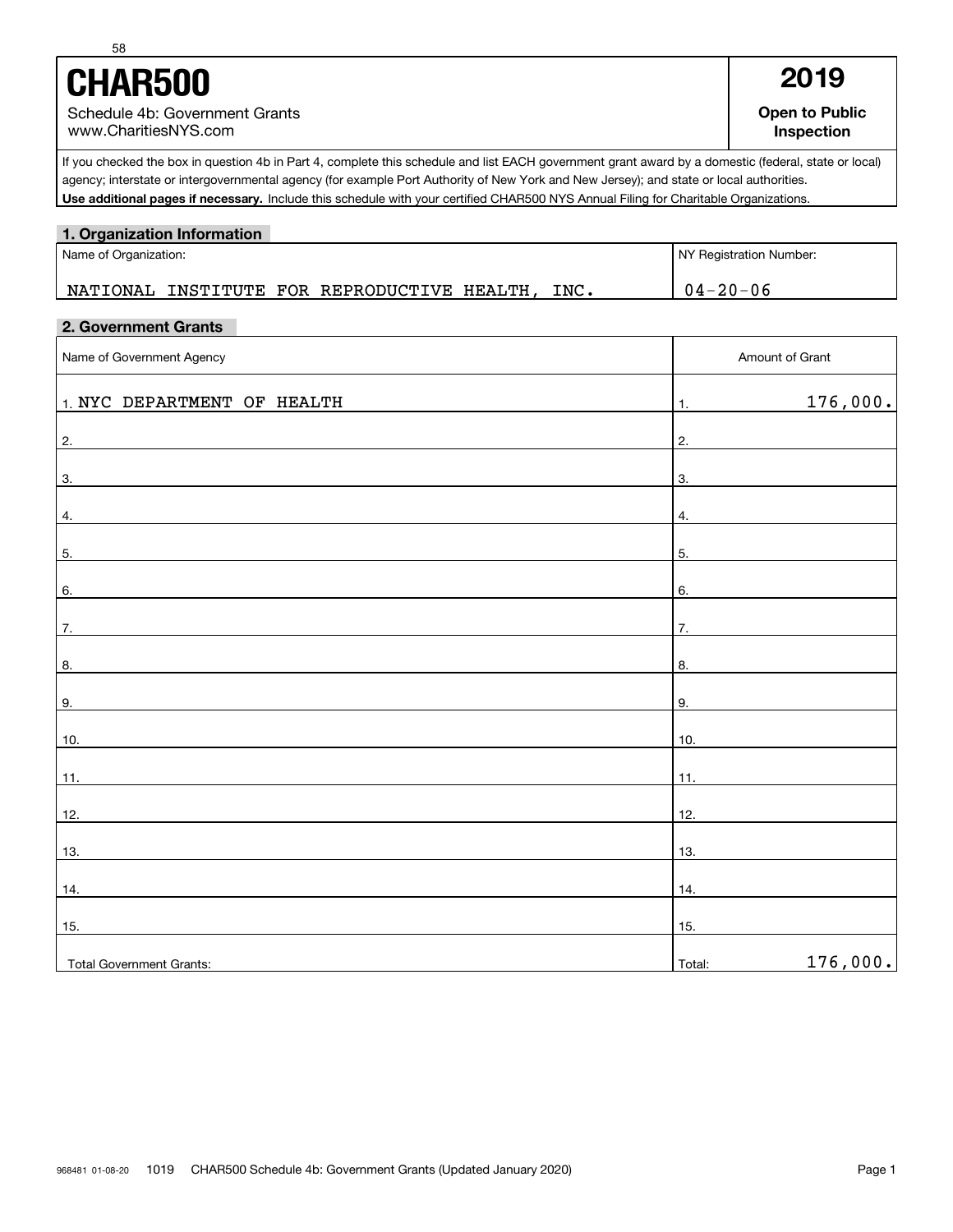# CHAR500

Schedule 4b: Government Grants
www.CharitiesNYS.com

**2019**

**Open to Public Inspection**

If you checked the box in question 4b in Part 4, complete this schedule and list EACH government grant award by a domestic (federal, state or local) agency; interstate or intergovernmental agency (for example Port Authority of New York and New Jersey); and state or local authorities. **Use additional pages if necessary.** Include this schedule with your certified CHAR500 NYS Annual Filing for Charitable Organizations.

## 1. Organization Information

| Name of Organization: | NY Registration Number: |
|---|---|
| NATIONAL INSTITUTE FOR REPRODUCTIVE HEALTH, INC. | 04-20-06 |

## 2. Government Grants

| Name of Government Agency | Amount of Grant |
|---|---|
| 1. NYC DEPARTMENT OF HEALTH | 1. 176,000. |
| 2. | 2. |
| 3. | 3. |
| 4. | 4. |
| 5. | 5. |
| 6. | 6. |
| 7. | 7. |
| 8. | 8. |
| 9. | 9. |
| 10. | 10. |
| 11. | 11. |
| 12. | 12. |
| 13. | 13. |
| 14. | 14. |
| 15. | 15. |
| Total Government Grants: | Total: 176,000. |

968481 01-08-20 1019 CHAR500 Schedule 4b: Government Grants (Updated January 2020)